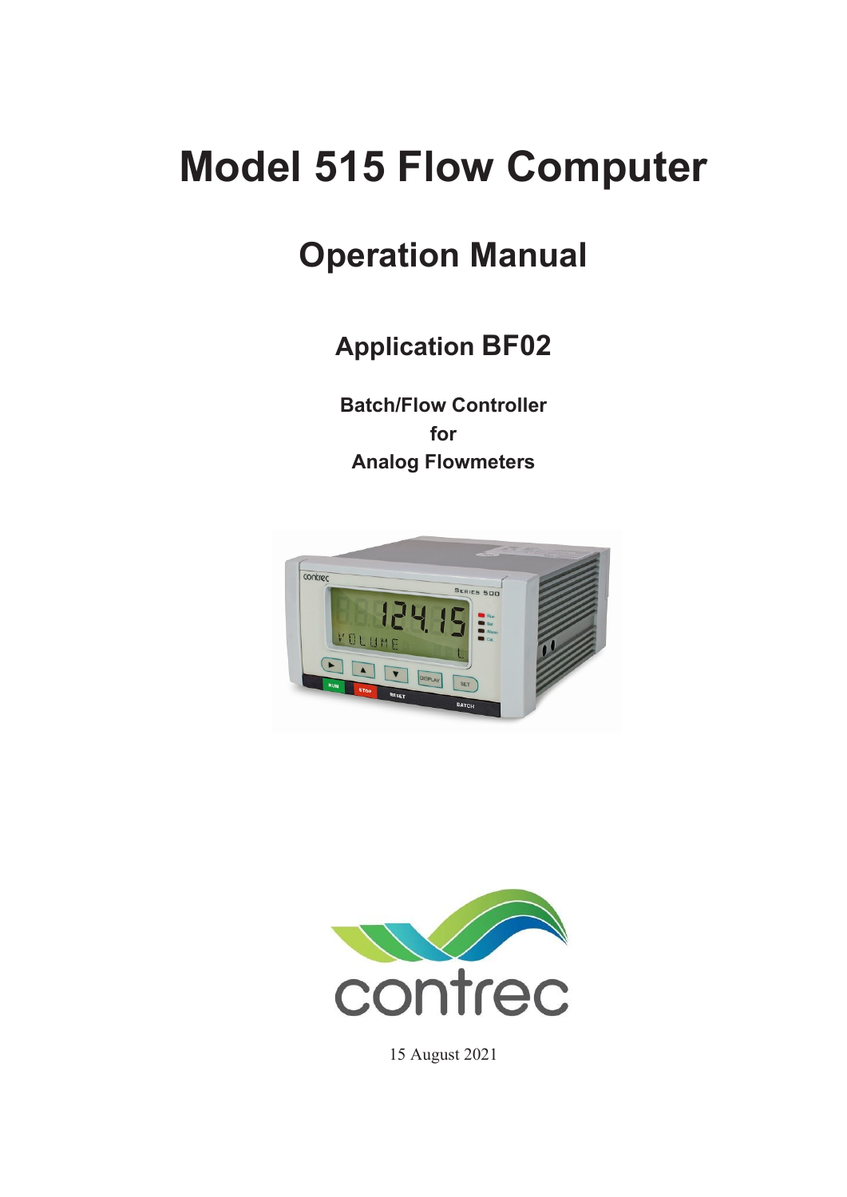# Model 515 Flow Computer

## Operation Manual

### Application BF02

**Batch/Flow Controller**
**for**
**Analog Flowmeters**

15 August 2021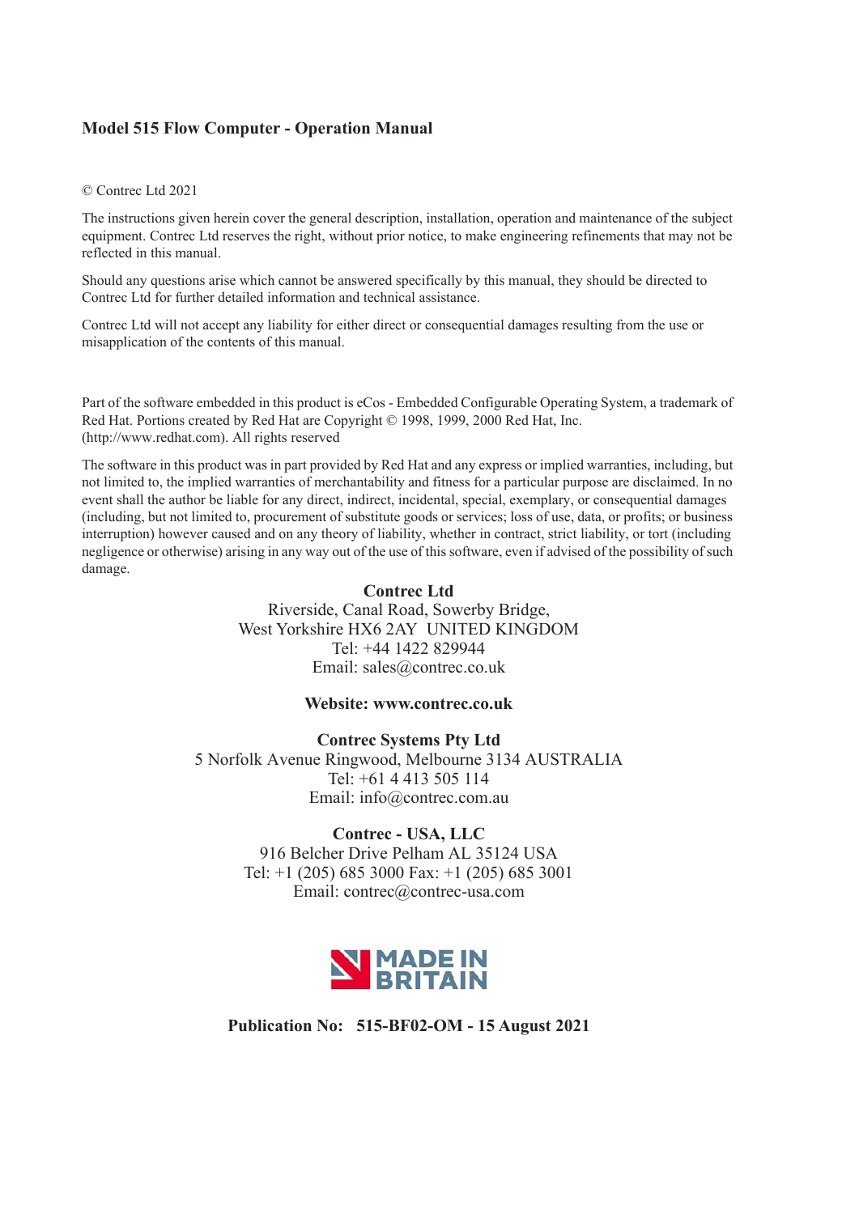**Model 515 Flow Computer - Operation Manual**

© Contrec Ltd 2021

The instructions given herein cover the general description, installation, operation and maintenance of the subject equipment. Contrec Ltd reserves the right, without prior notice, to make engineering refinements that may not be reflected in this manual.

Should any questions arise which cannot be answered specifically by this manual, they should be directed to Contrec Ltd for further detailed information and technical assistance.

Contrec Ltd will not accept any liability for either direct or consequential damages resulting from the use or misapplication of the contents of this manual.

Part of the software embedded in this product is eCos - Embedded Configurable Operating System, a trademark of Red Hat. Portions created by Red Hat are Copyright © 1998, 1999, 2000 Red Hat, Inc. (http://www.redhat.com). All rights reserved

The software in this product was in part provided by Red Hat and any express or implied warranties, including, but not limited to, the implied warranties of merchantability and fitness for a particular purpose are disclaimed. In no event shall the author be liable for any direct, indirect, incidental, special, exemplary, or consequential damages (including, but not limited to, procurement of substitute goods or services; loss of use, data, or profits; or business interruption) however caused and on any theory of liability, whether in contract, strict liability, or tort (including negligence or otherwise) arising in any way out of the use of this software, even if advised of the possibility of such damage.

**Contrec Ltd**
Riverside, Canal Road, Sowerby Bridge,
West Yorkshire HX6 2AY UNITED KINGDOM
Tel: +44 1422 829944
Email: sales@contrec.co.uk

**Website: www.contrec.co.uk**

**Contrec Systems Pty Ltd**
5 Norfolk Avenue Ringwood, Melbourne 3134 AUSTRALIA
Tel: +61 4 413 505 114
Email: info@contrec.com.au

**Contrec - USA, LLC**
916 Belcher Drive Pelham AL 35124 USA
Tel: +1 (205) 685 3000 Fax: +1 (205) 685 3001
Email: contrec@contrec-usa.com

MADE IN BRITAIN

**Publication No: 515-BF02-OM - 15 August 2021**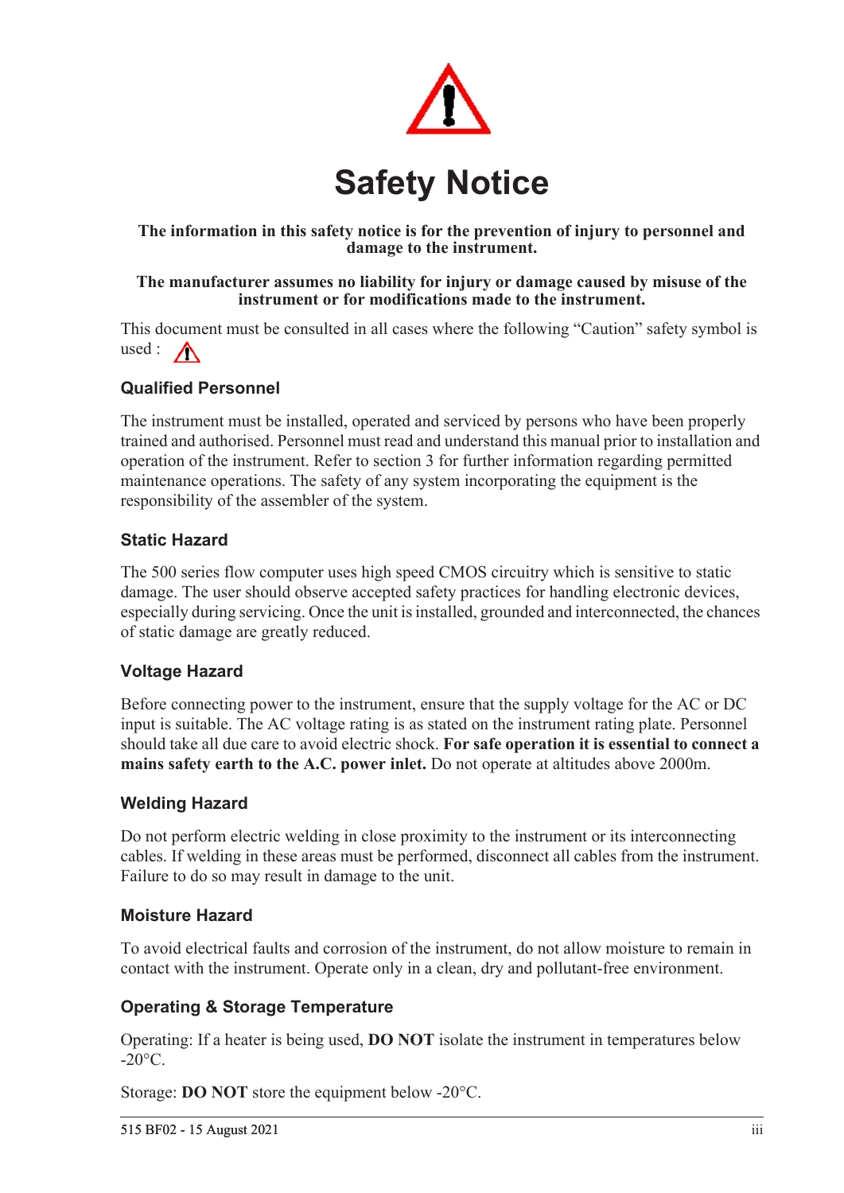# Safety Notice

**The information in this safety notice is for the prevention of injury to personnel and damage to the instrument.**

**The manufacturer assumes no liability for injury or damage caused by misuse of the instrument or for modifications made to the instrument.**

This document must be consulted in all cases where the following "Caution" safety symbol is used :

### Qualified Personnel

The instrument must be installed, operated and serviced by persons who have been properly trained and authorised. Personnel must read and understand this manual prior to installation and operation of the instrument. Refer to section 3 for further information regarding permitted maintenance operations. The safety of any system incorporating the equipment is the responsibility of the assembler of the system.

### Static Hazard

The 500 series flow computer uses high speed CMOS circuitry which is sensitive to static damage. The user should observe accepted safety practices for handling electronic devices, especially during servicing. Once the unit is installed, grounded and interconnected, the chances of static damage are greatly reduced.

### Voltage Hazard

Before connecting power to the instrument, ensure that the supply voltage for the AC or DC input is suitable. The AC voltage rating is as stated on the instrument rating plate. Personnel should take all due care to avoid electric shock. **For safe operation it is essential to connect a mains safety earth to the A.C. power inlet.** Do not operate at altitudes above 2000m.

### Welding Hazard

Do not perform electric welding in close proximity to the instrument or its interconnecting cables. If welding in these areas must be performed, disconnect all cables from the instrument. Failure to do so may result in damage to the unit.

### Moisture Hazard

To avoid electrical faults and corrosion of the instrument, do not allow moisture to remain in contact with the instrument. Operate only in a clean, dry and pollutant-free environment.

### Operating & Storage Temperature

Operating: If a heater is being used, **DO NOT** isolate the instrument in temperatures below -20°C.

Storage: **DO NOT** store the equipment below -20°C.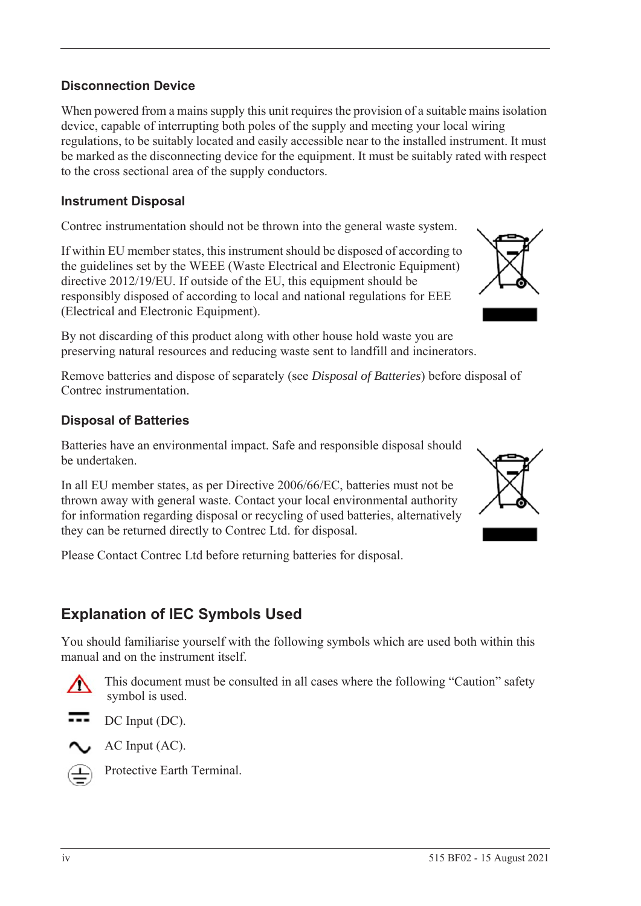### Disconnection Device

When powered from a mains supply this unit requires the provision of a suitable mains isolation device, capable of interrupting both poles of the supply and meeting your local wiring regulations, to be suitably located and easily accessible near to the installed instrument. It must be marked as the disconnecting device for the equipment. It must be suitably rated with respect to the cross sectional area of the supply conductors.

### Instrument Disposal

Contrec instrumentation should not be thrown into the general waste system.

If within EU member states, this instrument should be disposed of according to the guidelines set by the WEEE (Waste Electrical and Electronic Equipment) directive 2012/19/EU. If outside of the EU, this equipment should be responsibly disposed of according to local and national regulations for EEE (Electrical and Electronic Equipment).

By not discarding of this product along with other house hold waste you are preserving natural resources and reducing waste sent to landfill and incinerators.

Remove batteries and dispose of separately (see *Disposal of Batteries*) before disposal of Contrec instrumentation.

### Disposal of Batteries

Batteries have an environmental impact. Safe and responsible disposal should be undertaken.

In all EU member states, as per Directive 2006/66/EC, batteries must not be thrown away with general waste. Contact your local environmental authority for information regarding disposal or recycling of used batteries, alternatively they can be returned directly to Contrec Ltd. for disposal.

Please Contact Contrec Ltd before returning batteries for disposal.

## Explanation of IEC Symbols Used

You should familiarise yourself with the following symbols which are used both within this manual and on the instrument itself.

This document must be consulted in all cases where the following "Caution" safety symbol is used.

DC Input (DC).

AC Input (AC).

Protective Earth Terminal.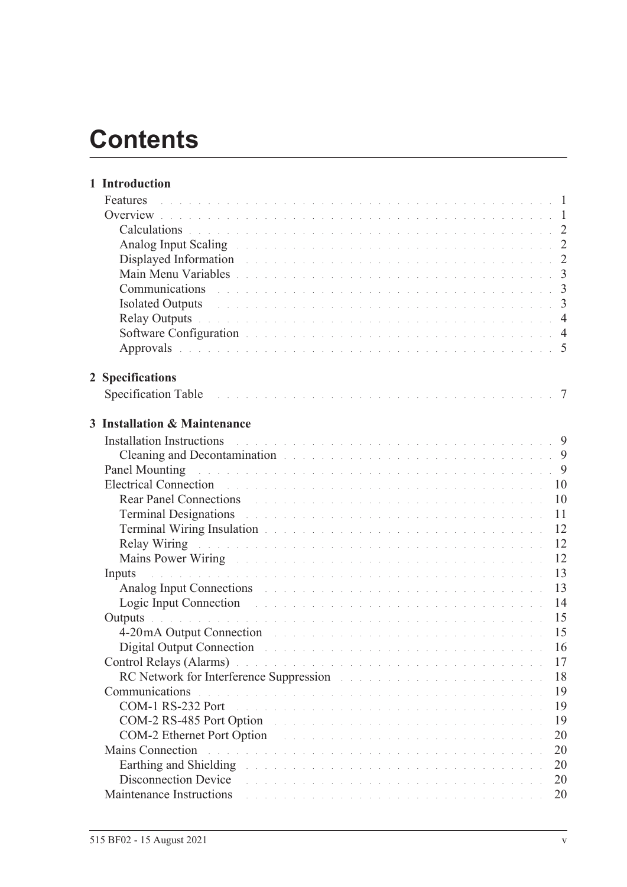# Contents

**1 Introduction**

Features . . . . . . . . . . 1
Overview . . . . . . . . . . 1
  Calculations . . . . . . . . . . 2
  Analog Input Scaling . . . . . . . . . . 2
  Displayed Information . . . . . . . . . . 2
  Main Menu Variables . . . . . . . . . . 3
  Communications . . . . . . . . . . 3
  Isolated Outputs . . . . . . . . . . 3
  Relay Outputs . . . . . . . . . . 4
  Software Configuration . . . . . . . . . . 4
  Approvals . . . . . . . . . . 5

**2 Specifications**

Specification Table . . . . . . . . . . 7

**3 Installation & Maintenance**

Installation Instructions . . . . . . . . . . 9
  Cleaning and Decontamination . . . . . . . . . . 9
Panel Mounting . . . . . . . . . . 9
Electrical Connection . . . . . . . . . . 10
  Rear Panel Connections . . . . . . . . . . 10
  Terminal Designations . . . . . . . . . . 11
  Terminal Wiring Insulation . . . . . . . . . . 12
  Relay Wiring . . . . . . . . . . 12
  Mains Power Wiring . . . . . . . . . . 12
Inputs . . . . . . . . . . 13
  Analog Input Connections . . . . . . . . . . 13
  Logic Input Connection . . . . . . . . . . 14
Outputs . . . . . . . . . . 15
  4-20mA Output Connection . . . . . . . . . . 15
  Digital Output Connection . . . . . . . . . . 16
Control Relays (Alarms) . . . . . . . . . . 17
  RC Network for Interference Suppression . . . . . . . . . . 18
Communications . . . . . . . . . . 19
  COM-1 RS-232 Port . . . . . . . . . . 19
  COM-2 RS-485 Port Option . . . . . . . . . . 19
  COM-2 Ethernet Port Option . . . . . . . . . . 20
Mains Connection . . . . . . . . . . 20
  Earthing and Shielding . . . . . . . . . . 20
  Disconnection Device . . . . . . . . . . 20
Maintenance Instructions . . . . . . . . . . 20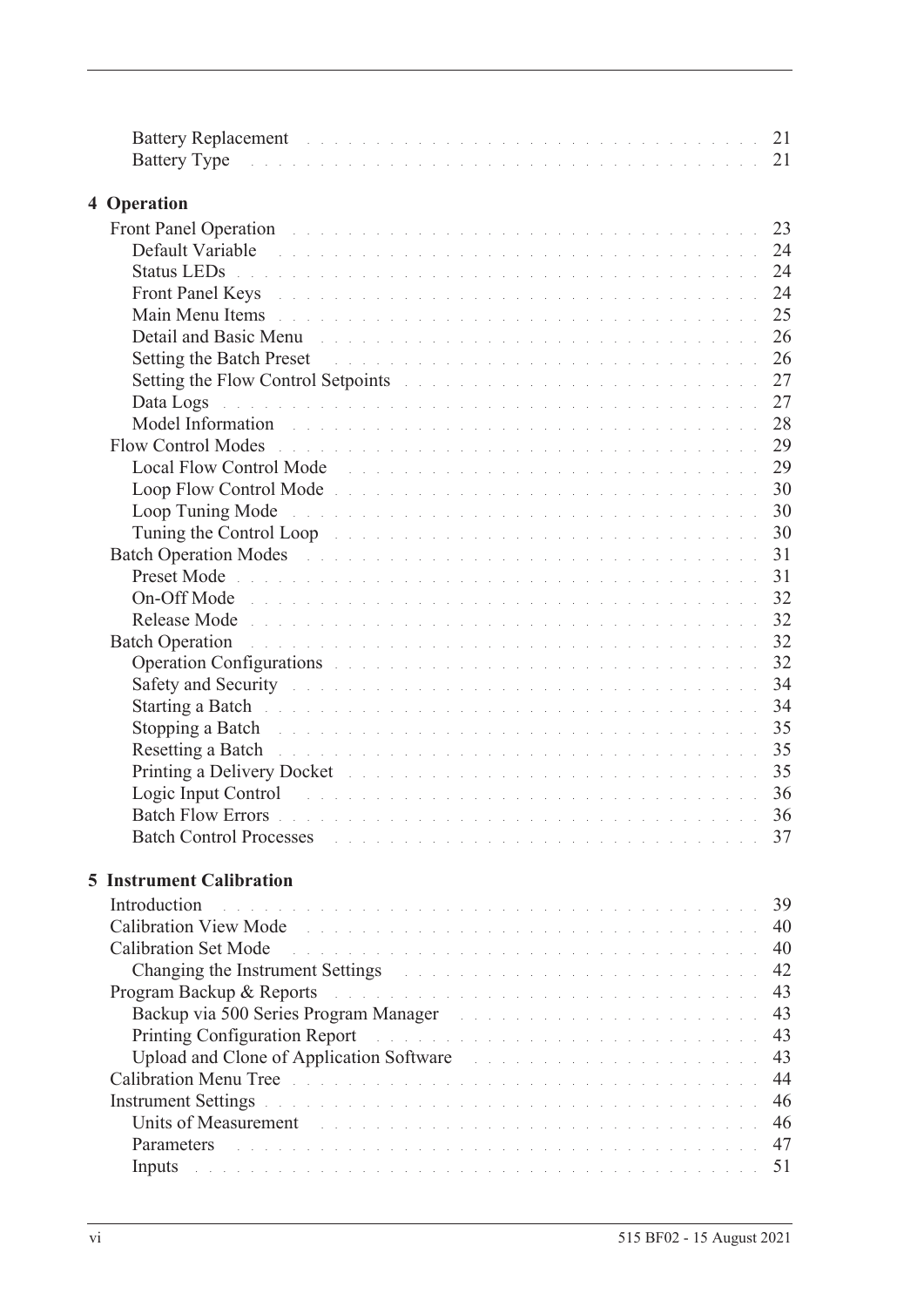Battery Replacement . . . . . . . . . . . . . . . . . . . . . . . . . . . . . . . . . 21
Battery Type . . . . . . . . . . . . . . . . . . . . . . . . . . . . . . . . . . . . . . 21

**4 Operation**

Front Panel Operation . . . . . . . . . . . . . . . . . . . . . . . . . . . . . . . . . . 23
Default Variable . . . . . . . . . . . . . . . . . . . . . . . . . . . . . . . . . . . . 24
Status LEDs . . . . . . . . . . . . . . . . . . . . . . . . . . . . . . . . . . . . . . . 24
Front Panel Keys . . . . . . . . . . . . . . . . . . . . . . . . . . . . . . . . . . . . 24
Main Menu Items . . . . . . . . . . . . . . . . . . . . . . . . . . . . . . . . . . . . 25
Detail and Basic Menu . . . . . . . . . . . . . . . . . . . . . . . . . . . . . . . . 26
Setting the Batch Preset . . . . . . . . . . . . . . . . . . . . . . . . . . . . . . . 26
Setting the Flow Control Setpoints . . . . . . . . . . . . . . . . . . . . . . . . 27
Data Logs . . . . . . . . . . . . . . . . . . . . . . . . . . . . . . . . . . . . . . . . . 27
Model Information . . . . . . . . . . . . . . . . . . . . . . . . . . . . . . . . . . . 28
Flow Control Modes . . . . . . . . . . . . . . . . . . . . . . . . . . . . . . . . . . . 29
Local Flow Control Mode . . . . . . . . . . . . . . . . . . . . . . . . . . . . . . 29
Loop Flow Control Mode . . . . . . . . . . . . . . . . . . . . . . . . . . . . . . 30
Loop Tuning Mode . . . . . . . . . . . . . . . . . . . . . . . . . . . . . . . . . . . 30
Tuning the Control Loop . . . . . . . . . . . . . . . . . . . . . . . . . . . . . . . 30
Batch Operation Modes . . . . . . . . . . . . . . . . . . . . . . . . . . . . . . . . 31
Preset Mode . . . . . . . . . . . . . . . . . . . . . . . . . . . . . . . . . . . . . . . 31
On-Off Mode . . . . . . . . . . . . . . . . . . . . . . . . . . . . . . . . . . . . . . . 32
Release Mode . . . . . . . . . . . . . . . . . . . . . . . . . . . . . . . . . . . . . . 32
Batch Operation . . . . . . . . . . . . . . . . . . . . . . . . . . . . . . . . . . . . . 32
Operation Configurations . . . . . . . . . . . . . . . . . . . . . . . . . . . . . . 32
Safety and Security . . . . . . . . . . . . . . . . . . . . . . . . . . . . . . . . . . 34
Starting a Batch . . . . . . . . . . . . . . . . . . . . . . . . . . . . . . . . . . . . . 34
Stopping a Batch . . . . . . . . . . . . . . . . . . . . . . . . . . . . . . . . . . . . 35
Resetting a Batch . . . . . . . . . . . . . . . . . . . . . . . . . . . . . . . . . . . . 35
Printing a Delivery Docket . . . . . . . . . . . . . . . . . . . . . . . . . . . . . 35
Logic Input Control . . . . . . . . . . . . . . . . . . . . . . . . . . . . . . . . . . 36
Batch Flow Errors . . . . . . . . . . . . . . . . . . . . . . . . . . . . . . . . . . . 36
Batch Control Processes . . . . . . . . . . . . . . . . . . . . . . . . . . . . . . . 37

**5 Instrument Calibration**

Introduction . . . . . . . . . . . . . . . . . . . . . . . . . . . . . . . . . . . . . . . . 39
Calibration View Mode . . . . . . . . . . . . . . . . . . . . . . . . . . . . . . . . . 40
Calibration Set Mode . . . . . . . . . . . . . . . . . . . . . . . . . . . . . . . . . . 40
Changing the Instrument Settings . . . . . . . . . . . . . . . . . . . . . . . . 42
Program Backup & Reports . . . . . . . . . . . . . . . . . . . . . . . . . . . . . . 43
Backup via 500 Series Program Manager . . . . . . . . . . . . . . . . . . . 43
Printing Configuration Report . . . . . . . . . . . . . . . . . . . . . . . . . . . 43
Upload and Clone of Application Software . . . . . . . . . . . . . . . . . . 43
Calibration Menu Tree . . . . . . . . . . . . . . . . . . . . . . . . . . . . . . . . . 44
Instrument Settings . . . . . . . . . . . . . . . . . . . . . . . . . . . . . . . . . . . 46
Units of Measurement . . . . . . . . . . . . . . . . . . . . . . . . . . . . . . . . . 46
Parameters . . . . . . . . . . . . . . . . . . . . . . . . . . . . . . . . . . . . . . . . . 47
Inputs . . . . . . . . . . . . . . . . . . . . . . . . . . . . . . . . . . . . . . . . . . . . . 51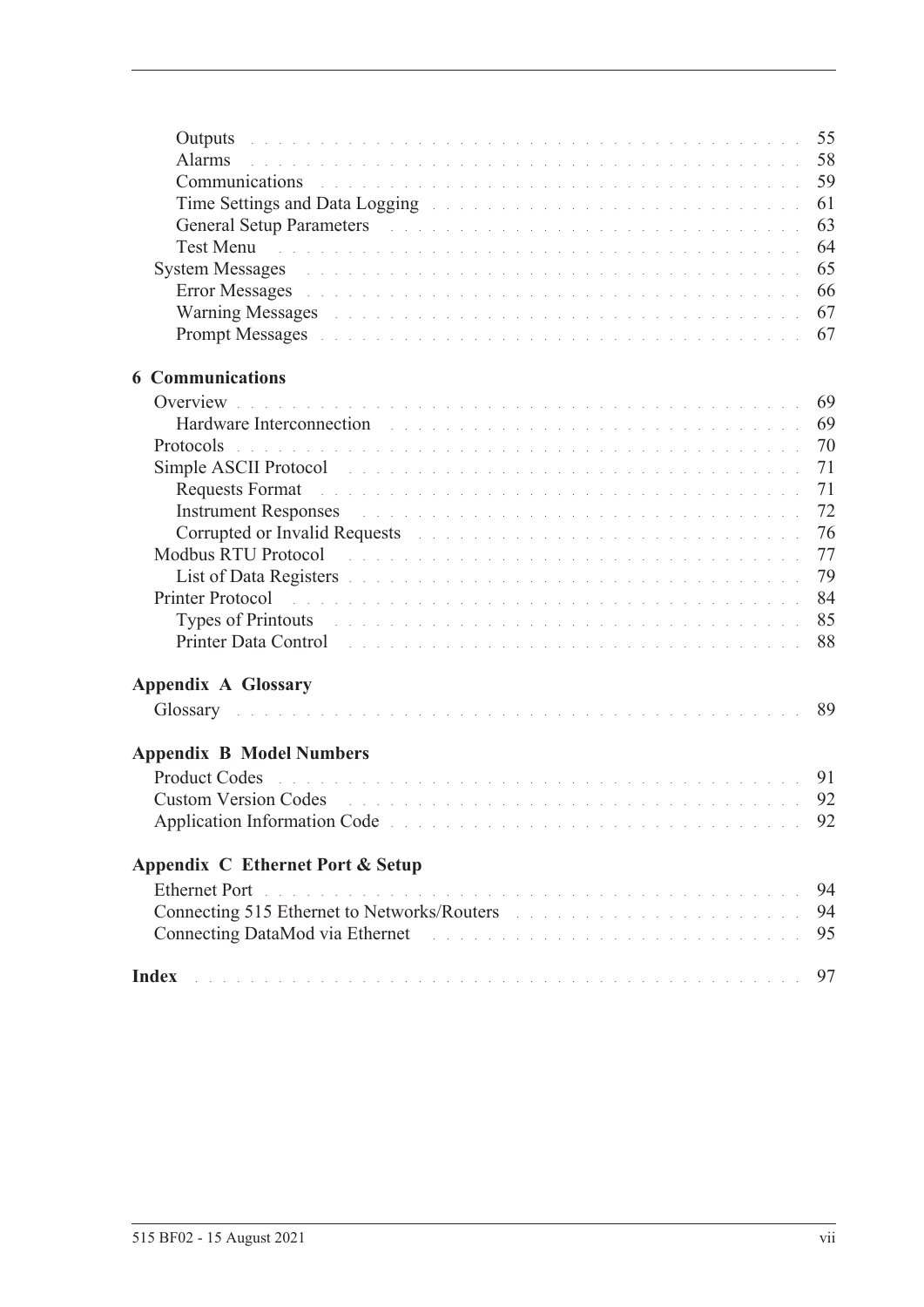Outputs . . . . . . . . . . 55
Alarms . . . . . . . . . . 58
Communications . . . . . . . . . . 59
Time Settings and Data Logging . . . . . . . . . . 61
General Setup Parameters . . . . . . . . . . 63
Test Menu . . . . . . . . . . 64
System Messages . . . . . . . . . . 65
Error Messages . . . . . . . . . . 66
Warning Messages . . . . . . . . . . 67
Prompt Messages . . . . . . . . . . 67

**6 Communications**

Overview . . . . . . . . . . 69
Hardware Interconnection . . . . . . . . . . 69
Protocols . . . . . . . . . . 70
Simple ASCII Protocol . . . . . . . . . . 71
Requests Format . . . . . . . . . . 71
Instrument Responses . . . . . . . . . . 72
Corrupted or Invalid Requests . . . . . . . . . . 76
Modbus RTU Protocol . . . . . . . . . . 77
List of Data Registers . . . . . . . . . . 79
Printer Protocol . . . . . . . . . . 84
Types of Printouts . . . . . . . . . . 85
Printer Data Control . . . . . . . . . . 88

**Appendix A Glossary**

Glossary . . . . . . . . . . 89

**Appendix B Model Numbers**

Product Codes . . . . . . . . . . 91
Custom Version Codes . . . . . . . . . . 92
Application Information Code . . . . . . . . . . 92

**Appendix C Ethernet Port & Setup**

Ethernet Port . . . . . . . . . . 94
Connecting 515 Ethernet to Networks/Routers . . . . . . . . . . 94
Connecting DataMod via Ethernet . . . . . . . . . . 95

**Index** . . . . . . . . . . 97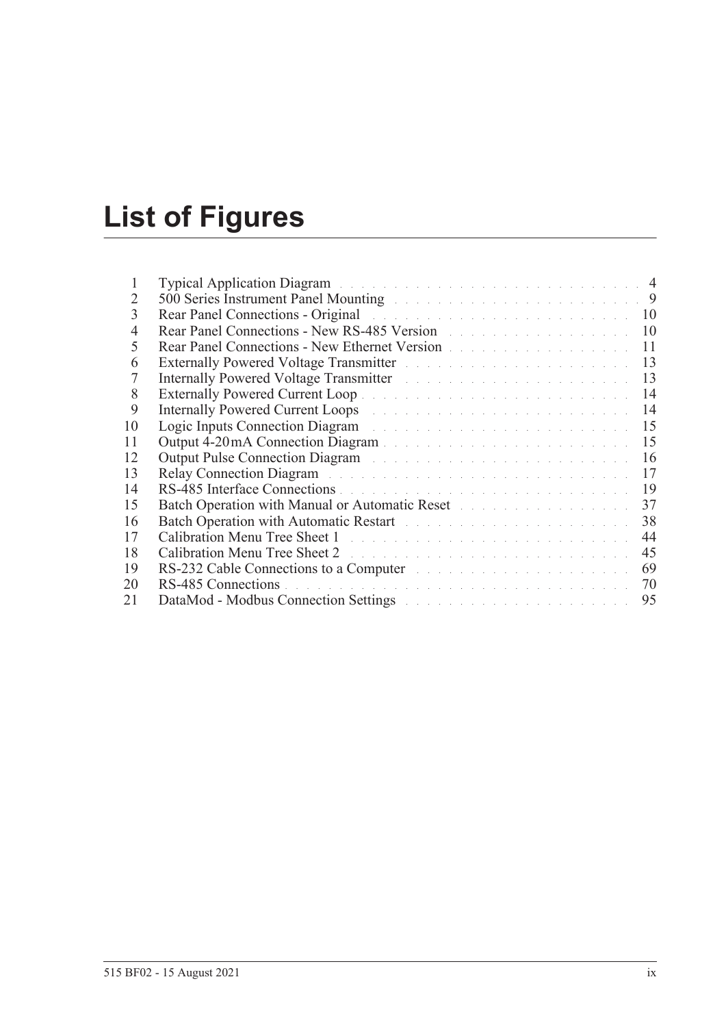# List of Figures

| | | |
|---|---|---|
| 1 | Typical Application Diagram | 4 |
| 2 | 500 Series Instrument Panel Mounting | 9 |
| 3 | Rear Panel Connections - Original | 10 |
| 4 | Rear Panel Connections - New RS-485 Version | 10 |
| 5 | Rear Panel Connections - New Ethernet Version | 11 |
| 6 | Externally Powered Voltage Transmitter | 13 |
| 7 | Internally Powered Voltage Transmitter | 13 |
| 8 | Externally Powered Current Loop | 14 |
| 9 | Internally Powered Current Loops | 14 |
| 10 | Logic Inputs Connection Diagram | 15 |
| 11 | Output 4-20 mA Connection Diagram | 15 |
| 12 | Output Pulse Connection Diagram | 16 |
| 13 | Relay Connection Diagram | 17 |
| 14 | RS-485 Interface Connections | 19 |
| 15 | Batch Operation with Manual or Automatic Reset | 37 |
| 16 | Batch Operation with Automatic Restart | 38 |
| 17 | Calibration Menu Tree Sheet 1 | 44 |
| 18 | Calibration Menu Tree Sheet 2 | 45 |
| 19 | RS-232 Cable Connections to a Computer | 69 |
| 20 | RS-485 Connections | 70 |
| 21 | DataMod - Modbus Connection Settings | 95 |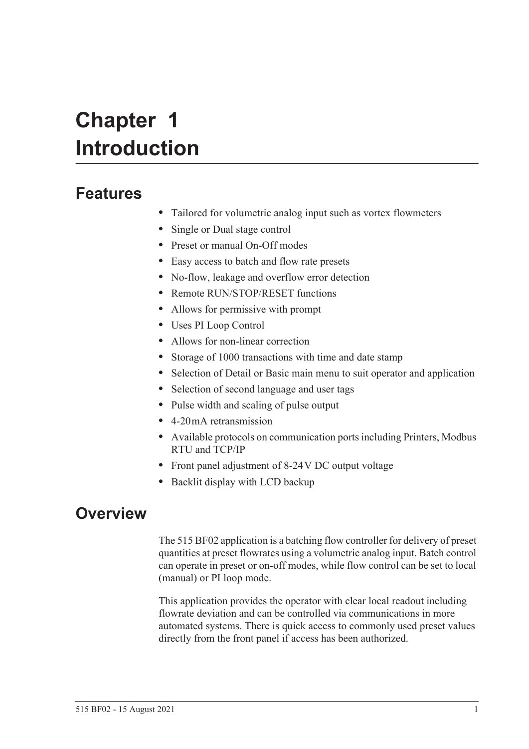# Chapter 1 Introduction

## Features

- Tailored for volumetric analog input such as vortex flowmeters
- Single or Dual stage control
- Preset or manual On-Off modes
- Easy access to batch and flow rate presets
- No-flow, leakage and overflow error detection
- Remote RUN/STOP/RESET functions
- Allows for permissive with prompt
- Uses PI Loop Control
- Allows for non-linear correction
- Storage of 1000 transactions with time and date stamp
- Selection of Detail or Basic main menu to suit operator and application
- Selection of second language and user tags
- Pulse width and scaling of pulse output
- 4-20 mA retransmission
- Available protocols on communication ports including Printers, Modbus RTU and TCP/IP
- Front panel adjustment of 8-24 V DC output voltage
- Backlit display with LCD backup

## Overview

The 515 BF02 application is a batching flow controller for delivery of preset quantities at preset flowrates using a volumetric analog input. Batch control can operate in preset or on-off modes, while flow control can be set to local (manual) or PI loop mode.

This application provides the operator with clear local readout including flowrate deviation and can be controlled via communications in more automated systems. There is quick access to commonly used preset values directly from the front panel if access has been authorized.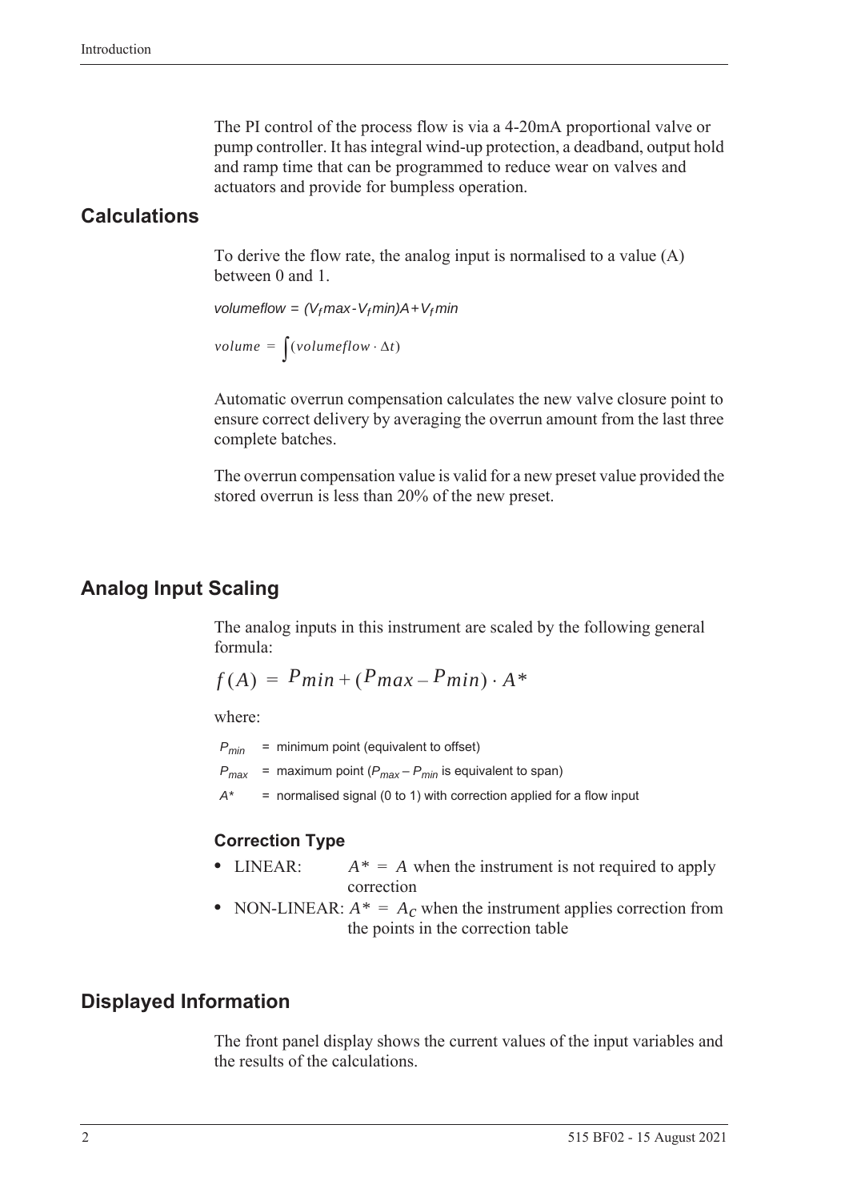The PI control of the process flow is via a 4-20mA proportional valve or pump controller. It has integral wind-up protection, a deadband, output hold and ramp time that can be programmed to reduce wear on valves and actuators and provide for bumpless operation.

## Calculations

To derive the flow rate, the analog input is normalised to a value (A) between 0 and 1.

$$volumeflow = (V_f max - V_f min)A + V_f min$$

$$volume = \int (volumeflow \cdot \Delta t)$$

Automatic overrun compensation calculates the new valve closure point to ensure correct delivery by averaging the overrun amount from the last three complete batches.

The overrun compensation value is valid for a new preset value provided the stored overrun is less than 20% of the new preset.

## Analog Input Scaling

The analog inputs in this instrument are scaled by the following general formula:

$$f(A) = P_{min} + (P_{max} - P_{min}) \cdot A^*$$

where:

$P_{min}$ = minimum point (equivalent to offset)

$P_{max}$ = maximum point ($P_{max} - P_{min}$ is equivalent to span)

$A^*$ = normalised signal (0 to 1) with correction applied for a flow input

### Correction Type

- LINEAR: $A^* = A$ when the instrument is not required to apply correction
- NON-LINEAR: $A^* = A_C$ when the instrument applies correction from the points in the correction table

## Displayed Information

The front panel display shows the current values of the input variables and the results of the calculations.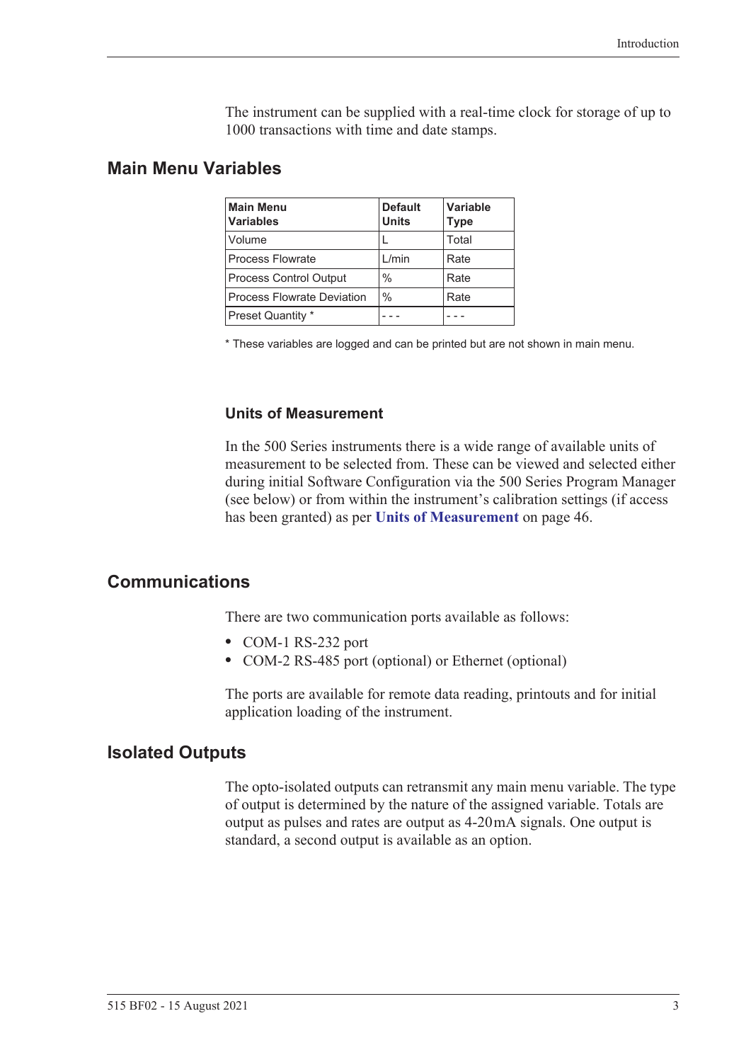The instrument can be supplied with a real-time clock for storage of up to 1000 transactions with time and date stamps.

## Main Menu Variables

| Main Menu Variables | Default Units | Variable Type |
|---|---|---|
| Volume | L | Total |
| Process Flowrate | L/min | Rate |
| Process Control Output | % | Rate |
| Process Flowrate Deviation | % | Rate |
| Preset Quantity * | - - - | - - - |

* These variables are logged and can be printed but are not shown in main menu.

### Units of Measurement

In the 500 Series instruments there is a wide range of available units of measurement to be selected from. These can be viewed and selected either during initial Software Configuration via the 500 Series Program Manager (see below) or from within the instrument's calibration settings (if access has been granted) as per **Units of Measurement** on page 46.

## Communications

There are two communication ports available as follows:

- COM-1 RS-232 port
- COM-2 RS-485 port (optional) or Ethernet (optional)

The ports are available for remote data reading, printouts and for initial application loading of the instrument.

## Isolated Outputs

The opto-isolated outputs can retransmit any main menu variable. The type of output is determined by the nature of the assigned variable. Totals are output as pulses and rates are output as 4-20 mA signals. One output is standard, a second output is available as an option.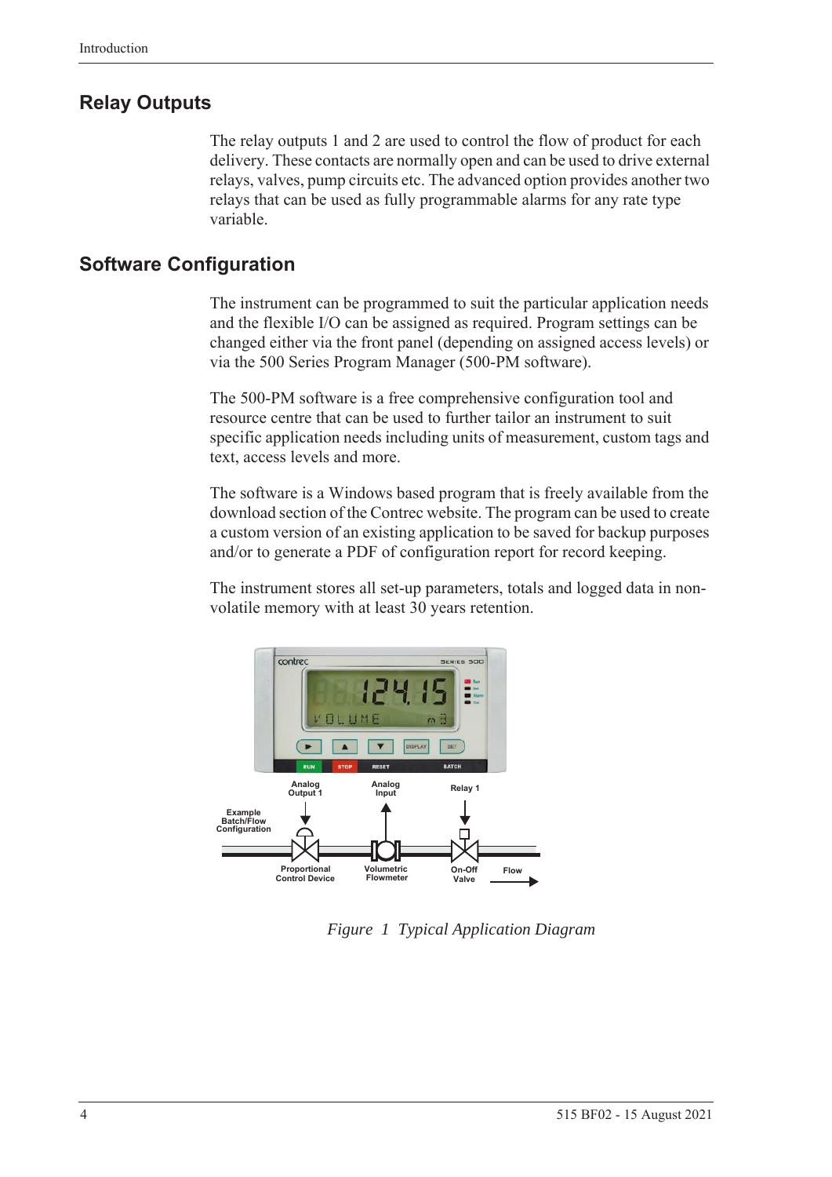## Relay Outputs

The relay outputs 1 and 2 are used to control the flow of product for each delivery. These contacts are normally open and can be used to drive external relays, valves, pump circuits etc. The advanced option provides another two relays that can be used as fully programmable alarms for any rate type variable.

## Software Configuration

The instrument can be programmed to suit the particular application needs and the flexible I/O can be assigned as required. Program settings can be changed either via the front panel (depending on assigned access levels) or via the 500 Series Program Manager (500-PM software).

The 500-PM software is a free comprehensive configuration tool and resource centre that can be used to further tailor an instrument to suit specific application needs including units of measurement, custom tags and text, access levels and more.

The software is a Windows based program that is freely available from the download section of the Contrec website. The program can be used to create a custom version of an existing application to be saved for backup purposes and/or to generate a PDF of configuration report for record keeping.

The instrument stores all set-up parameters, totals and logged data in non-volatile memory with at least 30 years retention.

*Figure 1 Typical Application Diagram*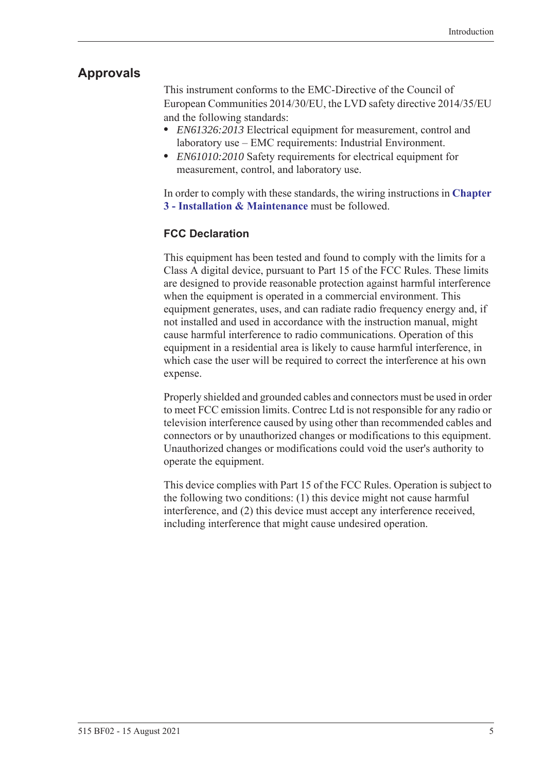## Approvals

This instrument conforms to the EMC-Directive of the Council of European Communities 2014/30/EU, the LVD safety directive 2014/35/EU and the following standards:

- *EN61326:2013* Electrical equipment for measurement, control and laboratory use – EMC requirements: Industrial Environment.
- *EN61010:2010* Safety requirements for electrical equipment for measurement, control, and laboratory use.

In order to comply with these standards, the wiring instructions in **Chapter 3 - Installation & Maintenance** must be followed.

### FCC Declaration

This equipment has been tested and found to comply with the limits for a Class A digital device, pursuant to Part 15 of the FCC Rules. These limits are designed to provide reasonable protection against harmful interference when the equipment is operated in a commercial environment. This equipment generates, uses, and can radiate radio frequency energy and, if not installed and used in accordance with the instruction manual, might cause harmful interference to radio communications. Operation of this equipment in a residential area is likely to cause harmful interference, in which case the user will be required to correct the interference at his own expense.

Properly shielded and grounded cables and connectors must be used in order to meet FCC emission limits. Contrec Ltd is not responsible for any radio or television interference caused by using other than recommended cables and connectors or by unauthorized changes or modifications to this equipment. Unauthorized changes or modifications could void the user's authority to operate the equipment.

This device complies with Part 15 of the FCC Rules. Operation is subject to the following two conditions: (1) this device might not cause harmful interference, and (2) this device must accept any interference received, including interference that might cause undesired operation.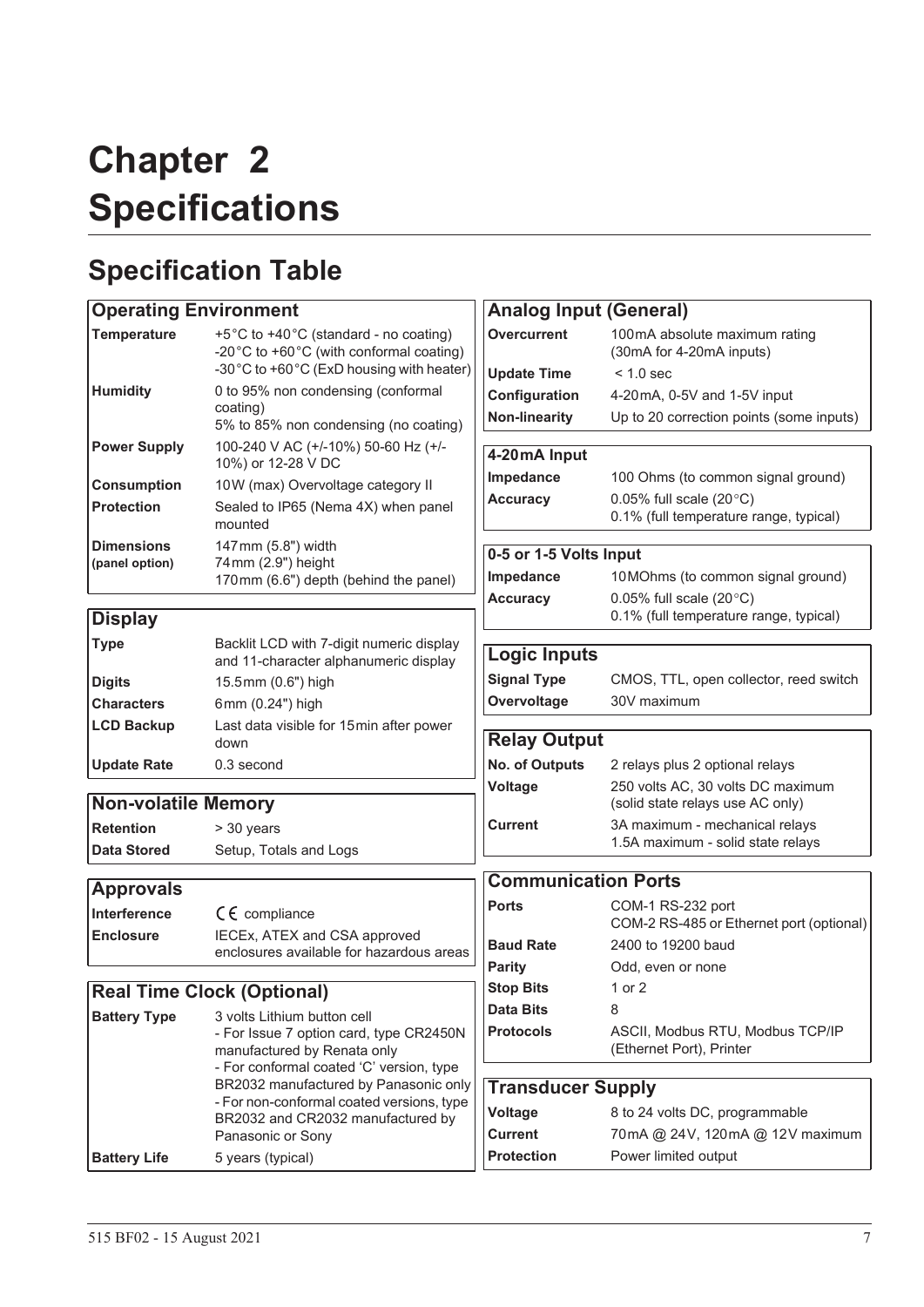# Chapter 2 Specifications

## Specification Table

| Operating Environment | |
|---|---|
| **Temperature** | +5°C to +40°C (standard - no coating)<br>-20°C to +60°C (with conformal coating)<br>-30°C to +60°C (ExD housing with heater) |
| **Humidity** | 0 to 95% non condensing (conformal coating)<br>5% to 85% non condensing (no coating) |
| **Power Supply** | 100-240 V AC (+/-10%) 50-60 Hz (+/-10%) or 12-28 V DC |
| **Consumption** | 10W (max) Overvoltage category II |
| **Protection** | Sealed to IP65 (Nema 4X) when panel mounted |
| **Dimensions (panel option)** | 147mm (5.8") width<br>74mm (2.9") height<br>170mm (6.6") depth (behind the panel) |

| Display | |
|---|---|
| **Type** | Backlit LCD with 7-digit numeric display and 11-character alphanumeric display |
| **Digits** | 15.5mm (0.6") high |
| **Characters** | 6mm (0.24") high |
| **LCD Backup** | Last data visible for 15min after power down |
| **Update Rate** | 0.3 second |

| Non-volatile Memory | |
|---|---|
| **Retention** | > 30 years |
| **Data Stored** | Setup, Totals and Logs |

| Approvals | |
|---|---|
| **Interference** | CE compliance |
| **Enclosure** | IECEx, ATEX and CSA approved enclosures available for hazardous areas |

| Real Time Clock (Optional) | |
|---|---|
| **Battery Type** | 3 volts Lithium button cell<br>- For Issue 7 option card, type CR2450N manufactured by Renata only<br>- For conformal coated 'C' version, type BR2032 manufactured by Panasonic only<br>- For non-conformal coated versions, type BR2032 and CR2032 manufactured by Panasonic or Sony |
| **Battery Life** | 5 years (typical) |

| Analog Input (General) | |
|---|---|
| **Overcurrent** | 100mA absolute maximum rating (30mA for 4-20mA inputs) |
| **Update Time** | < 1.0 sec |
| **Configuration** | 4-20mA, 0-5V and 1-5V input |
| **Non-linearity** | Up to 20 correction points (some inputs) |

| 4-20mA Input | |
|---|---|
| **Impedance** | 100 Ohms (to common signal ground) |
| **Accuracy** | 0.05% full scale (20°C)<br>0.1% (full temperature range, typical) |

| 0-5 or 1-5 Volts Input | |
|---|---|
| **Impedance** | 10MOhms (to common signal ground) |
| **Accuracy** | 0.05% full scale (20°C)<br>0.1% (full temperature range, typical) |

| Logic Inputs | |
|---|---|
| **Signal Type** | CMOS, TTL, open collector, reed switch |
| **Overvoltage** | 30V maximum |

| Relay Output | |
|---|---|
| **No. of Outputs** | 2 relays plus 2 optional relays |
| **Voltage** | 250 volts AC, 30 volts DC maximum (solid state relays use AC only) |
| **Current** | 3A maximum - mechanical relays<br>1.5A maximum - solid state relays |

| Communication Ports | |
|---|---|
| **Ports** | COM-1 RS-232 port<br>COM-2 RS-485 or Ethernet port (optional) |
| **Baud Rate** | 2400 to 19200 baud |
| **Parity** | Odd, even or none |
| **Stop Bits** | 1 or 2 |
| **Data Bits** | 8 |
| **Protocols** | ASCII, Modbus RTU, Modbus TCP/IP (Ethernet Port), Printer |

| Transducer Supply | |
|---|---|
| **Voltage** | 8 to 24 volts DC, programmable |
| **Current** | 70mA @ 24V, 120mA @ 12V maximum |
| **Protection** | Power limited output |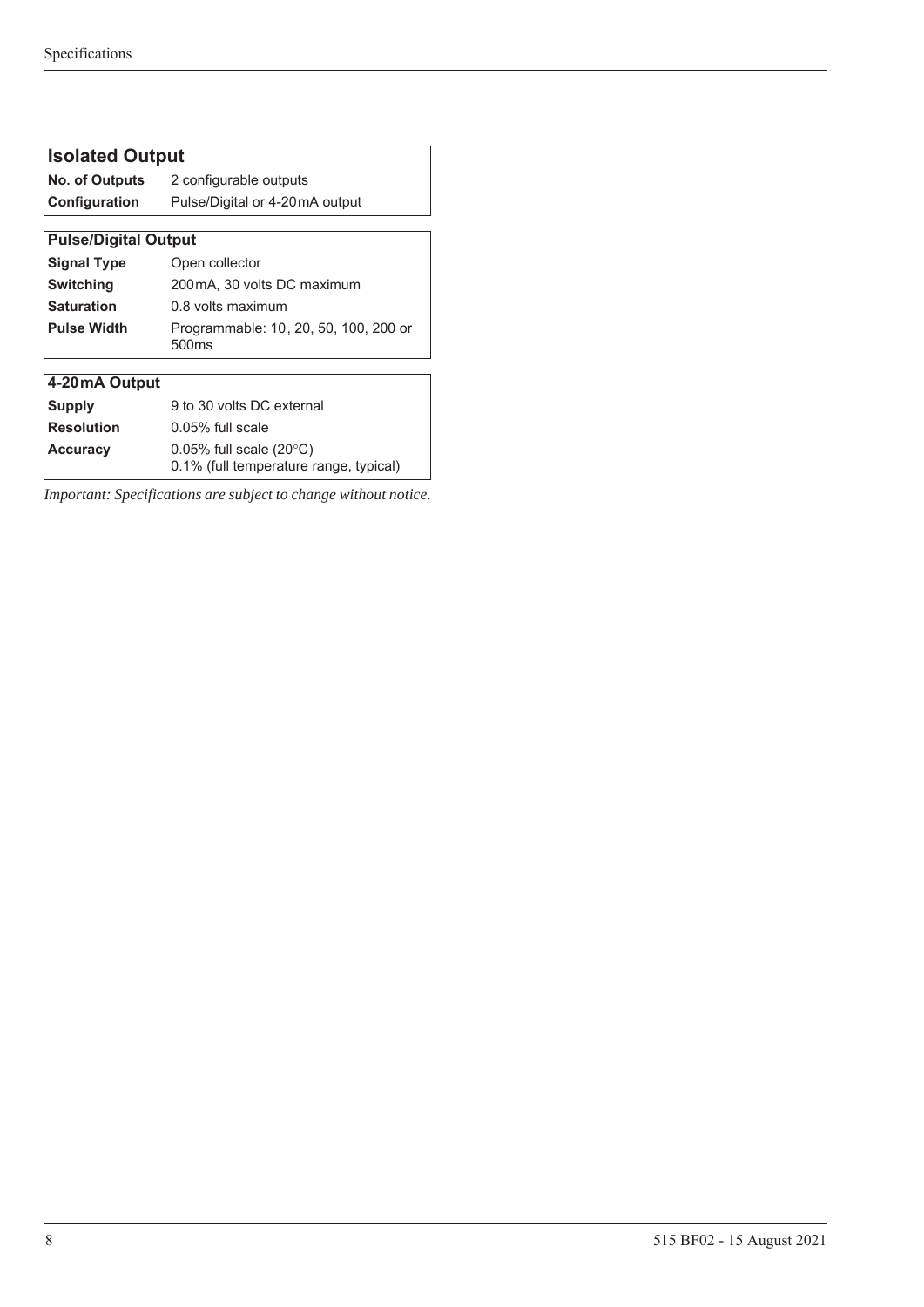| Isolated Output | |
|---|---|
| **No. of Outputs** | 2 configurable outputs |
| **Configuration** | Pulse/Digital or 4-20 mA output |

| Pulse/Digital Output | |
|---|---|
| **Signal Type** | Open collector |
| **Switching** | 200 mA, 30 volts DC maximum |
| **Saturation** | 0.8 volts maximum |
| **Pulse Width** | Programmable: 10, 20, 50, 100, 200 or 500ms |

| 4-20 mA Output | |
|---|---|
| **Supply** | 9 to 30 volts DC external |
| **Resolution** | 0.05% full scale |
| **Accuracy** | 0.05% full scale (20°C)<br>0.1% (full temperature range, typical) |

*Important: Specifications are subject to change without notice.*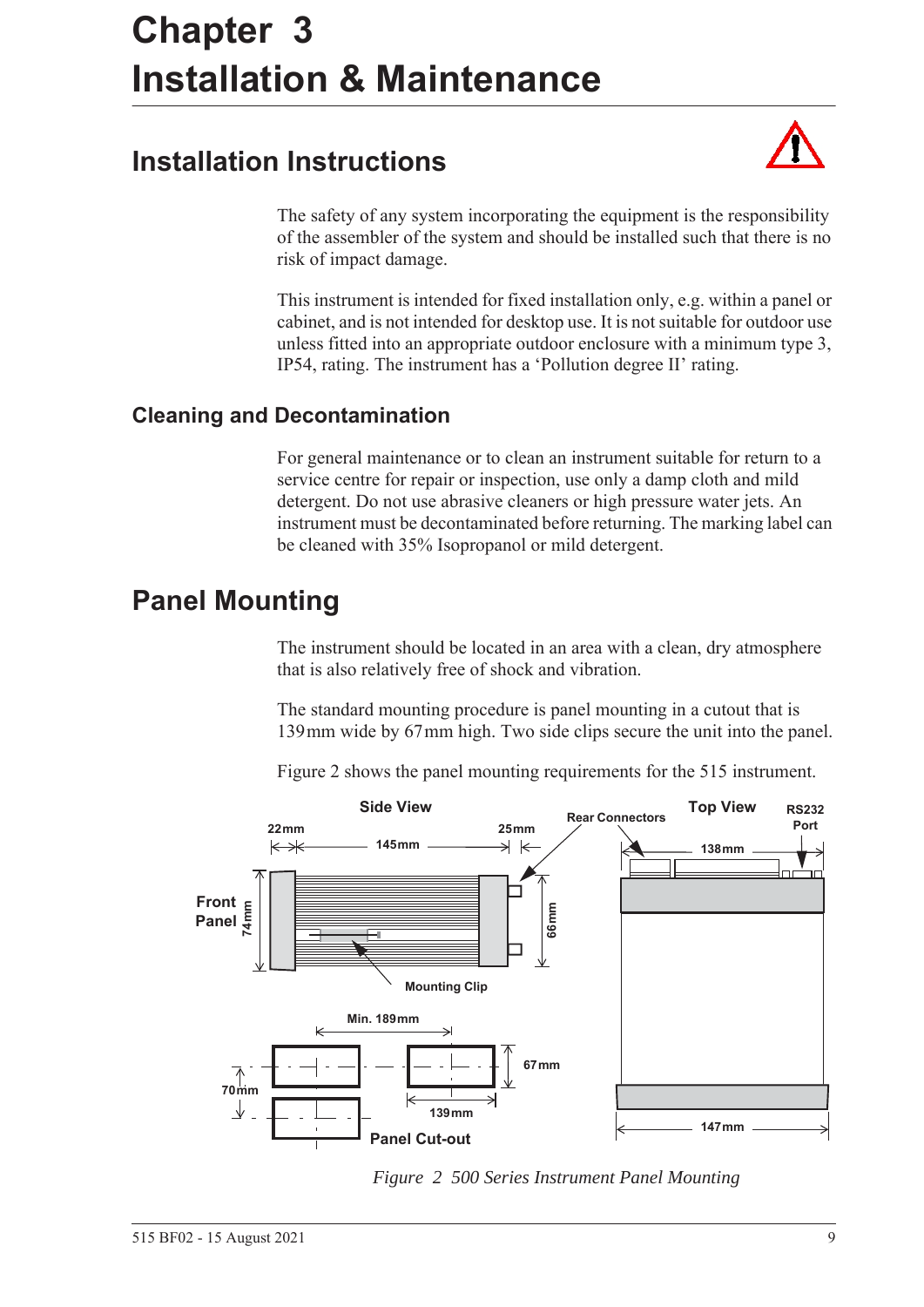# Chapter 3
# Installation & Maintenance

## Installation Instructions

The safety of any system incorporating the equipment is the responsibility of the assembler of the system and should be installed such that there is no risk of impact damage.

This instrument is intended for fixed installation only, e.g. within a panel or cabinet, and is not intended for desktop use. It is not suitable for outdoor use unless fitted into an appropriate outdoor enclosure with a minimum type 3, IP54, rating. The instrument has a 'Pollution degree II' rating.

### Cleaning and Decontamination

For general maintenance or to clean an instrument suitable for return to a service centre for repair or inspection, use only a damp cloth and mild detergent. Do not use abrasive cleaners or high pressure water jets. An instrument must be decontaminated before returning. The marking label can be cleaned with 35% Isopropanol or mild detergent.

## Panel Mounting

The instrument should be located in an area with a clean, dry atmosphere that is also relatively free of shock and vibration.

The standard mounting procedure is panel mounting in a cutout that is 139 mm wide by 67 mm high. Two side clips secure the unit into the panel.

Figure 2 shows the panel mounting requirements for the 515 instrument.

Side View | Top View | Front Panel | Rear Connectors | RS232 Port | Mounting Clip | Panel Cut-out
22 mm | 145 mm | 25 mm | 74 mm | 66 mm | 138 mm | 147 mm | Min. 189 mm | 67 mm | 70 mm | 139 mm

*Figure 2 500 Series Instrument Panel Mounting*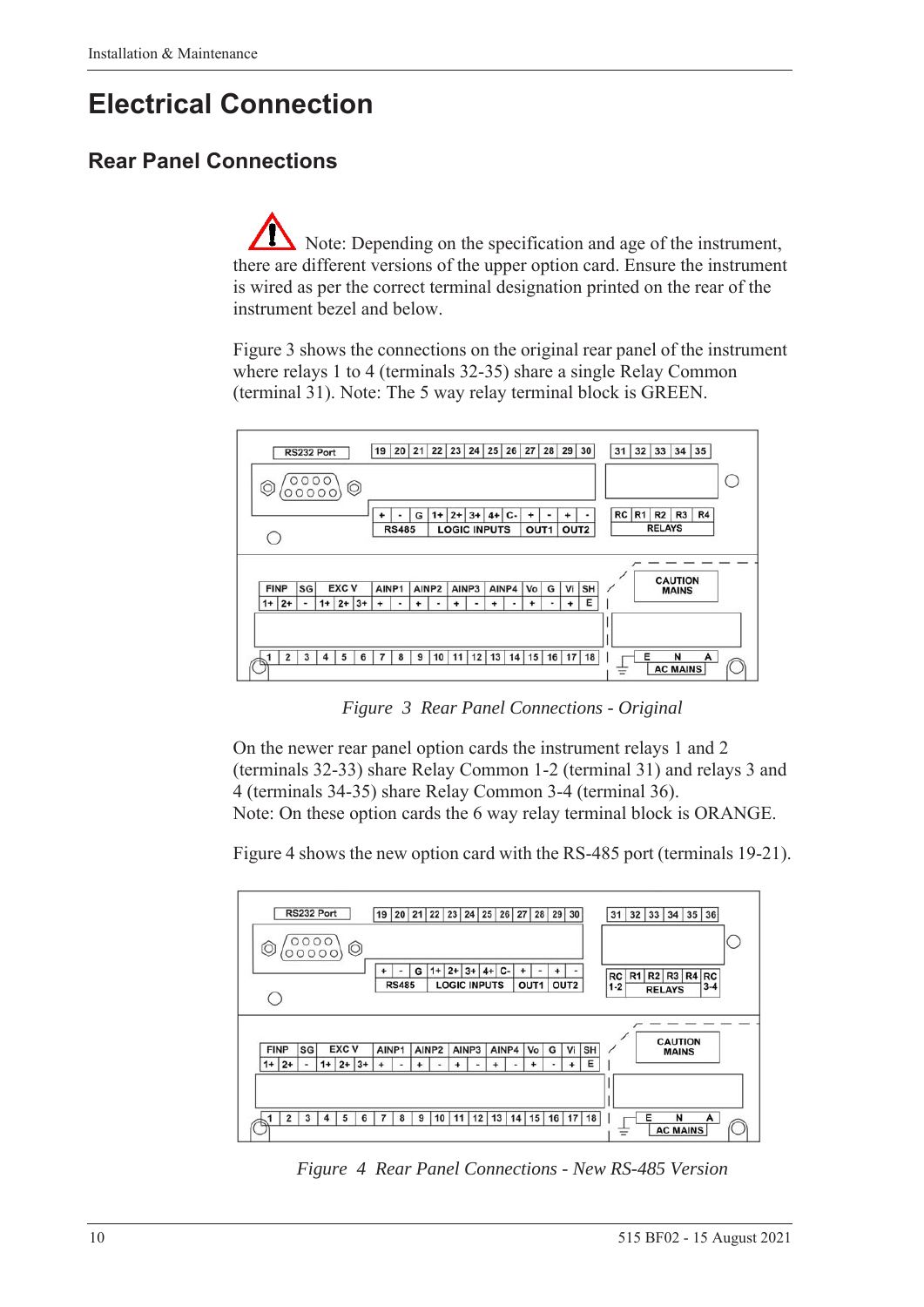# Electrical Connection

## Rear Panel Connections

Note: Depending on the specification and age of the instrument, there are different versions of the upper option card. Ensure the instrument is wired as per the correct terminal designation printed on the rear of the instrument bezel and below.

Figure 3 shows the connections on the original rear panel of the instrument where relays 1 to 4 (terminals 32-35) share a single Relay Common (terminal 31). Note: The 5 way relay terminal block is GREEN.

*Figure 3 Rear Panel Connections - Original*

On the newer rear panel option cards the instrument relays 1 and 2 (terminals 32-33) share Relay Common 1-2 (terminal 31) and relays 3 and 4 (terminals 34-35) share Relay Common 3-4 (terminal 36).
Note: On these option cards the 6 way relay terminal block is ORANGE.

Figure 4 shows the new option card with the RS-485 port (terminals 19-21).

*Figure 4 Rear Panel Connections - New RS-485 Version*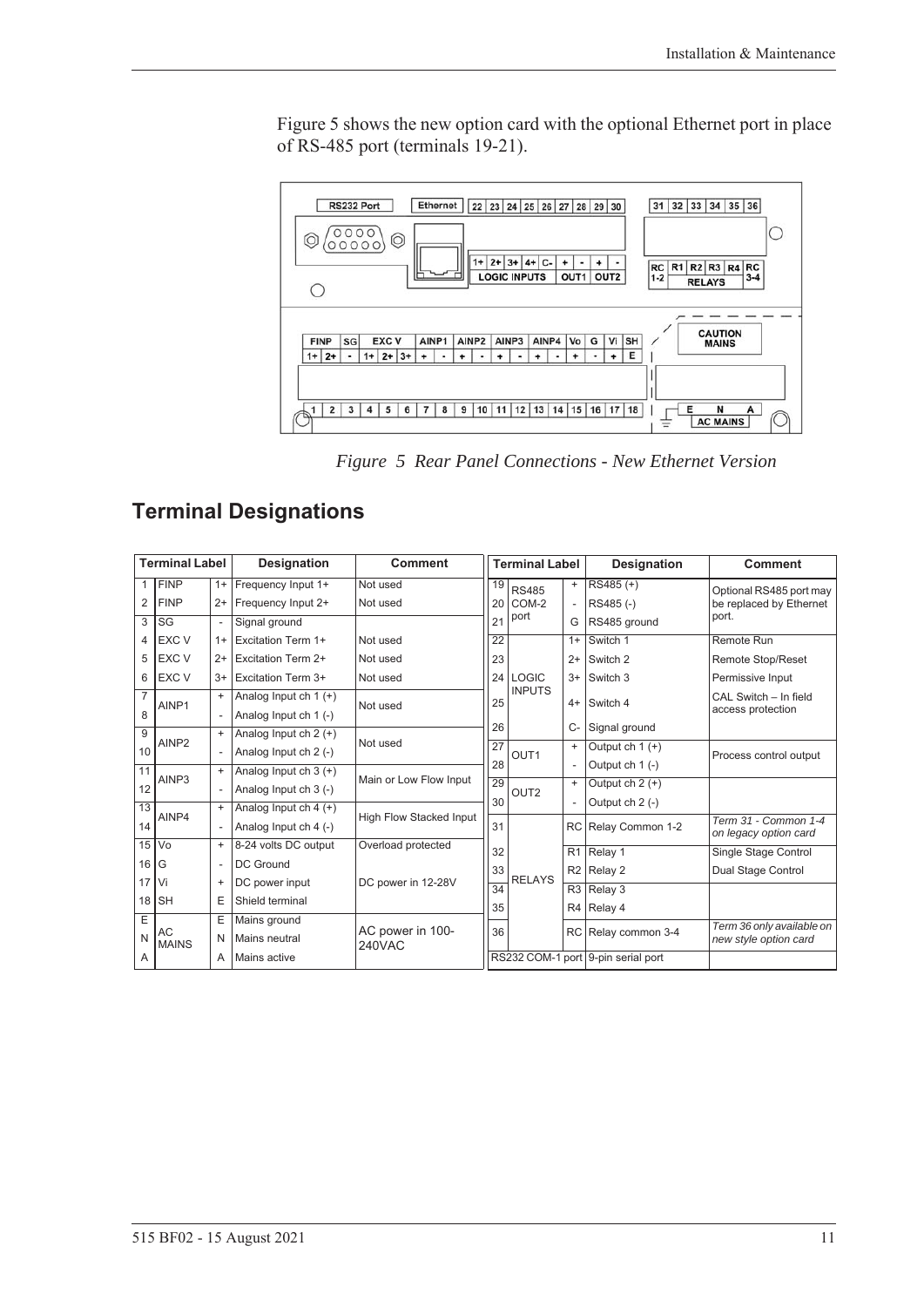Figure 5 shows the new option card with the optional Ethernet port in place of RS-485 port (terminals 19-21).

*Figure 5 Rear Panel Connections - New Ethernet Version*

## Terminal Designations

| Terminal Label | | | Designation | Comment |
|---|---|---|---|---|
| 1 | FINP | 1+ | Frequency Input 1+ | Not used |
| 2 | FINP | 2+ | Frequency Input 2+ | Not used |
| 3 | SG | - | Signal ground | |
| 4 | EXC V | 1+ | Excitation Term 1+ | Not used |
| 5 | EXC V | 2+ | Excitation Term 2+ | Not used |
| 6 | EXC V | 3+ | Excitation Term 3+ | Not used |
| 7 | AINP1 | + | Analog Input ch 1 (+) | Not used |
| 8 | | - | Analog Input ch 1 (-) | |
| 9 | AINP2 | + | Analog Input ch 2 (+) | Not used |
| 10 | | - | Analog Input ch 2 (-) | |
| 11 | AINP3 | + | Analog Input ch 3 (+) | Main or Low Flow Input |
| 12 | | - | Analog Input ch 3 (-) | |
| 13 | AINP4 | + | Analog Input ch 4 (+) | High Flow Stacked Input |
| 14 | | - | Analog Input ch 4 (-) | |
| 15 | Vo | + | 8-24 volts DC output | Overload protected |
| 16 | G | - | DC Ground | |
| 17 | Vi | + | DC power input | DC power in 12-28V |
| 18 | SH | E | Shield terminal | |
| E | AC MAINS | E | Mains ground | AC power in 100-240VAC |
| N | | N | Mains neutral | |
| A | | A | Mains active | |

| Terminal Label | | | Designation | Comment |
|---|---|---|---|---|
| 19 | RS485 COM-2 port | + | RS485 (+) | Optional RS485 port may be replaced by Ethernet port. |
| 20 | | - | RS485 (-) | |
| 21 | | G | RS485 ground | |
| 22 | LOGIC INPUTS | 1+ | Switch 1 | Remote Run |
| 23 | | 2+ | Switch 2 | Remote Stop/Reset |
| 24 | | 3+ | Switch 3 | Permissive Input |
| 25 | | 4+ | Switch 4 | CAL Switch – In field access protection |
| 26 | | C- | Signal ground | |
| 27 | OUT1 | + | Output ch 1 (+) | Process control output |
| 28 | | - | Output ch 1 (-) | |
| 29 | OUT2 | + | Output ch 2 (+) | |
| 30 | | - | Output ch 2 (-) | |
| 31 | RELAYS | RC | Relay Common 1-2 | *Term 31 - Common 1-4 on legacy option card* |
| 32 | | R1 | Relay 1 | Single Stage Control |
| 33 | | R2 | Relay 2 | Dual Stage Control |
| 34 | | R3 | Relay 3 | |
| 35 | | R4 | Relay 4 | |
| 36 | | RC | Relay common 3-4 | *Term 36 only available on new style option card* |
| RS232 COM-1 port | | | 9-pin serial port | |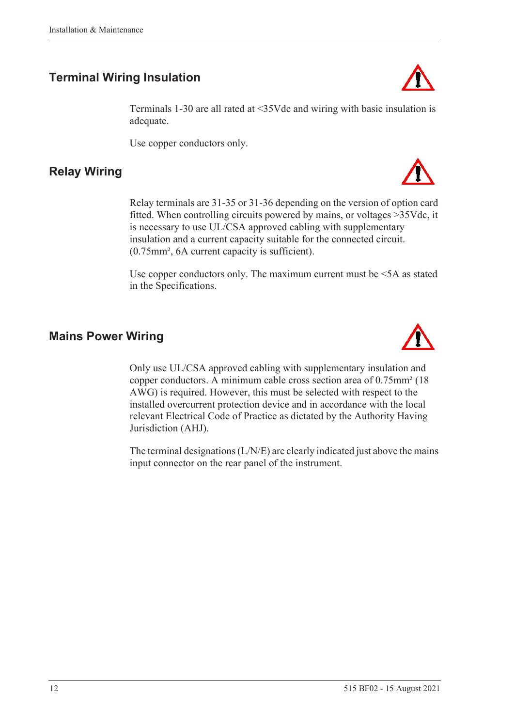## Terminal Wiring Insulation

Terminals 1-30 are all rated at <35Vdc and wiring with basic insulation is adequate.

Use copper conductors only.

## Relay Wiring

Relay terminals are 31-35 or 31-36 depending on the version of option card fitted. When controlling circuits powered by mains, or voltages >35Vdc, it is necessary to use UL/CSA approved cabling with supplementary insulation and a current capacity suitable for the connected circuit. (0.75mm², 6A current capacity is sufficient).

Use copper conductors only. The maximum current must be <5A as stated in the Specifications.

## Mains Power Wiring

Only use UL/CSA approved cabling with supplementary insulation and copper conductors. A minimum cable cross section area of 0.75mm² (18 AWG) is required. However, this must be selected with respect to the installed overcurrent protection device and in accordance with the local relevant Electrical Code of Practice as dictated by the Authority Having Jurisdiction (AHJ).

The terminal designations (L/N/E) are clearly indicated just above the mains input connector on the rear panel of the instrument.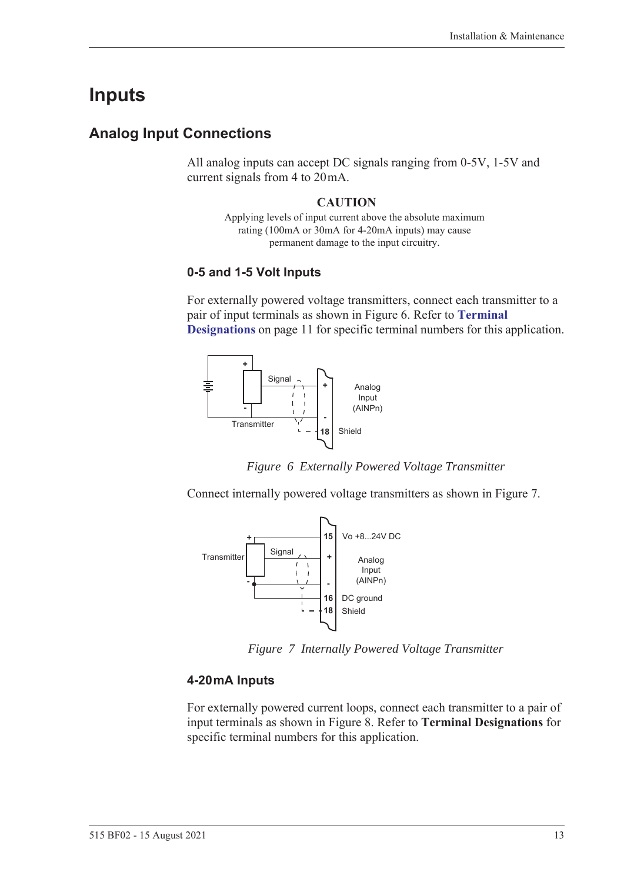# Inputs

## Analog Input Connections

All analog inputs can accept DC signals ranging from 0-5V, 1-5V and current signals from 4 to 20 mA.

**CAUTION**

Applying levels of input current above the absolute maximum rating (100mA or 30mA for 4-20mA inputs) may cause permanent damage to the input circuitry.

### 0-5 and 1-5 Volt Inputs

For externally powered voltage transmitters, connect each transmitter to a pair of input terminals as shown in Figure 6. Refer to **Terminal Designations** on page 11 for specific terminal numbers for this application.

*Figure 6 Externally Powered Voltage Transmitter*

Connect internally powered voltage transmitters as shown in Figure 7.

*Figure 7 Internally Powered Voltage Transmitter*

### 4-20 mA Inputs

For externally powered current loops, connect each transmitter to a pair of input terminals as shown in Figure 8. Refer to **Terminal Designations** for specific terminal numbers for this application.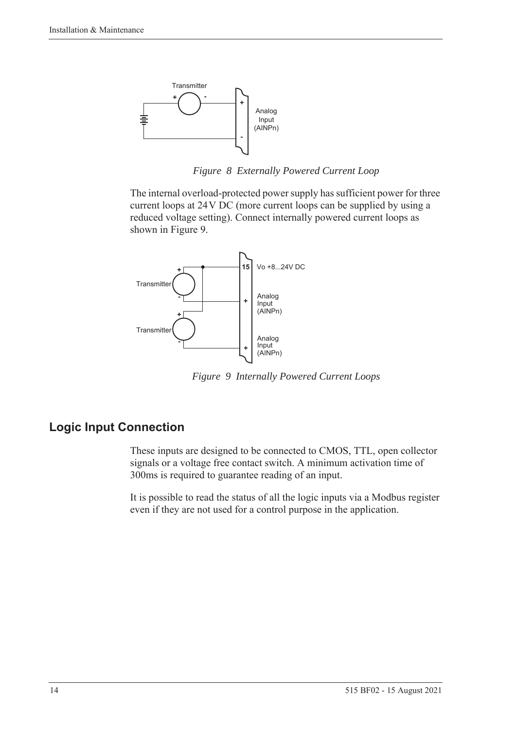*Figure 8 Externally Powered Current Loop*

The internal overload-protected power supply has sufficient power for three current loops at 24 V DC (more current loops can be supplied by using a reduced voltage setting). Connect internally powered current loops as shown in Figure 9.

*Figure 9 Internally Powered Current Loops*

## Logic Input Connection

These inputs are designed to be connected to CMOS, TTL, open collector signals or a voltage free contact switch. A minimum activation time of 300ms is required to guarantee reading of an input.

It is possible to read the status of all the logic inputs via a Modbus register even if they are not used for a control purpose in the application.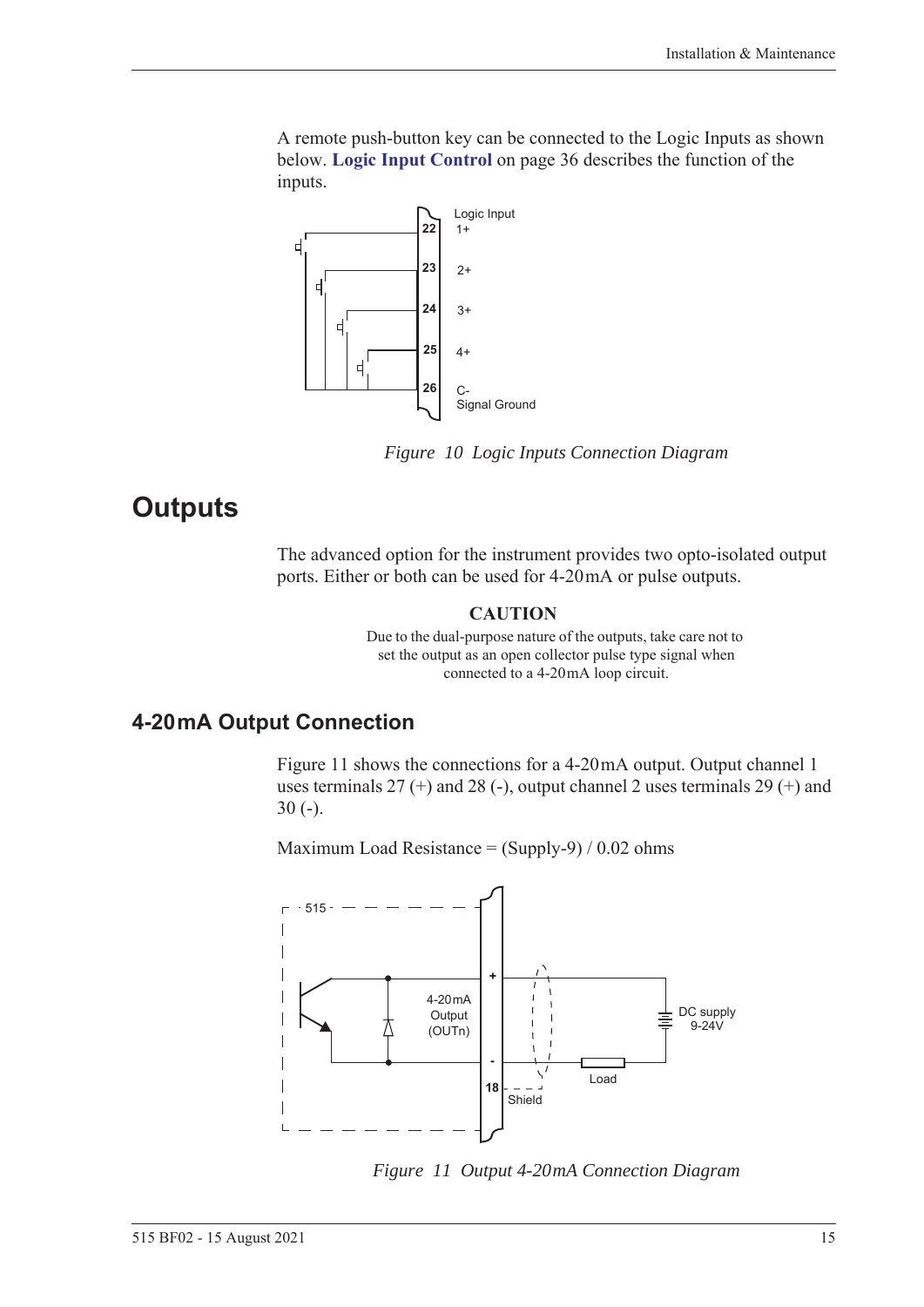A remote push-button key can be connected to the Logic Inputs as shown below. **Logic Input Control** on page 36 describes the function of the inputs.

*Figure 10 Logic Inputs Connection Diagram*

# Outputs

The advanced option for the instrument provides two opto-isolated output ports. Either or both can be used for 4-20 mA or pulse outputs.

**CAUTION**

Due to the dual-purpose nature of the outputs, take care not to set the output as an open collector pulse type signal when connected to a 4-20 mA loop circuit.

## 4-20 mA Output Connection

Figure 11 shows the connections for a 4-20 mA output. Output channel 1 uses terminals 27 (+) and 28 (-), output channel 2 uses terminals 29 (+) and 30 (-).

Maximum Load Resistance = (Supply-9) / 0.02 ohms

*Figure 11 Output 4-20mA Connection Diagram*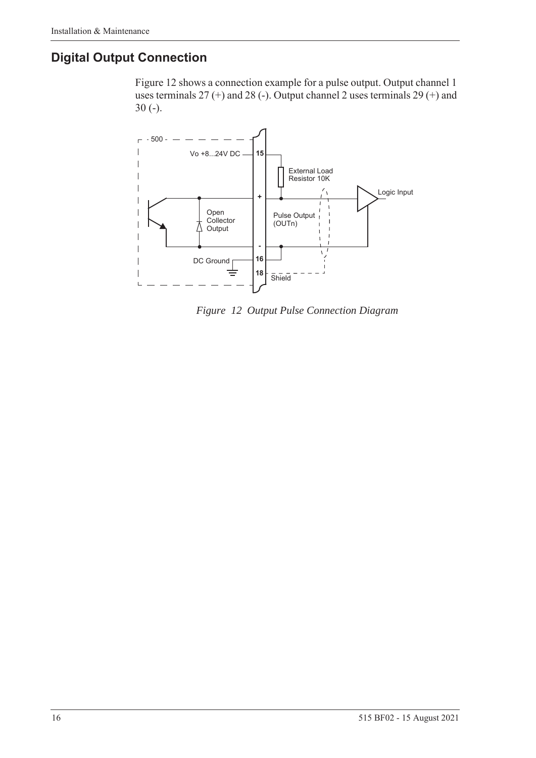## Digital Output Connection

Figure 12 shows a connection example for a pulse output. Output channel 1 uses terminals 27 (+) and 28 (-). Output channel 2 uses terminals 29 (+) and 30 (-).

*Figure 12 Output Pulse Connection Diagram*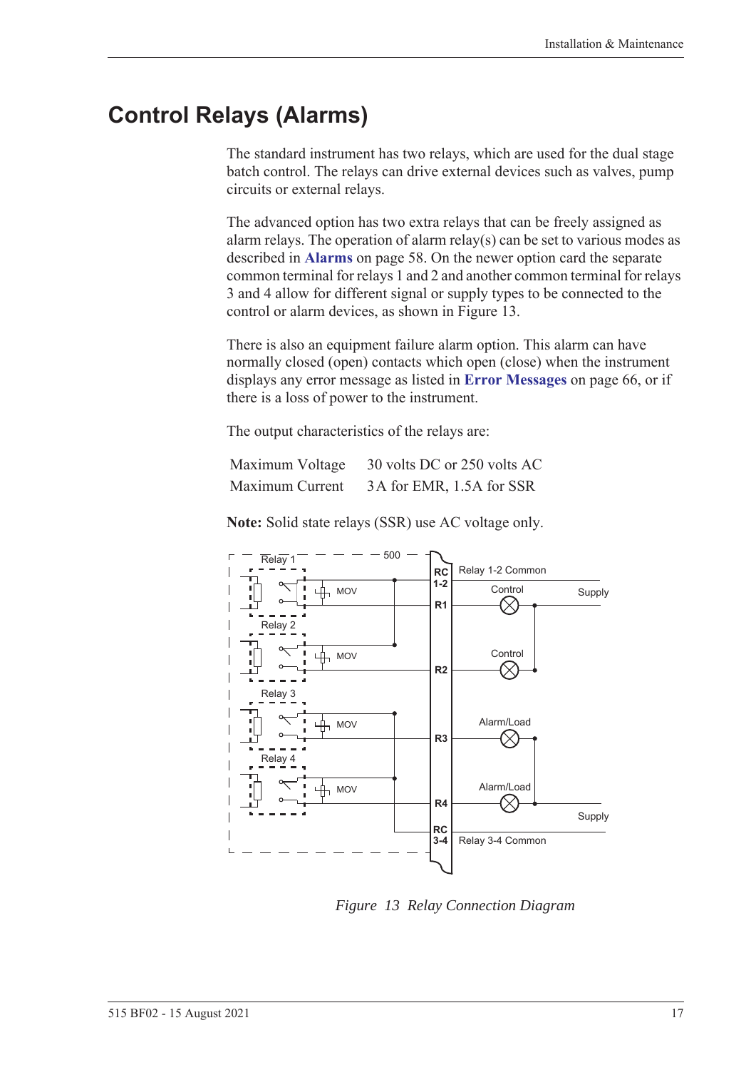# Control Relays (Alarms)

The standard instrument has two relays, which are used for the dual stage batch control. The relays can drive external devices such as valves, pump circuits or external relays.

The advanced option has two extra relays that can be freely assigned as alarm relays. The operation of alarm relay(s) can be set to various modes as described in **Alarms** on page 58. On the newer option card the separate common terminal for relays 1 and 2 and another common terminal for relays 3 and 4 allow for different signal or supply types to be connected to the control or alarm devices, as shown in Figure 13.

There is also an equipment failure alarm option. This alarm can have normally closed (open) contacts which open (close) when the instrument displays any error message as listed in **Error Messages** on page 66, or if there is a loss of power to the instrument.

The output characteristics of the relays are:

| | |
|---|---|
| Maximum Voltage | 30 volts DC or 250 volts AC |
| Maximum Current | 3A for EMR, 1.5A for SSR |

**Note:** Solid state relays (SSR) use AC voltage only.

*Figure 13 Relay Connection Diagram*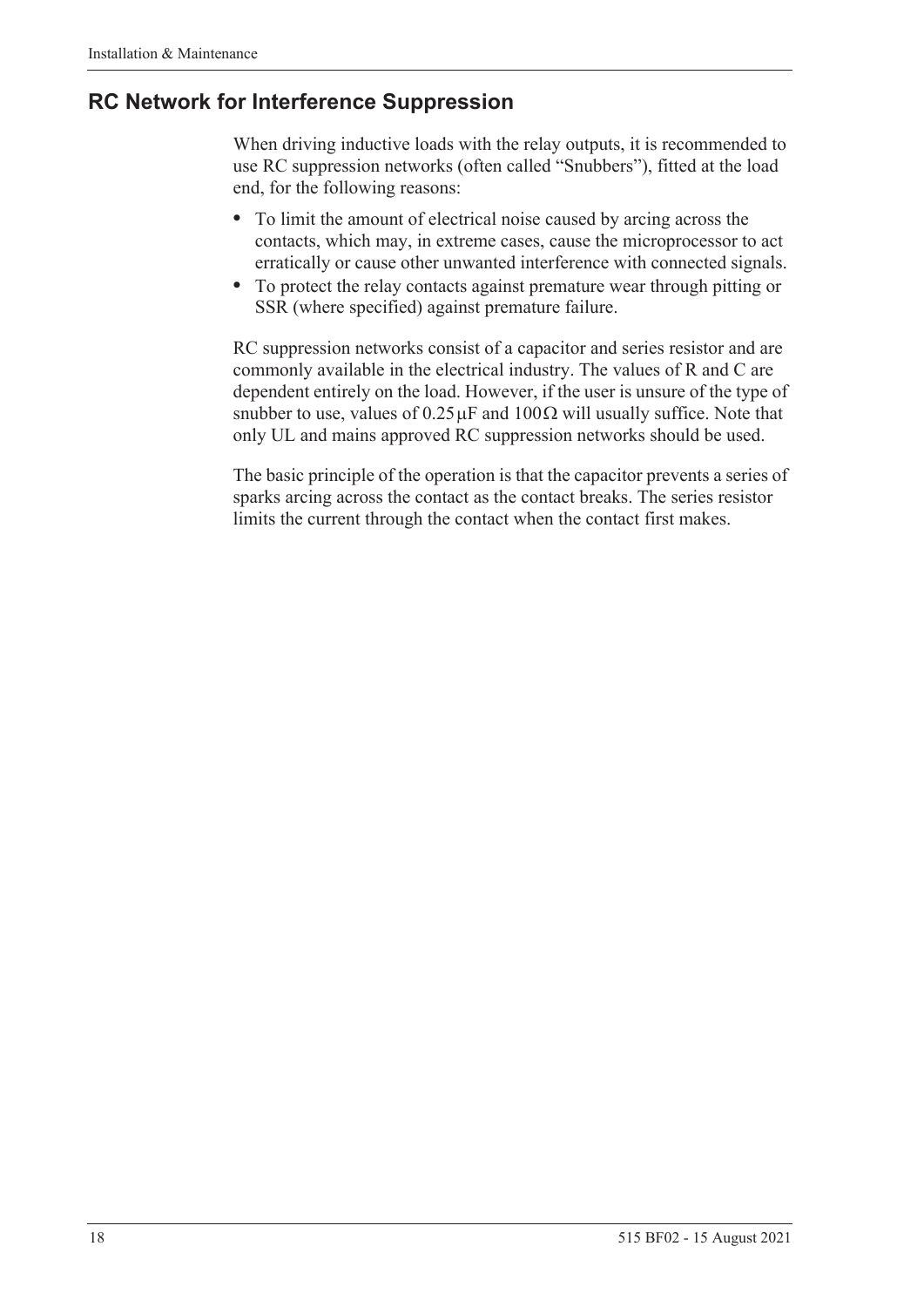## RC Network for Interference Suppression

When driving inductive loads with the relay outputs, it is recommended to use RC suppression networks (often called "Snubbers"), fitted at the load end, for the following reasons:

- To limit the amount of electrical noise caused by arcing across the contacts, which may, in extreme cases, cause the microprocessor to act erratically or cause other unwanted interference with connected signals.
- To protect the relay contacts against premature wear through pitting or SSR (where specified) against premature failure.

RC suppression networks consist of a capacitor and series resistor and are commonly available in the electrical industry. The values of R and C are dependent entirely on the load. However, if the user is unsure of the type of snubber to use, values of 0.25 μF and 100 Ω will usually suffice. Note that only UL and mains approved RC suppression networks should be used.

The basic principle of the operation is that the capacitor prevents a series of sparks arcing across the contact as the contact breaks. The series resistor limits the current through the contact when the contact first makes.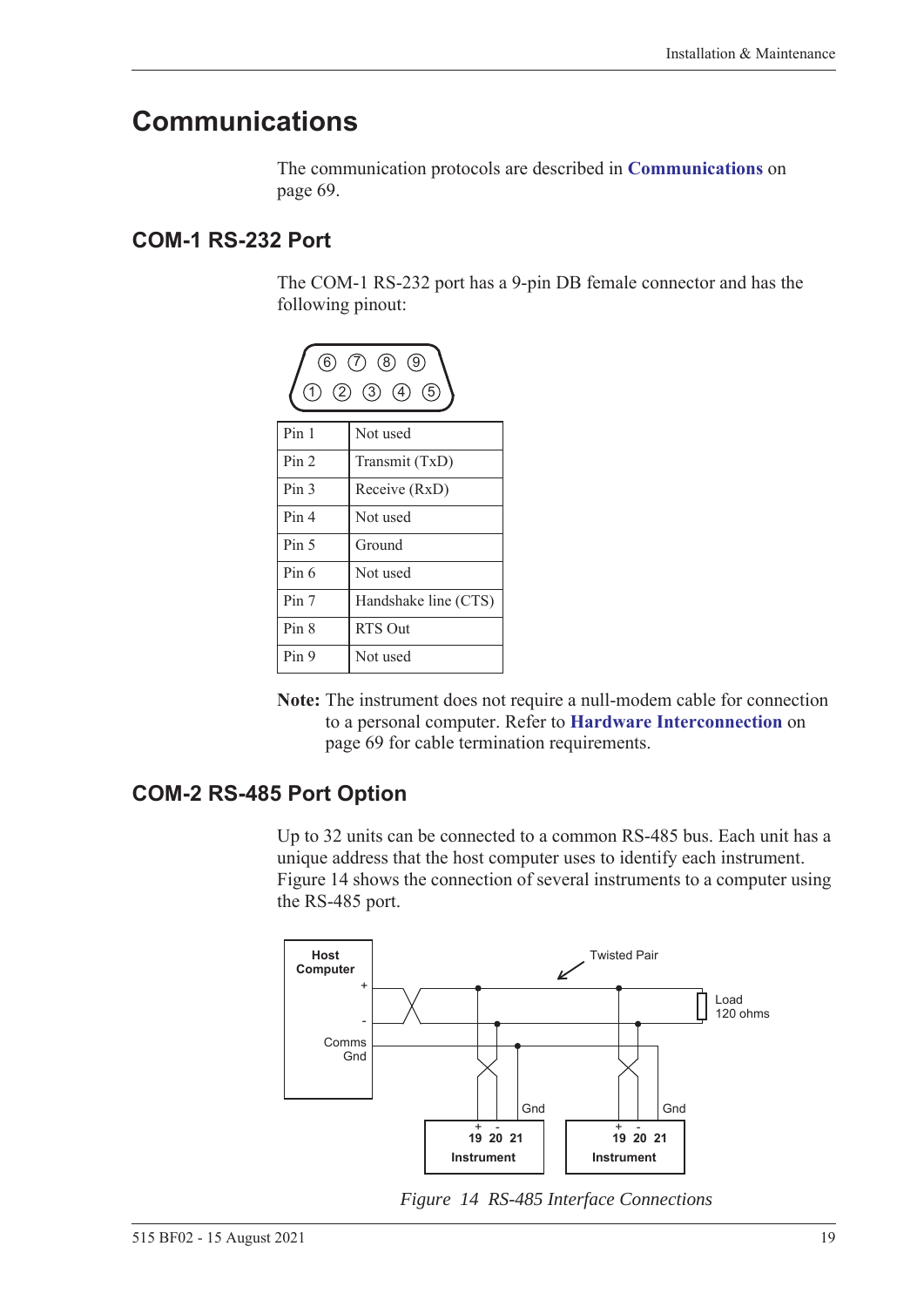# Communications

The communication protocols are described in **Communications** on page 69.

## COM-1 RS-232 Port

The COM-1 RS-232 port has a 9-pin DB female connector and has the following pinout:

| Pin | Function |
|---|---|
| Pin 1 | Not used |
| Pin 2 | Transmit (TxD) |
| Pin 3 | Receive (RxD) |
| Pin 4 | Not used |
| Pin 5 | Ground |
| Pin 6 | Not used |
| Pin 7 | Handshake line (CTS) |
| Pin 8 | RTS Out |
| Pin 9 | Not used |

**Note:** The instrument does not require a null-modem cable for connection to a personal computer. Refer to **Hardware Interconnection** on page 69 for cable termination requirements.

## COM-2 RS-485 Port Option

Up to 32 units can be connected to a common RS-485 bus. Each unit has a unique address that the host computer uses to identify each instrument. Figure 14 shows the connection of several instruments to a computer using the RS-485 port.

*Figure 14 RS-485 Interface Connections*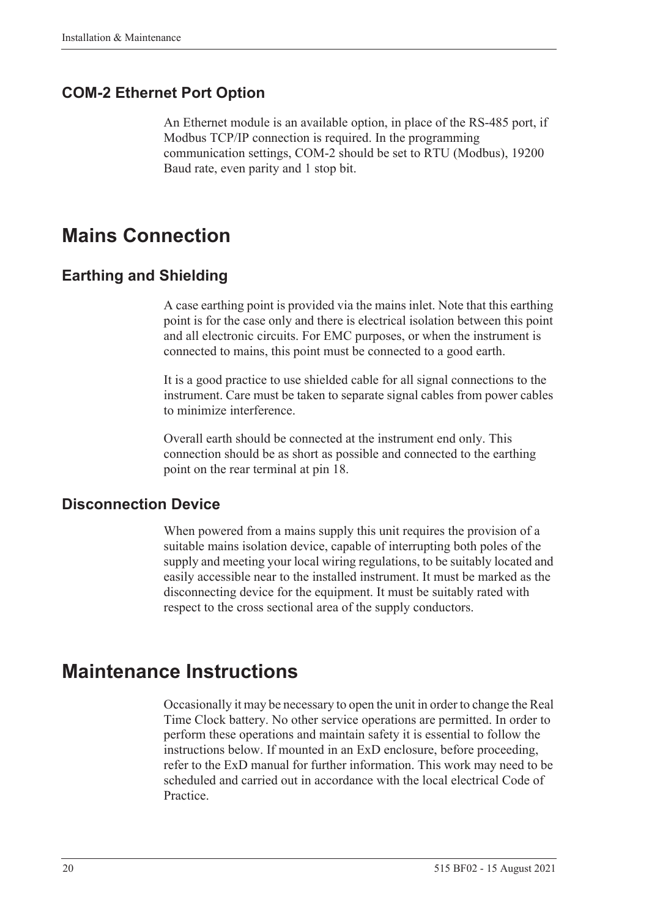### COM-2 Ethernet Port Option

An Ethernet module is an available option, in place of the RS-485 port, if Modbus TCP/IP connection is required. In the programming communication settings, COM-2 should be set to RTU (Modbus), 19200 Baud rate, even parity and 1 stop bit.

## Mains Connection

### Earthing and Shielding

A case earthing point is provided via the mains inlet. Note that this earthing point is for the case only and there is electrical isolation between this point and all electronic circuits. For EMC purposes, or when the instrument is connected to mains, this point must be connected to a good earth.

It is a good practice to use shielded cable for all signal connections to the instrument. Care must be taken to separate signal cables from power cables to minimize interference.

Overall earth should be connected at the instrument end only. This connection should be as short as possible and connected to the earthing point on the rear terminal at pin 18.

### Disconnection Device

When powered from a mains supply this unit requires the provision of a suitable mains isolation device, capable of interrupting both poles of the supply and meeting your local wiring regulations, to be suitably located and easily accessible near to the installed instrument. It must be marked as the disconnecting device for the equipment. It must be suitably rated with respect to the cross sectional area of the supply conductors.

## Maintenance Instructions

Occasionally it may be necessary to open the unit in order to change the Real Time Clock battery. No other service operations are permitted. In order to perform these operations and maintain safety it is essential to follow the instructions below. If mounted in an ExD enclosure, before proceeding, refer to the ExD manual for further information. This work may need to be scheduled and carried out in accordance with the local electrical Code of Practice.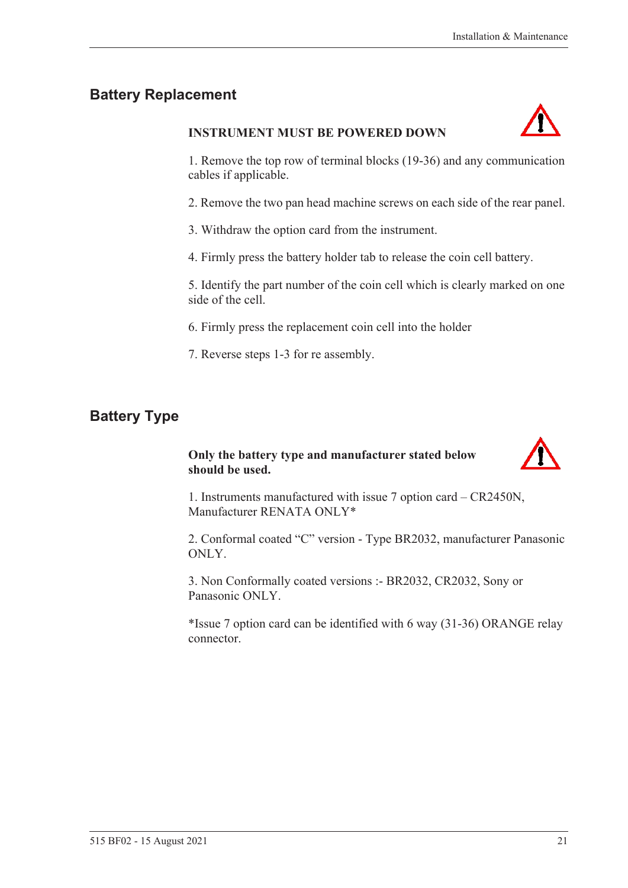## Battery Replacement

**INSTRUMENT MUST BE POWERED DOWN**

1. Remove the top row of terminal blocks (19-36) and any communication cables if applicable.

2. Remove the two pan head machine screws on each side of the rear panel.

3. Withdraw the option card from the instrument.

4. Firmly press the battery holder tab to release the coin cell battery.

5. Identify the part number of the coin cell which is clearly marked on one side of the cell.

6. Firmly press the replacement coin cell into the holder

7. Reverse steps 1-3 for re assembly.

## Battery Type

**Only the battery type and manufacturer stated below should be used.**

1. Instruments manufactured with issue 7 option card – CR2450N, Manufacturer RENATA ONLY*

2. Conformal coated “C” version - Type BR2032, manufacturer Panasonic ONLY.

3. Non Conformally coated versions :- BR2032, CR2032, Sony or Panasonic ONLY.

*Issue 7 option card can be identified with 6 way (31-36) ORANGE relay connector.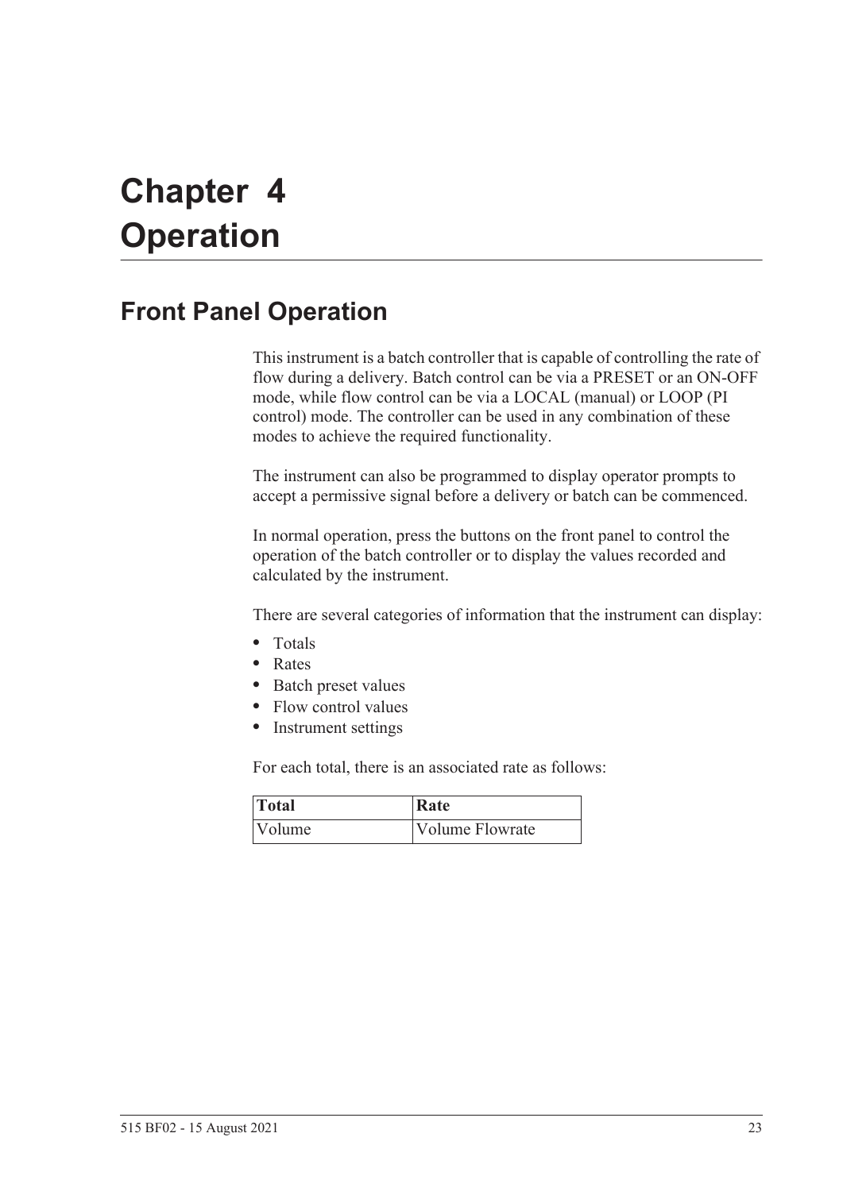# Chapter 4 Operation

## Front Panel Operation

This instrument is a batch controller that is capable of controlling the rate of flow during a delivery. Batch control can be via a PRESET or an ON-OFF mode, while flow control can be via a LOCAL (manual) or LOOP (PI control) mode. The controller can be used in any combination of these modes to achieve the required functionality.

The instrument can also be programmed to display operator prompts to accept a permissive signal before a delivery or batch can be commenced.

In normal operation, press the buttons on the front panel to control the operation of the batch controller or to display the values recorded and calculated by the instrument.

There are several categories of information that the instrument can display:

- Totals
- Rates
- Batch preset values
- Flow control values
- Instrument settings

For each total, there is an associated rate as follows:

| Total | Rate |
| --- | --- |
| Volume | Volume Flowrate |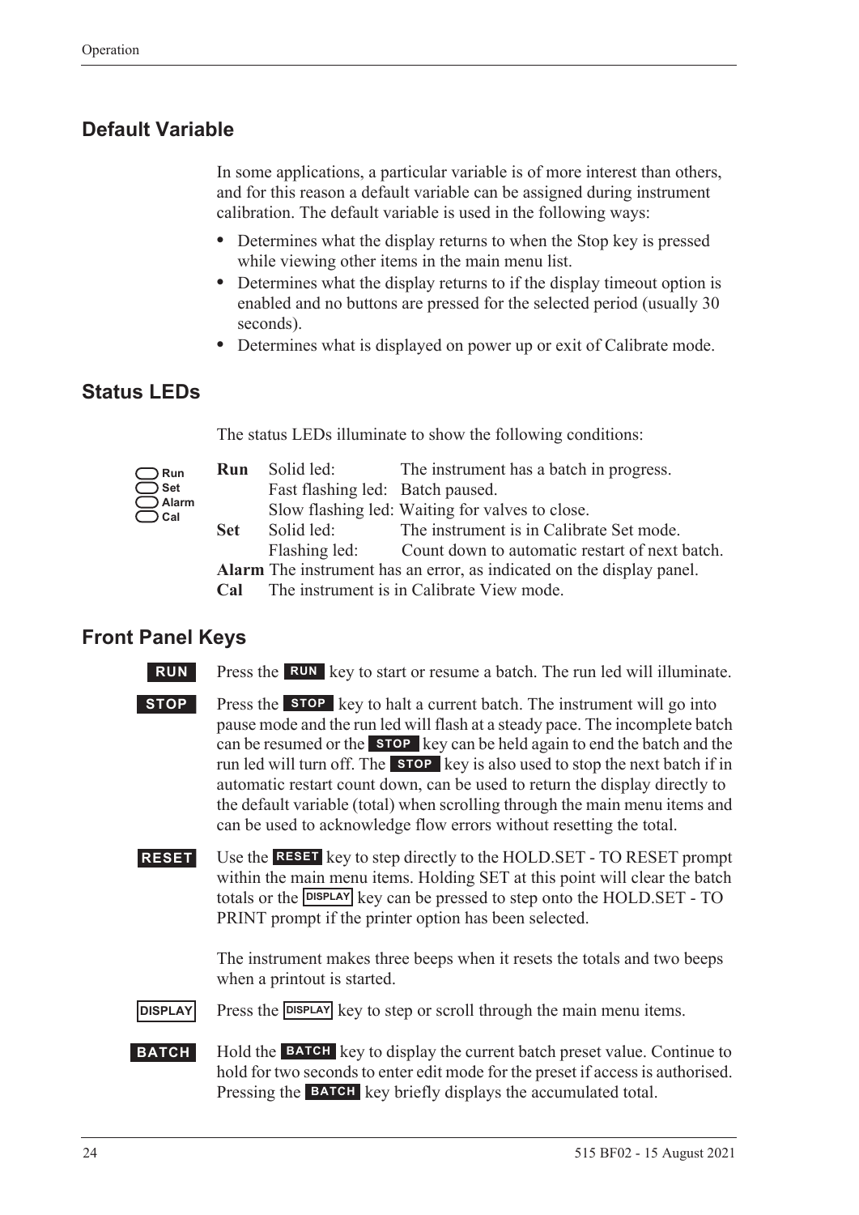## Default Variable

In some applications, a particular variable is of more interest than others, and for this reason a default variable can be assigned during instrument calibration. The default variable is used in the following ways:

- Determines what the display returns to when the Stop key is pressed while viewing other items in the main menu list.
- Determines what the display returns to if the display timeout option is enabled and no buttons are pressed for the selected period (usually 30 seconds).
- Determines what is displayed on power up or exit of Calibrate mode.

## Status LEDs

The status LEDs illuminate to show the following conditions:

**Run** Solid led: The instrument has a batch in progress.
Fast flashing led: Batch paused.
Slow flashing led: Waiting for valves to close.

**Set** Solid led: The instrument is in Calibrate Set mode.
Flashing led: Count down to automatic restart of next batch.

**Alarm** The instrument has an error, as indicated on the display panel.

**Cal** The instrument is in Calibrate View mode.

## Front Panel Keys

**RUN** Press the **RUN** key to start or resume a batch. The run led will illuminate.

**STOP** Press the **STOP** key to halt a current batch. The instrument will go into pause mode and the run led will flash at a steady pace. The incomplete batch can be resumed or the **STOP** key can be held again to end the batch and the run led will turn off. The **STOP** key is also used to stop the next batch if in automatic restart count down, can be used to return the display directly to the default variable (total) when scrolling through the main menu items and can be used to acknowledge flow errors without resetting the total.

**RESET** Use the **RESET** key to step directly to the HOLD.SET - TO RESET prompt within the main menu items. Holding SET at this point will clear the batch totals or the **DISPLAY** key can be pressed to step onto the HOLD.SET - TO PRINT prompt if the printer option has been selected.

The instrument makes three beeps when it resets the totals and two beeps when a printout is started.

**DISPLAY** Press the **DISPLAY** key to step or scroll through the main menu items.

**BATCH** Hold the **BATCH** key to display the current batch preset value. Continue to hold for two seconds to enter edit mode for the preset if access is authorised. Pressing the **BATCH** key briefly displays the accumulated total.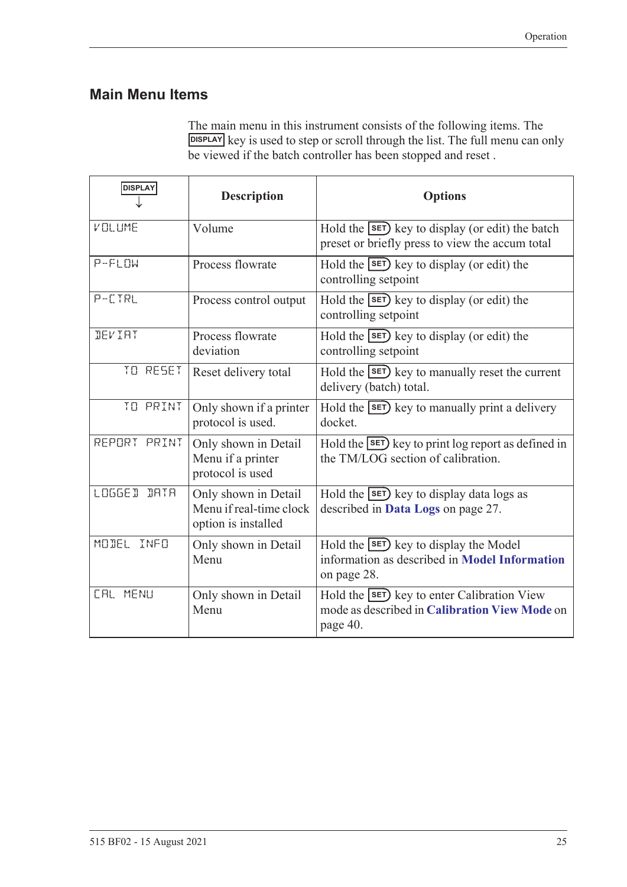## Main Menu Items

The main menu in this instrument consists of the following items. The DISPLAY key is used to step or scroll through the list. The full menu can only be viewed if the batch controller has been stopped and reset .

| DISPLAY ↓ | Description | Options |
|---|---|---|
| VOLUME | Volume | Hold the SET key to display (or edit) the batch preset or briefly press to view the accum total |
| P-FLOW | Process flowrate | Hold the SET key to display (or edit) the controlling setpoint |
| P-CTRL | Process control output | Hold the SET key to display (or edit) the controlling setpoint |
| DEVIAT | Process flowrate deviation | Hold the SET key to display (or edit) the controlling setpoint |
| TO RESET | Reset delivery total | Hold the SET key to manually reset the current delivery (batch) total. |
| TO PRINT | Only shown if a printer protocol is used. | Hold the SET key to manually print a delivery docket. |
| REPORT PRINT | Only shown in Detail Menu if a printer protocol is used | Hold the SET key to print log report as defined in the TM/LOG section of calibration. |
| LOGGED DATA | Only shown in Detail Menu if real-time clock option is installed | Hold the SET key to display data logs as described in **Data Logs** on page 27. |
| MODEL INFO | Only shown in Detail Menu | Hold the SET key to display the Model information as described in **Model Information** on page 28. |
| CAL MENU | Only shown in Detail Menu | Hold the SET key to enter Calibration View mode as described in **Calibration View Mode** on page 40. |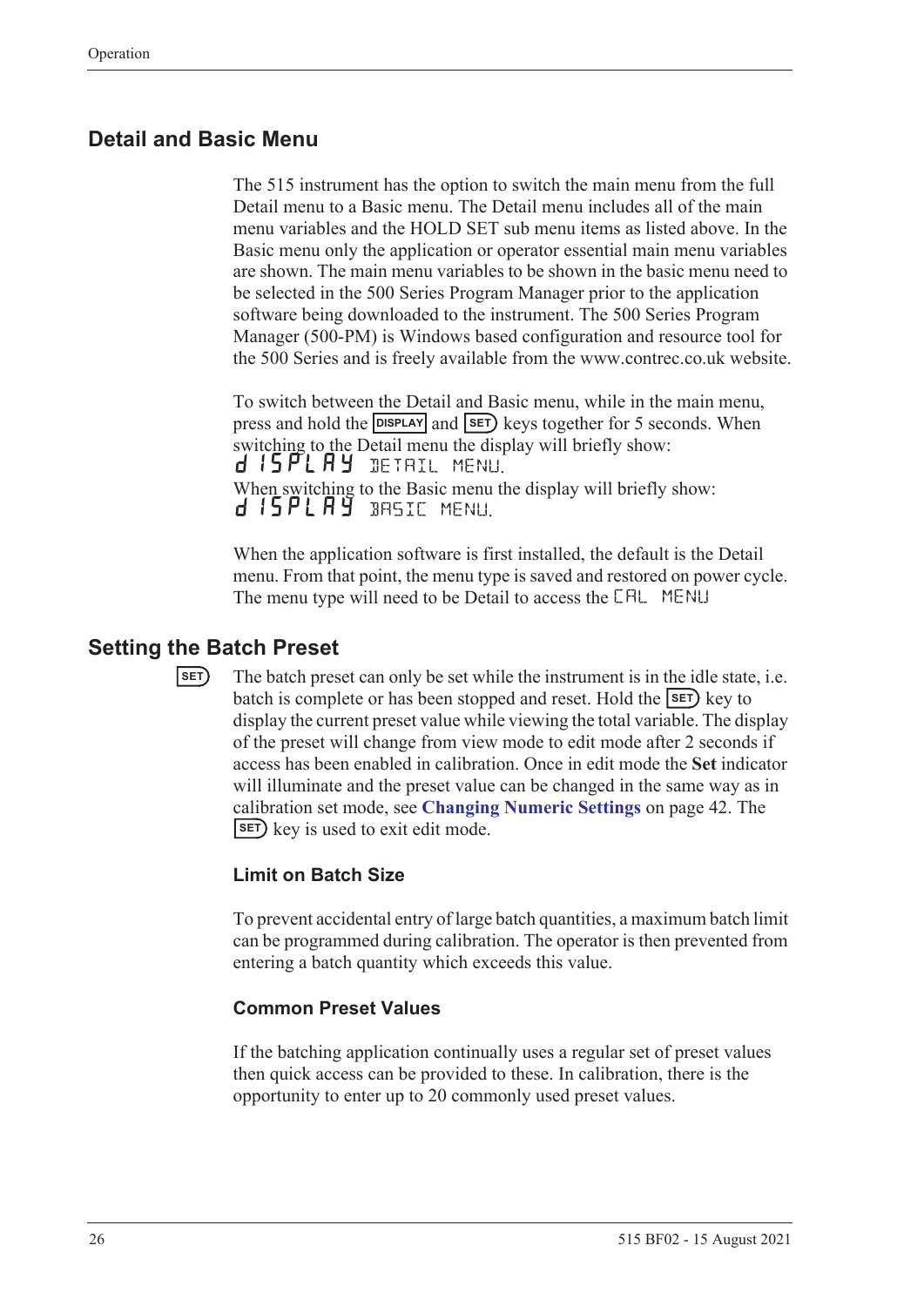## Detail and Basic Menu

The 515 instrument has the option to switch the main menu from the full Detail menu to a Basic menu. The Detail menu includes all of the main menu variables and the HOLD SET sub menu items as listed above. In the Basic menu only the application or operator essential main menu variables are shown. The main menu variables to be shown in the basic menu need to be selected in the 500 Series Program Manager prior to the application software being downloaded to the instrument. The 500 Series Program Manager (500-PM) is Windows based configuration and resource tool for the 500 Series and is freely available from the www.contrec.co.uk website.

To switch between the Detail and Basic menu, while in the main menu, press and hold the DISPLAY and SET keys together for 5 seconds. When switching to the Detail menu the display will briefly show:
dISPLAY DETAIL MENU.
When switching to the Basic menu the display will briefly show:
dISPLAY BASIC MENU.

When the application software is first installed, the default is the Detail menu. From that point, the menu type is saved and restored on power cycle. The menu type will need to be Detail to access the CAL MENU

## Setting the Batch Preset

SET The batch preset can only be set while the instrument is in the idle state, i.e. batch is complete or has been stopped and reset. Hold the SET key to display the current preset value while viewing the total variable. The display of the preset will change from view mode to edit mode after 2 seconds if access has been enabled in calibration. Once in edit mode the **Set** indicator will illuminate and the preset value can be changed in the same way as in calibration set mode, see **Changing Numeric Settings** on page 42. The SET key is used to exit edit mode.

### Limit on Batch Size

To prevent accidental entry of large batch quantities, a maximum batch limit can be programmed during calibration. The operator is then prevented from entering a batch quantity which exceeds this value.

### Common Preset Values

If the batching application continually uses a regular set of preset values then quick access can be provided to these. In calibration, there is the opportunity to enter up to 20 commonly used preset values.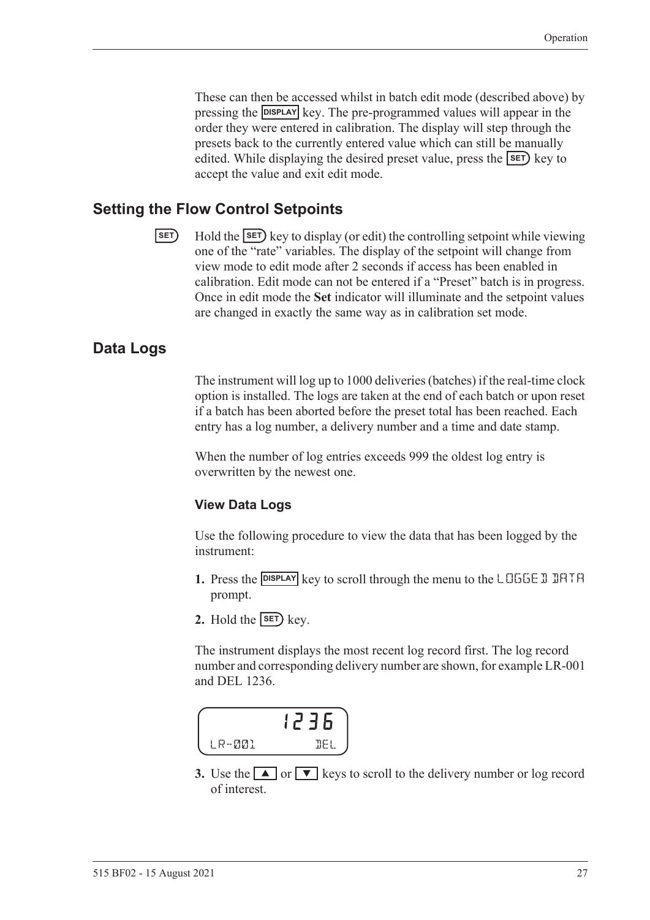These can then be accessed whilst in batch edit mode (described above) by pressing the DISPLAY key. The pre-programmed values will appear in the order they were entered in calibration. The display will step through the presets back to the currently entered value which can still be manually edited. While displaying the desired preset value, press the SET key to accept the value and exit edit mode.

## Setting the Flow Control Setpoints

SET

Hold the SET key to display (or edit) the controlling setpoint while viewing one of the "rate" variables. The display of the setpoint will change from view mode to edit mode after 2 seconds if access has been enabled in calibration. Edit mode can not be entered if a "Preset" batch is in progress. Once in edit mode the **Set** indicator will illuminate and the setpoint values are changed in exactly the same way as in calibration set mode.

## Data Logs

The instrument will log up to 1000 deliveries (batches) if the real-time clock option is installed. The logs are taken at the end of each batch or upon reset if a batch has been aborted before the preset total has been reached. Each entry has a log number, a delivery number and a time and date stamp.

When the number of log entries exceeds 999 the oldest log entry is overwritten by the newest one.

### View Data Logs

Use the following procedure to view the data that has been logged by the instrument:

1. Press the DISPLAY key to scroll through the menu to the LOGGED DATA prompt.
2. Hold the SET key.

The instrument displays the most recent log record first. The log record number and corresponding delivery number are shown, for example LR-001 and DEL 1236.

```
        1236
LR-001       DEL
```

3. Use the ▲ or ▼ keys to scroll to the delivery number or log record of interest.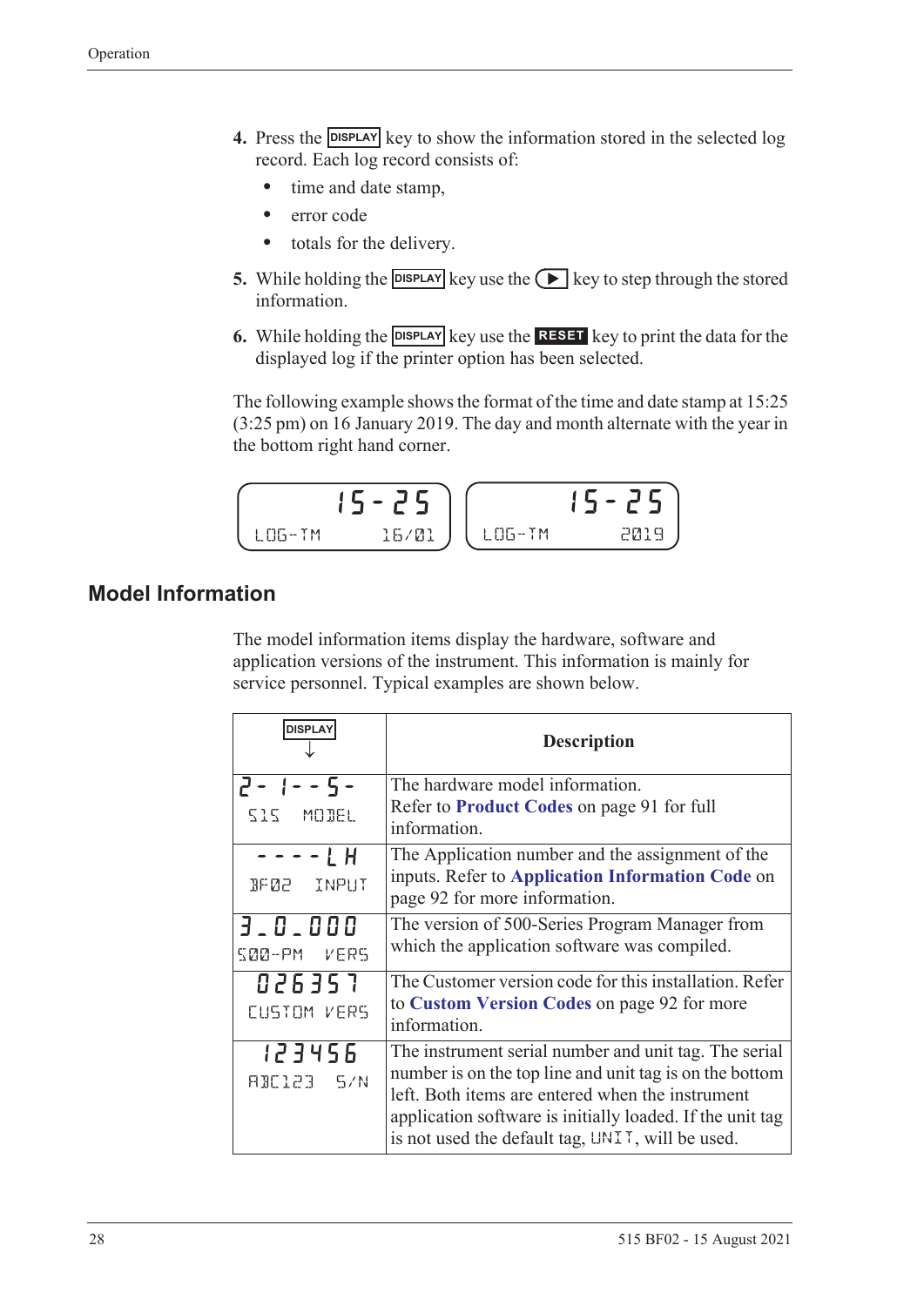4. Press the DISPLAY key to show the information stored in the selected log record. Each log record consists of:
   - time and date stamp,
   - error code
   - totals for the delivery.
5. While holding the DISPLAY key use the ▶ key to step through the stored information.
6. While holding the DISPLAY key use the RESET key to print the data for the displayed log if the printer option has been selected.

The following example shows the format of the time and date stamp at 15:25 (3:25 pm) on 16 January 2019. The day and month alternate with the year in the bottom right hand corner.

| 15-25<br>LOG-TM 16/01 | 15-25<br>LOG-TM 2019 |
|---|---|

## Model Information

The model information items display the hardware, software and application versions of the instrument. This information is mainly for service personnel. Typical examples are shown below.

| DISPLAY ↓ | Description |
|---|---|
| 2-1--5-<br>515 MODEL | The hardware model information.<br>Refer to **Product Codes** on page 91 for full information. |
| ----LH<br>BF02 INPUT | The Application number and the assignment of the inputs. Refer to **Application Information Code** on page 92 for more information. |
| 3_0_000<br>500-PM VERS | The version of 500-Series Program Manager from which the application software was compiled. |
| 026357<br>CUSTOM VERS | The Customer version code for this installation. Refer to **Custom Version Codes** on page 92 for more information. |
| 123456<br>ABC123 S/N | The instrument serial number and unit tag. The serial number is on the top line and unit tag is on the bottom left. Both items are entered when the instrument application software is initially loaded. If the unit tag is not used the default tag, UNIT, will be used. |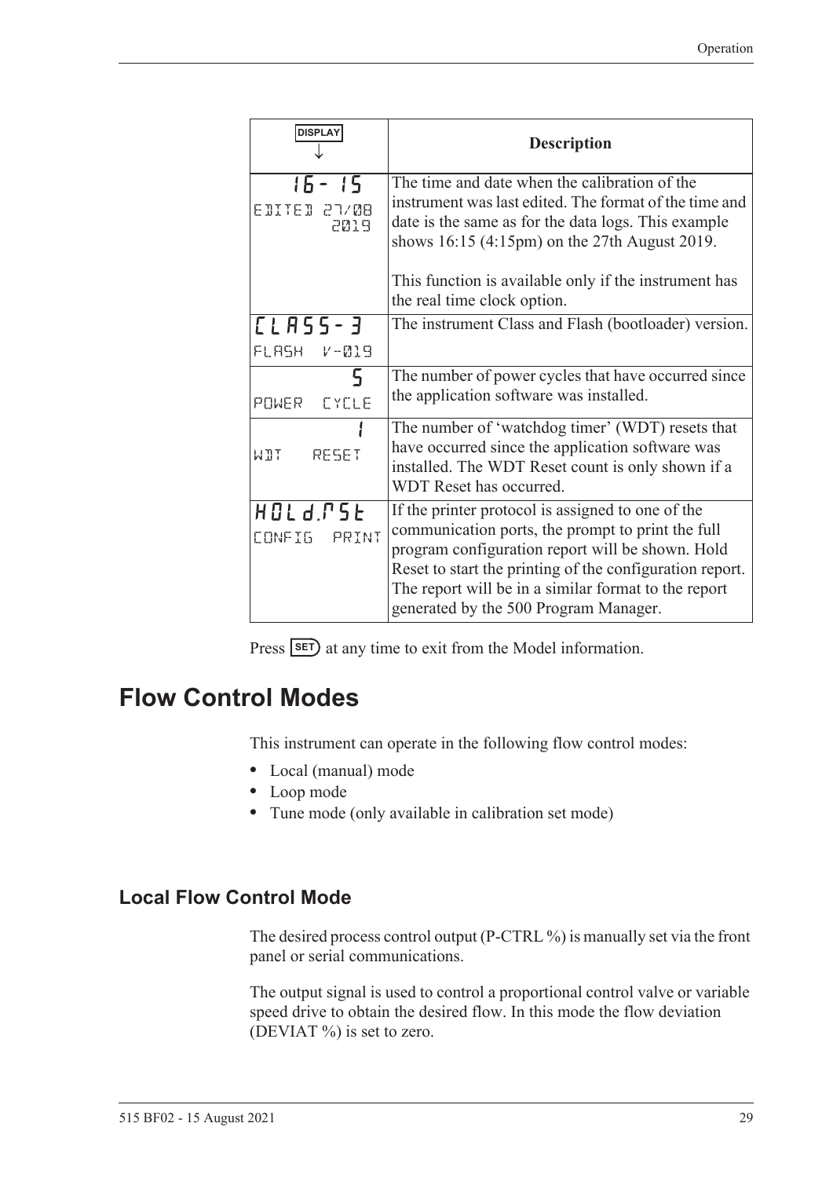| DISPLAY ↓ | Description |
|---|---|
| 16- 15<br>EDITED 27/08 2019 | The time and date when the calibration of the instrument was last edited. The format of the time and date is the same as for the data logs. This example shows 16:15 (4:15pm) on the 27th August 2019.<br><br>This function is available only if the instrument has the real time clock option. |
| CLASS- 3<br>FLASH V-019 | The instrument Class and Flash (bootloader) version. |
| 5<br>POWER CYCLE | The number of power cycles that have occurred since the application software was installed. |
| 1<br>WDT RESET | The number of 'watchdog timer' (WDT) resets that have occurred since the application software was installed. The WDT Reset count is only shown if a WDT Reset has occurred. |
| HOLd.rSt<br>CONFIG PRINT | If the printer protocol is assigned to one of the communication ports, the prompt to print the full program configuration report will be shown. Hold Reset to start the printing of the configuration report. The report will be in a similar format to the report generated by the 500 Program Manager. |

Press SET at any time to exit from the Model information.

# Flow Control Modes

This instrument can operate in the following flow control modes:

- Local (manual) mode
- Loop mode
- Tune mode (only available in calibration set mode)

## Local Flow Control Mode

The desired process control output (P-CTRL %) is manually set via the front panel or serial communications.

The output signal is used to control a proportional control valve or variable speed drive to obtain the desired flow. In this mode the flow deviation (DEVIAT %) is set to zero.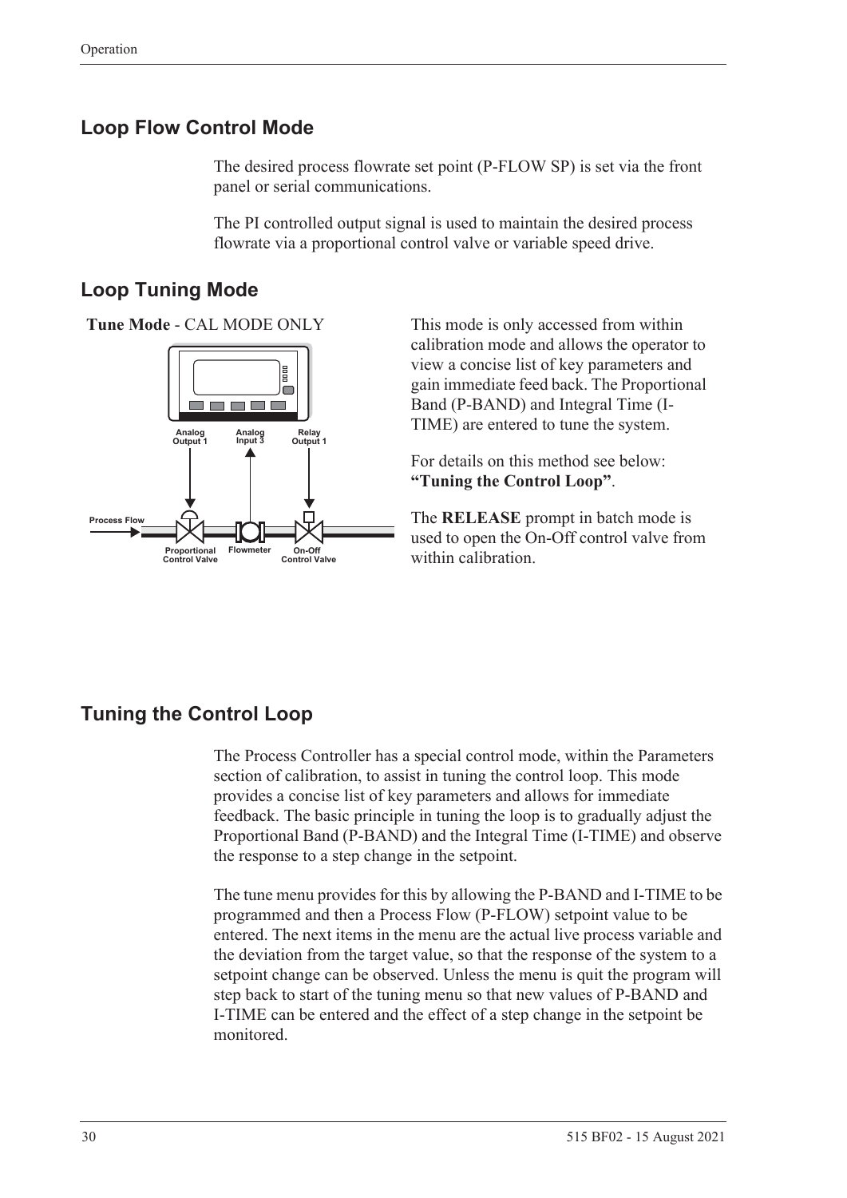## Loop Flow Control Mode

The desired process flowrate set point (P-FLOW SP) is set via the front panel or serial communications.

The PI controlled output signal is used to maintain the desired process flowrate via a proportional control valve or variable speed drive.

## Loop Tuning Mode

**Tune Mode** - CAL MODE ONLY

This mode is only accessed from within calibration mode and allows the operator to view a concise list of key parameters and gain immediate feed back. The Proportional Band (P-BAND) and Integral Time (I-TIME) are entered to tune the system.

For details on this method see below: **"Tuning the Control Loop"**.

The **RELEASE** prompt in batch mode is used to open the On-Off control valve from within calibration.

## Tuning the Control Loop

The Process Controller has a special control mode, within the Parameters section of calibration, to assist in tuning the control loop. This mode provides a concise list of key parameters and allows for immediate feedback. The basic principle in tuning the loop is to gradually adjust the Proportional Band (P-BAND) and the Integral Time (I-TIME) and observe the response to a step change in the setpoint.

The tune menu provides for this by allowing the P-BAND and I-TIME to be programmed and then a Process Flow (P-FLOW) setpoint value to be entered. The next items in the menu are the actual live process variable and the deviation from the target value, so that the response of the system to a setpoint change can be observed. Unless the menu is quit the program will step back to start of the tuning menu so that new values of P-BAND and I-TIME can be entered and the effect of a step change in the setpoint be monitored.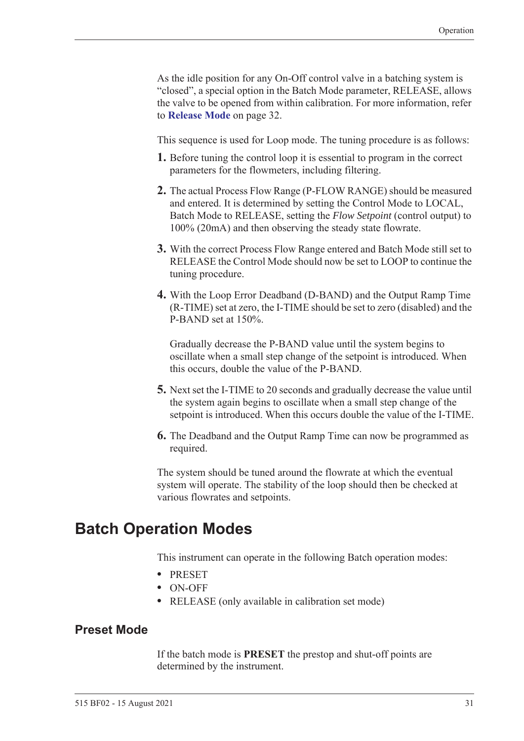As the idle position for any On-Off control valve in a batching system is "closed", a special option in the Batch Mode parameter, RELEASE, allows the valve to be opened from within calibration. For more information, refer to **Release Mode** on page 32.

This sequence is used for Loop mode. The tuning procedure is as follows:

1. Before tuning the control loop it is essential to program in the correct parameters for the flowmeters, including filtering.
2. The actual Process Flow Range (P-FLOW RANGE) should be measured and entered. It is determined by setting the Control Mode to LOCAL, Batch Mode to RELEASE, setting the *Flow Setpoint* (control output) to 100% (20mA) and then observing the steady state flowrate.
3. With the correct Process Flow Range entered and Batch Mode still set to RELEASE the Control Mode should now be set to LOOP to continue the tuning procedure.
4. With the Loop Error Deadband (D-BAND) and the Output Ramp Time (R-TIME) set at zero, the I-TIME should be set to zero (disabled) and the P-BAND set at 150%.

   Gradually decrease the P-BAND value until the system begins to oscillate when a small step change of the setpoint is introduced. When this occurs, double the value of the P-BAND.
5. Next set the I-TIME to 20 seconds and gradually decrease the value until the system again begins to oscillate when a small step change of the setpoint is introduced. When this occurs double the value of the I-TIME.
6. The Deadband and the Output Ramp Time can now be programmed as required.

The system should be tuned around the flowrate at which the eventual system will operate. The stability of the loop should then be checked at various flowrates and setpoints.

# Batch Operation Modes

This instrument can operate in the following Batch operation modes:

- PRESET
- ON-OFF
- RELEASE (only available in calibration set mode)

## Preset Mode

If the batch mode is **PRESET** the prestop and shut-off points are determined by the instrument.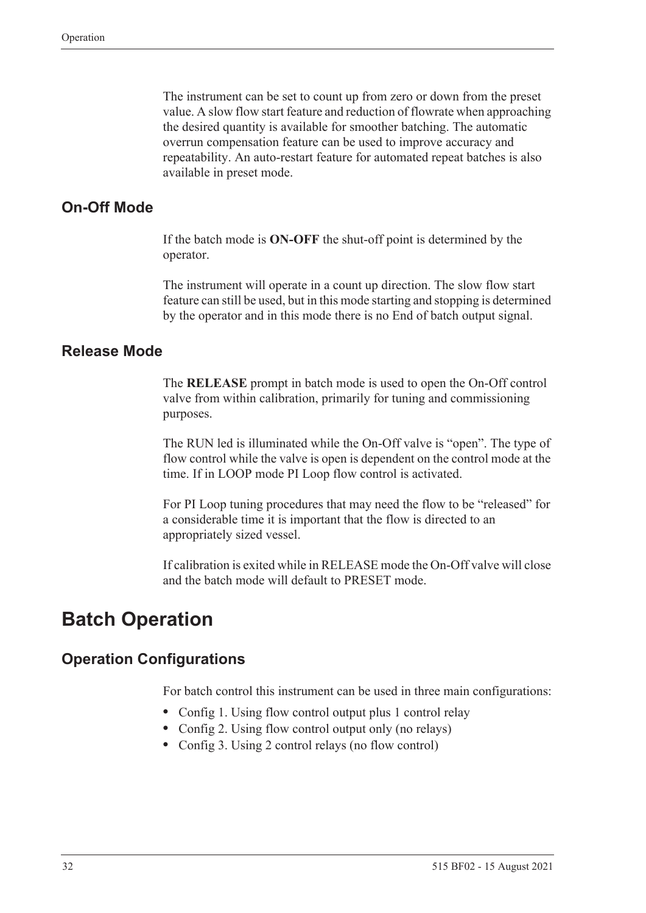The instrument can be set to count up from zero or down from the preset value. A slow flow start feature and reduction of flowrate when approaching the desired quantity is available for smoother batching. The automatic overrun compensation feature can be used to improve accuracy and repeatability. An auto-restart feature for automated repeat batches is also available in preset mode.

### On-Off Mode

If the batch mode is **ON-OFF** the shut-off point is determined by the operator.

The instrument will operate in a count up direction. The slow flow start feature can still be used, but in this mode starting and stopping is determined by the operator and in this mode there is no End of batch output signal.

### Release Mode

The **RELEASE** prompt in batch mode is used to open the On-Off control valve from within calibration, primarily for tuning and commissioning purposes.

The RUN led is illuminated while the On-Off valve is "open". The type of flow control while the valve is open is dependent on the control mode at the time. If in LOOP mode PI Loop flow control is activated.

For PI Loop tuning procedures that may need the flow to be "released" for a considerable time it is important that the flow is directed to an appropriately sized vessel.

If calibration is exited while in RELEASE mode the On-Off valve will close and the batch mode will default to PRESET mode.

## Batch Operation

### Operation Configurations

For batch control this instrument can be used in three main configurations:

- Config 1. Using flow control output plus 1 control relay
- Config 2. Using flow control output only (no relays)
- Config 3. Using 2 control relays (no flow control)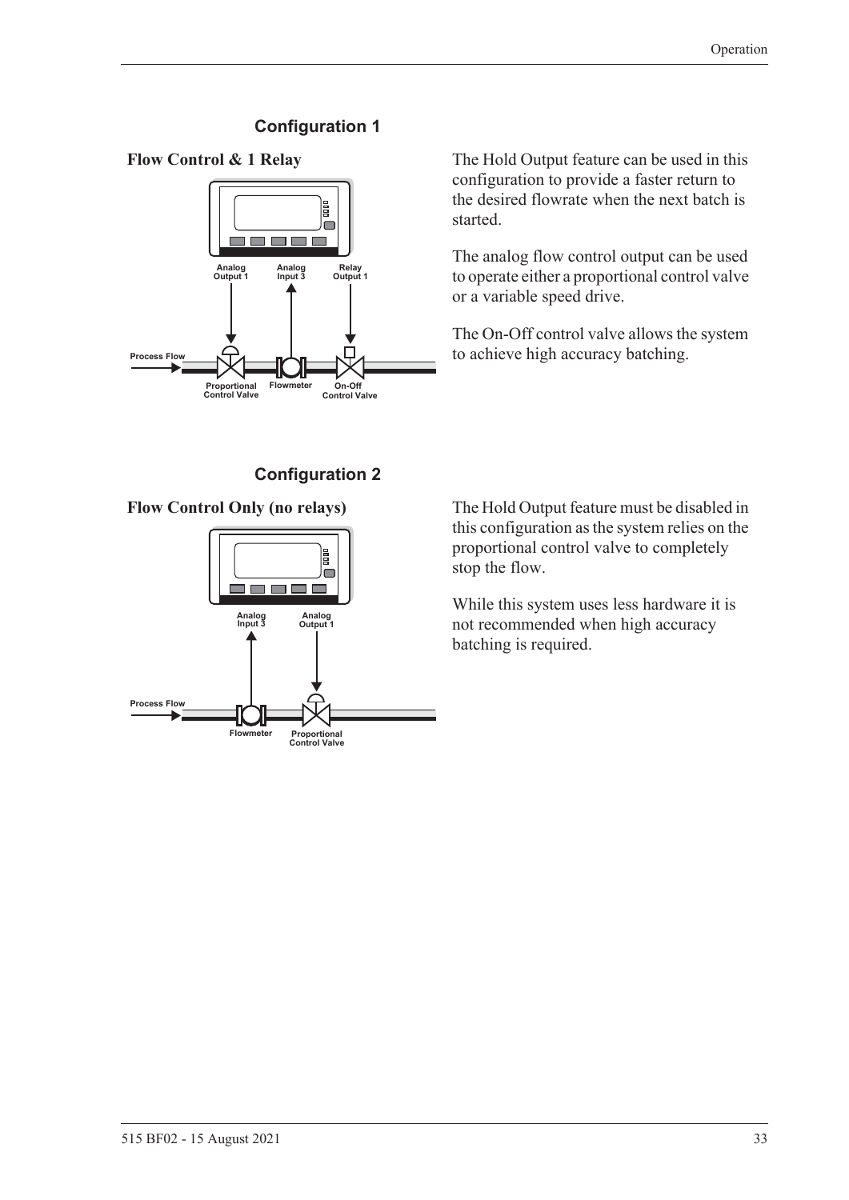## Configuration 1

**Flow Control & 1 Relay**

The Hold Output feature can be used in this configuration to provide a faster return to the desired flowrate when the next batch is started.

The analog flow control output can be used to operate either a proportional control valve or a variable speed drive.

The On-Off control valve allows the system to achieve high accuracy batching.

## Configuration 2

**Flow Control Only (no relays)**

The Hold Output feature must be disabled in this configuration as the system relies on the proportional control valve to completely stop the flow.

While this system uses less hardware it is not recommended when high accuracy batching is required.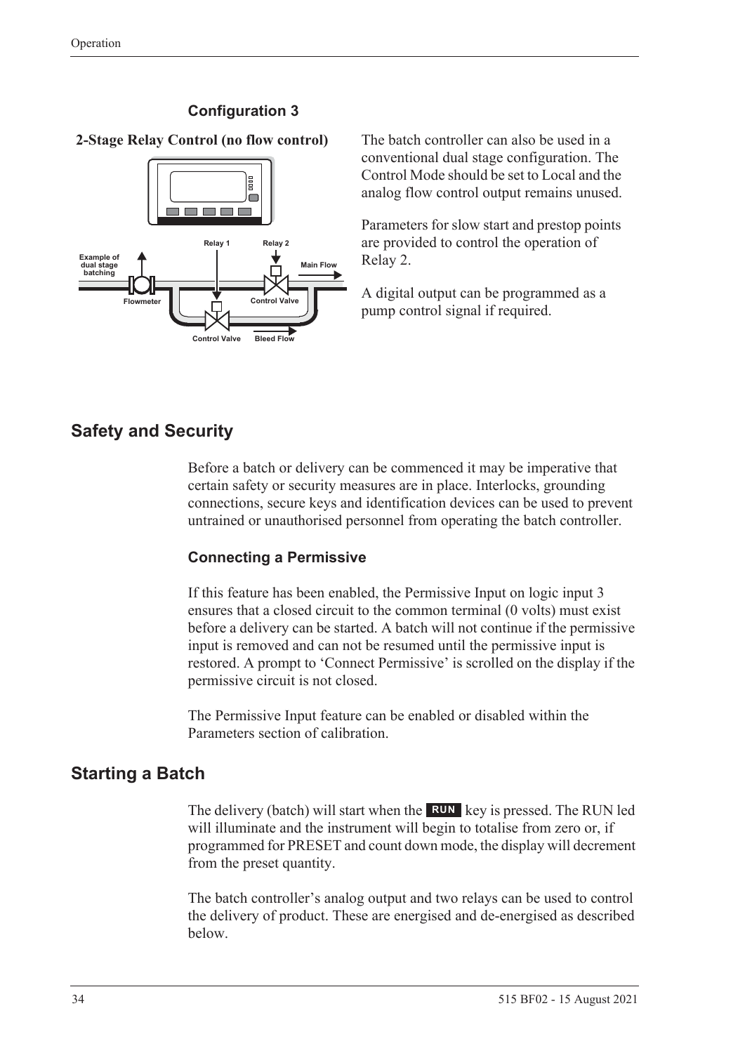### Configuration 3

**2-Stage Relay Control (no flow control)**

The batch controller can also be used in a conventional dual stage configuration. The Control Mode should be set to Local and the analog flow control output remains unused.

Parameters for slow start and prestop points are provided to control the operation of Relay 2.

A digital output can be programmed as a pump control signal if required.

## Safety and Security

Before a batch or delivery can be commenced it may be imperative that certain safety or security measures are in place. Interlocks, grounding connections, secure keys and identification devices can be used to prevent untrained or unauthorised personnel from operating the batch controller.

### Connecting a Permissive

If this feature has been enabled, the Permissive Input on logic input 3 ensures that a closed circuit to the common terminal (0 volts) must exist before a delivery can be started. A batch will not continue if the permissive input is removed and can not be resumed until the permissive input is restored. A prompt to 'Connect Permissive' is scrolled on the display if the permissive circuit is not closed.

The Permissive Input feature can be enabled or disabled within the Parameters section of calibration.

## Starting a Batch

The delivery (batch) will start when the **RUN** key is pressed. The RUN led will illuminate and the instrument will begin to totalise from zero or, if programmed for PRESET and count down mode, the display will decrement from the preset quantity.

The batch controller's analog output and two relays can be used to control the delivery of product. These are energised and de-energised as described below.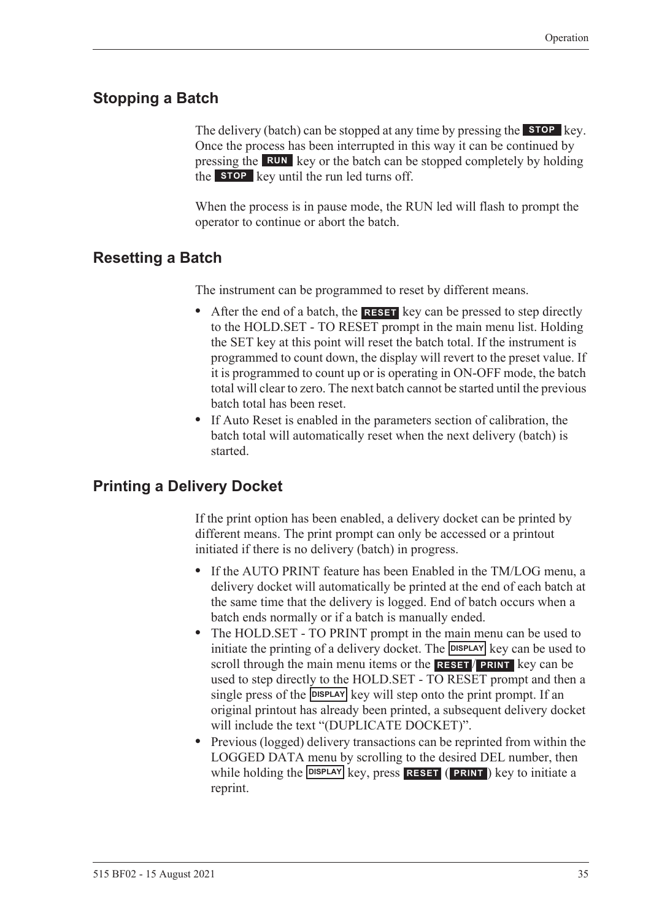## Stopping a Batch

The delivery (batch) can be stopped at any time by pressing the **STOP** key. Once the process has been interrupted in this way it can be continued by pressing the **RUN** key or the batch can be stopped completely by holding the **STOP** key until the run led turns off.

When the process is in pause mode, the RUN led will flash to prompt the operator to continue or abort the batch.

## Resetting a Batch

The instrument can be programmed to reset by different means.

- After the end of a batch, the **RESET** key can be pressed to step directly to the HOLD.SET - TO RESET prompt in the main menu list. Holding the SET key at this point will reset the batch total. If the instrument is programmed to count down, the display will revert to the preset value. If it is programmed to count up or is operating in ON-OFF mode, the batch total will clear to zero. The next batch cannot be started until the previous batch total has been reset.
- If Auto Reset is enabled in the parameters section of calibration, the batch total will automatically reset when the next delivery (batch) is started.

## Printing a Delivery Docket

If the print option has been enabled, a delivery docket can be printed by different means. The print prompt can only be accessed or a printout initiated if there is no delivery (batch) in progress.

- If the AUTO PRINT feature has been Enabled in the TM/LOG menu, a delivery docket will automatically be printed at the end of each batch at the same time that the delivery is logged. End of batch occurs when a batch ends normally or if a batch is manually ended.
- The HOLD.SET - TO PRINT prompt in the main menu can be used to initiate the printing of a delivery docket. The **DISPLAY** key can be used to scroll through the main menu items or the **RESET**/**PRINT** key can be used to step directly to the HOLD.SET - TO RESET prompt and then a single press of the **DISPLAY** key will step onto the print prompt. If an original printout has already been printed, a subsequent delivery docket will include the text "(DUPLICATE DOCKET)".
- Previous (logged) delivery transactions can be reprinted from within the LOGGED DATA menu by scrolling to the desired DEL number, then while holding the **DISPLAY** key, press **RESET** (**PRINT**) key to initiate a reprint.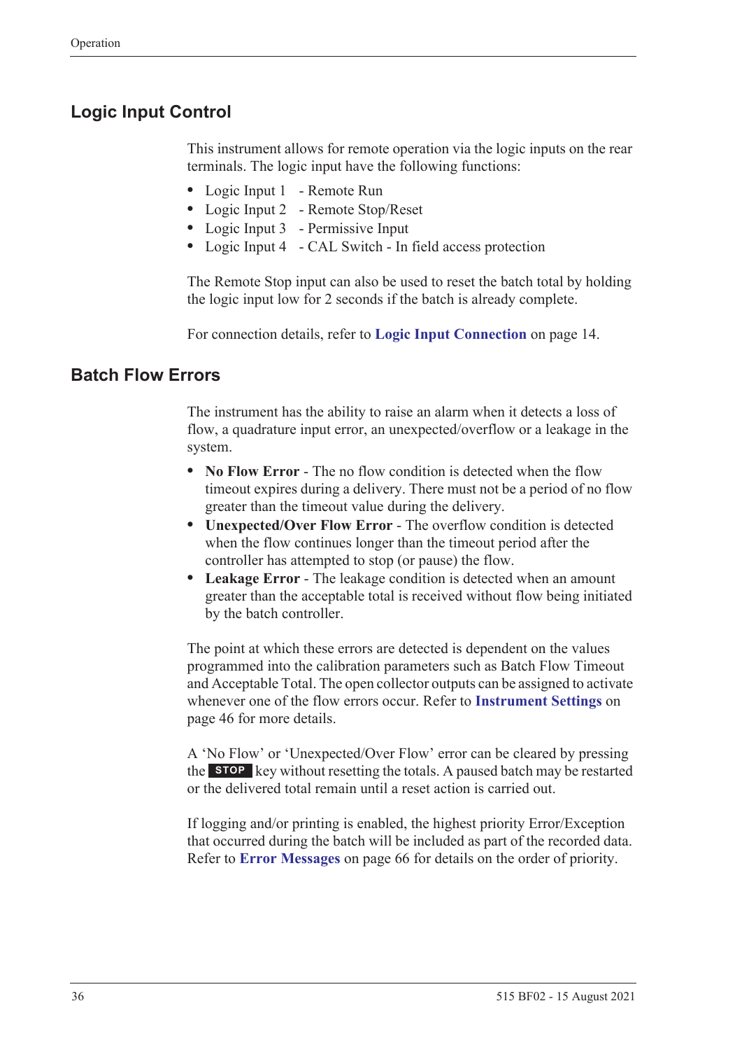## Logic Input Control

This instrument allows for remote operation via the logic inputs on the rear terminals. The logic input have the following functions:

- Logic Input 1 - Remote Run
- Logic Input 2 - Remote Stop/Reset
- Logic Input 3 - Permissive Input
- Logic Input 4 - CAL Switch - In field access protection

The Remote Stop input can also be used to reset the batch total by holding the logic input low for 2 seconds if the batch is already complete.

For connection details, refer to **Logic Input Connection** on page 14.

## Batch Flow Errors

The instrument has the ability to raise an alarm when it detects a loss of flow, a quadrature input error, an unexpected/overflow or a leakage in the system.

- **No Flow Error** - The no flow condition is detected when the flow timeout expires during a delivery. There must not be a period of no flow greater than the timeout value during the delivery.
- **Unexpected/Over Flow Error** - The overflow condition is detected when the flow continues longer than the timeout period after the controller has attempted to stop (or pause) the flow.
- **Leakage Error** - The leakage condition is detected when an amount greater than the acceptable total is received without flow being initiated by the batch controller.

The point at which these errors are detected is dependent on the values programmed into the calibration parameters such as Batch Flow Timeout and Acceptable Total. The open collector outputs can be assigned to activate whenever one of the flow errors occur. Refer to **Instrument Settings** on page 46 for more details.

A 'No Flow' or 'Unexpected/Over Flow' error can be cleared by pressing the **STOP** key without resetting the totals. A paused batch may be restarted or the delivered total remain until a reset action is carried out.

If logging and/or printing is enabled, the highest priority Error/Exception that occurred during the batch will be included as part of the recorded data. Refer to **Error Messages** on page 66 for details on the order of priority.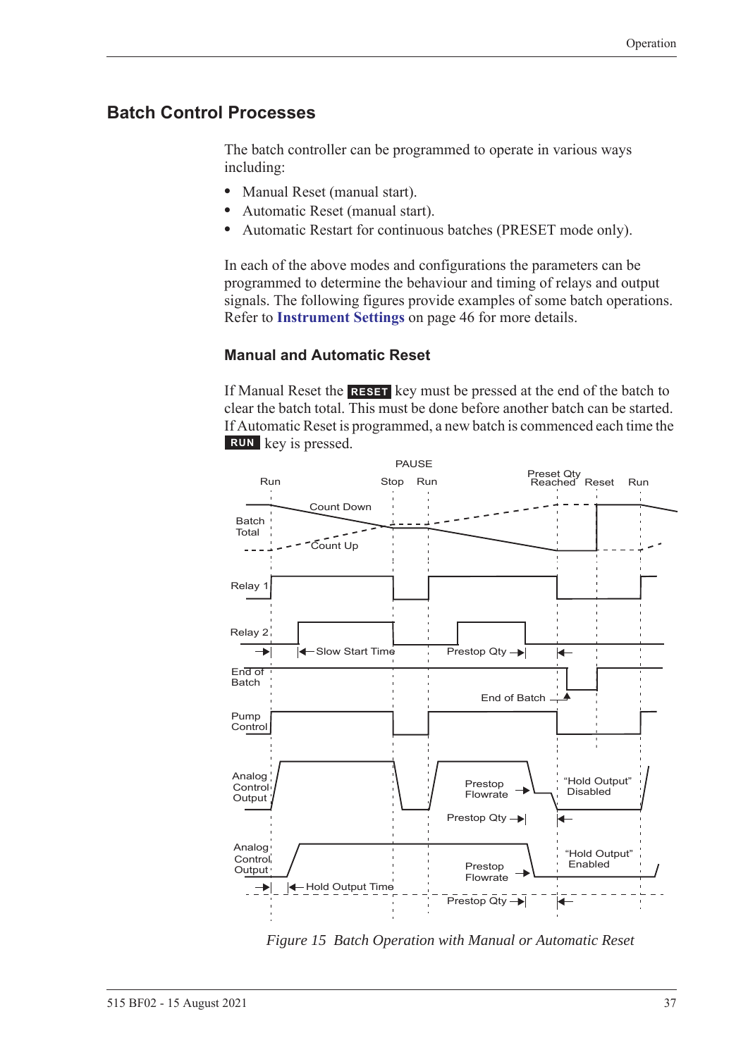## Batch Control Processes

The batch controller can be programmed to operate in various ways including:

- Manual Reset (manual start).
- Automatic Reset (manual start).
- Automatic Restart for continuous batches (PRESET mode only).

In each of the above modes and configurations the parameters can be programmed to determine the behaviour and timing of relays and output signals. The following figures provide examples of some batch operations. Refer to **Instrument Settings** on page 46 for more details.

### Manual and Automatic Reset

If Manual Reset the **RESET** key must be pressed at the end of the batch to clear the batch total. This must be done before another batch can be started. If Automatic Reset is programmed, a new batch is commenced each time the **RUN** key is pressed.

*Figure 15 Batch Operation with Manual or Automatic Reset*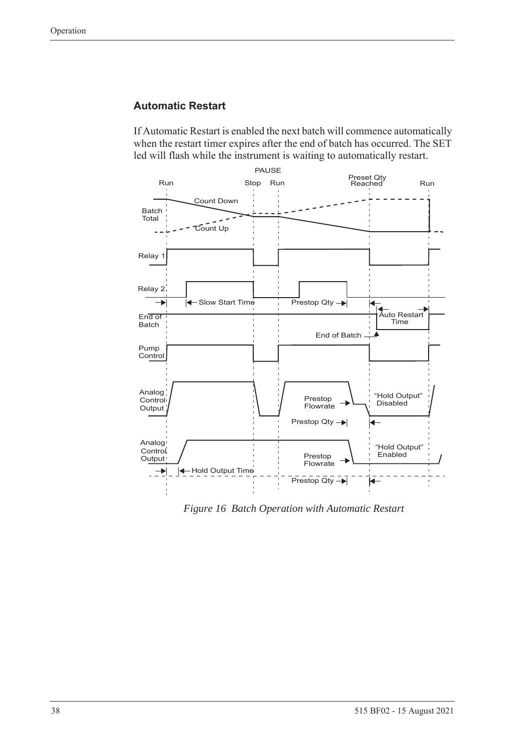### Automatic Restart

If Automatic Restart is enabled the next batch will commence automatically when the restart timer expires after the end of batch has occurred. The SET led will flash while the instrument is waiting to automatically restart.

*Figure 16 Batch Operation with Automatic Restart*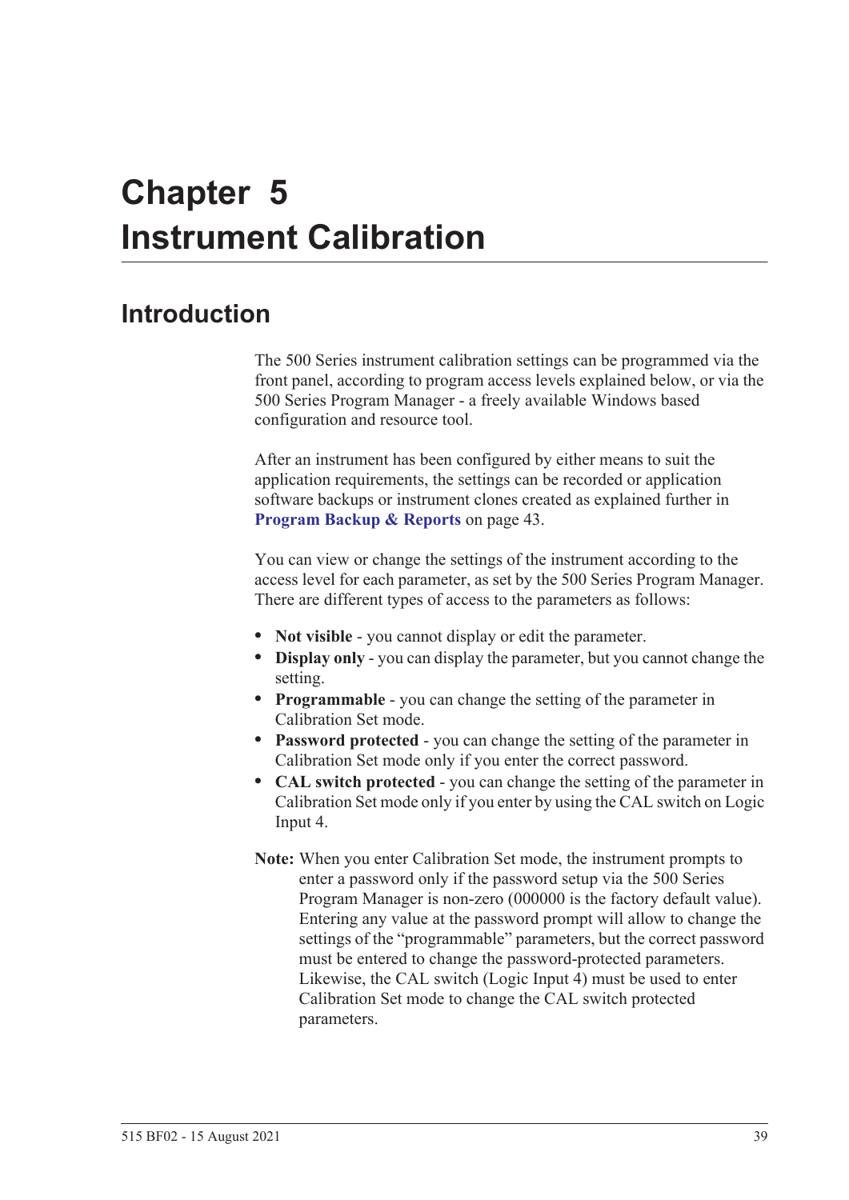# Chapter 5 Instrument Calibration

## Introduction

The 500 Series instrument calibration settings can be programmed via the front panel, according to program access levels explained below, or via the 500 Series Program Manager - a freely available Windows based configuration and resource tool.

After an instrument has been configured by either means to suit the application requirements, the settings can be recorded or application software backups or instrument clones created as explained further in **Program Backup & Reports** on page 43.

You can view or change the settings of the instrument according to the access level for each parameter, as set by the 500 Series Program Manager. There are different types of access to the parameters as follows:

- **Not visible** - you cannot display or edit the parameter.
- **Display only** - you can display the parameter, but you cannot change the setting.
- **Programmable** - you can change the setting of the parameter in Calibration Set mode.
- **Password protected** - you can change the setting of the parameter in Calibration Set mode only if you enter the correct password.
- **CAL switch protected** - you can change the setting of the parameter in Calibration Set mode only if you enter by using the CAL switch on Logic Input 4.

**Note:** When you enter Calibration Set mode, the instrument prompts to enter a password only if the password setup via the 500 Series Program Manager is non-zero (000000 is the factory default value). Entering any value at the password prompt will allow to change the settings of the "programmable" parameters, but the correct password must be entered to change the password-protected parameters. Likewise, the CAL switch (Logic Input 4) must be used to enter Calibration Set mode to change the CAL switch protected parameters.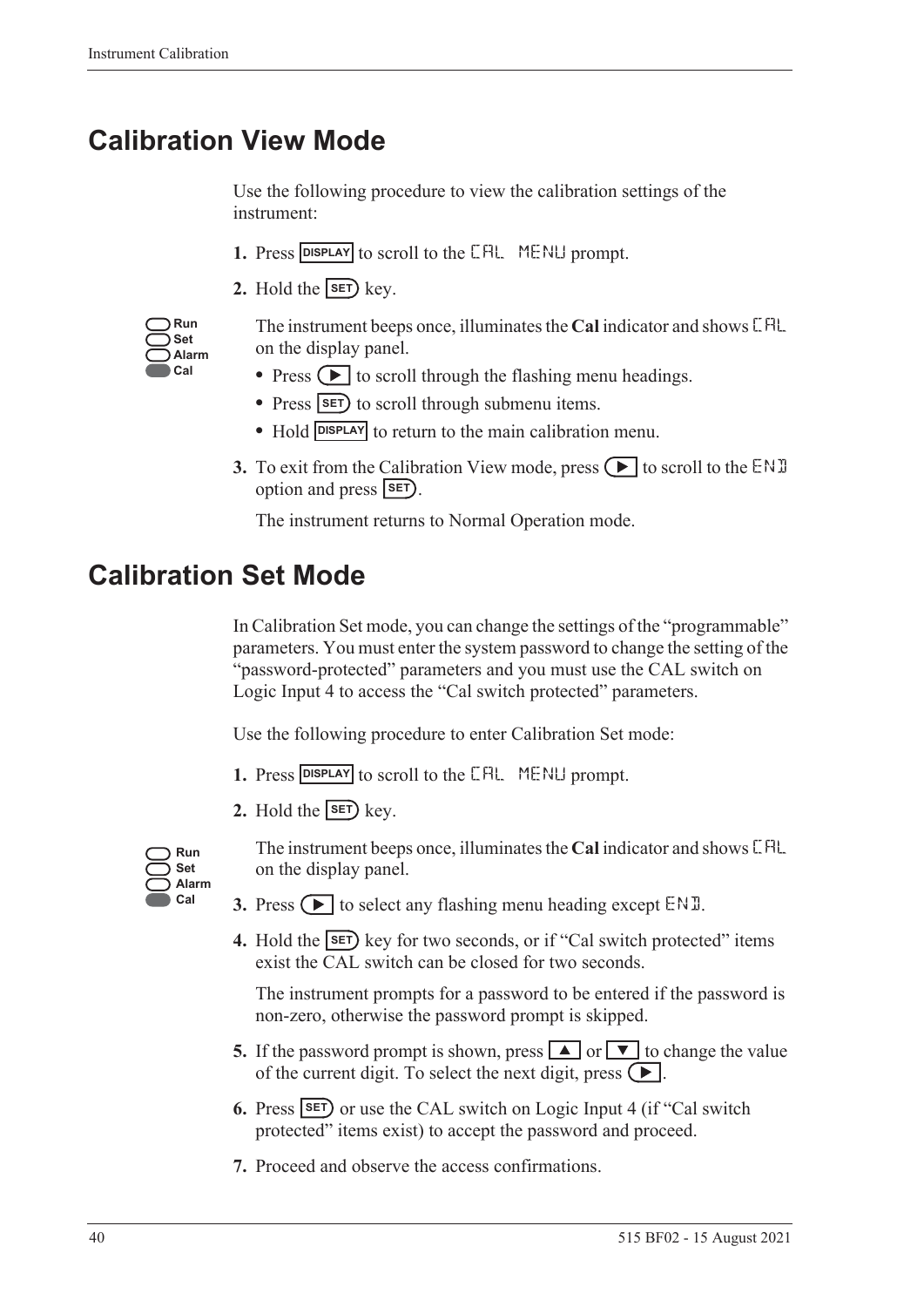# Calibration View Mode

Use the following procedure to view the calibration settings of the instrument:

1. Press DISPLAY to scroll to the CAL MENU prompt.
2. Hold the SET key.

   Run
   Set
   Alarm
   Cal

   The instrument beeps once, illuminates the **Cal** indicator and shows CAL on the display panel.

   - Press ▶ to scroll through the flashing menu headings.
   - Press SET to scroll through submenu items.
   - Hold DISPLAY to return to the main calibration menu.

3. To exit from the Calibration View mode, press ▶ to scroll to the END option and press SET.

   The instrument returns to Normal Operation mode.

# Calibration Set Mode

In Calibration Set mode, you can change the settings of the "programmable" parameters. You must enter the system password to change the setting of the "password-protected" parameters and you must use the CAL switch on Logic Input 4 to access the "Cal switch protected" parameters.

Use the following procedure to enter Calibration Set mode:

1. Press DISPLAY to scroll to the CAL MENU prompt.
2. Hold the SET key.

   Run
   Set
   Alarm
   Cal

   The instrument beeps once, illuminates the **Cal** indicator and shows CAL on the display panel.

3. Press ▶ to select any flashing menu heading except END.
4. Hold the SET key for two seconds, or if "Cal switch protected" items exist the CAL switch can be closed for two seconds.

   The instrument prompts for a password to be entered if the password is non-zero, otherwise the password prompt is skipped.

5. If the password prompt is shown, press ▲ or ▼ to change the value of the current digit. To select the next digit, press ▶.
6. Press SET or use the CAL switch on Logic Input 4 (if "Cal switch protected" items exist) to accept the password and proceed.
7. Proceed and observe the access confirmations.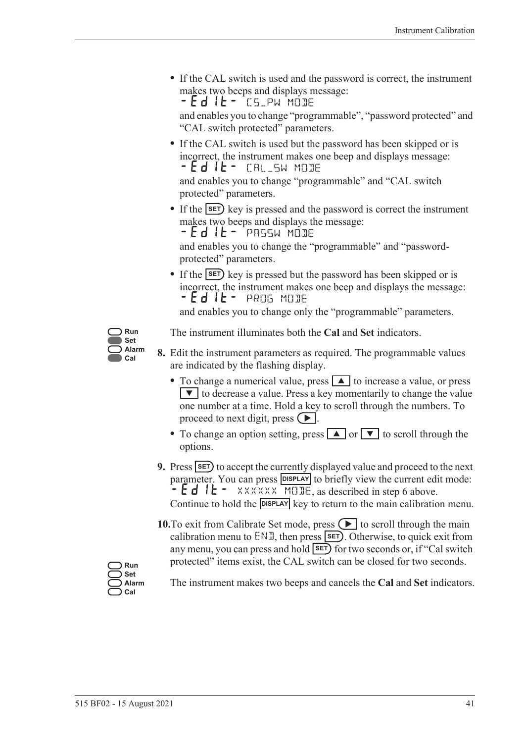- If the CAL switch is used and the password is correct, the instrument makes two beeps and displays message:
  `-Edit- CS_PW MODE`
  and enables you to change "programmable", "password protected" and "CAL switch protected" parameters.
- If the CAL switch is used but the password has been skipped or is incorrect, the instrument makes one beep and displays message:
  `-Edit- CAL_SW MODE`
  and enables you to change "programmable" and "CAL switch protected" parameters.
- If the SET key is pressed and the password is correct the instrument makes two beeps and displays the message:
  `-Edit- PASSW MODE`
  and enables you to change the "programmable" and "password-protected" parameters.
- If the SET key is pressed but the password has been skipped or is incorrect, the instrument makes one beep and displays the message:
  `-Edit- PROG MODE`
  and enables you to change only the "programmable" parameters.

Run / **Set** / Alarm / **Cal**

The instrument illuminates both the **Cal** and **Set** indicators.

**8.** Edit the instrument parameters as required. The programmable values are indicated by the flashing display.

- To change a numerical value, press ▲ to increase a value, or press ▼ to decrease a value. Press a key momentarily to change the value one number at a time. Hold a key to scroll through the numbers. To proceed to next digit, press ▶.
- To change an option setting, press ▲ or ▼ to scroll through the options.

**9.** Press SET to accept the currently displayed value and proceed to the next parameter. You can press DISPLAY to briefly view the current edit mode: `-Edit- XXXXXX MODE`, as described in step 6 above. Continue to hold the DISPLAY key to return to the main calibration menu.

**10.** To exit from Calibrate Set mode, press ▶ to scroll through the main calibration menu to `END`, then press SET. Otherwise, to quick exit from any menu, you can press and hold SET for two seconds or, if "Cal switch protected" items exist, the CAL switch can be closed for two seconds.

Run / Set / Alarm / Cal

The instrument makes two beeps and cancels the **Cal** and **Set** indicators.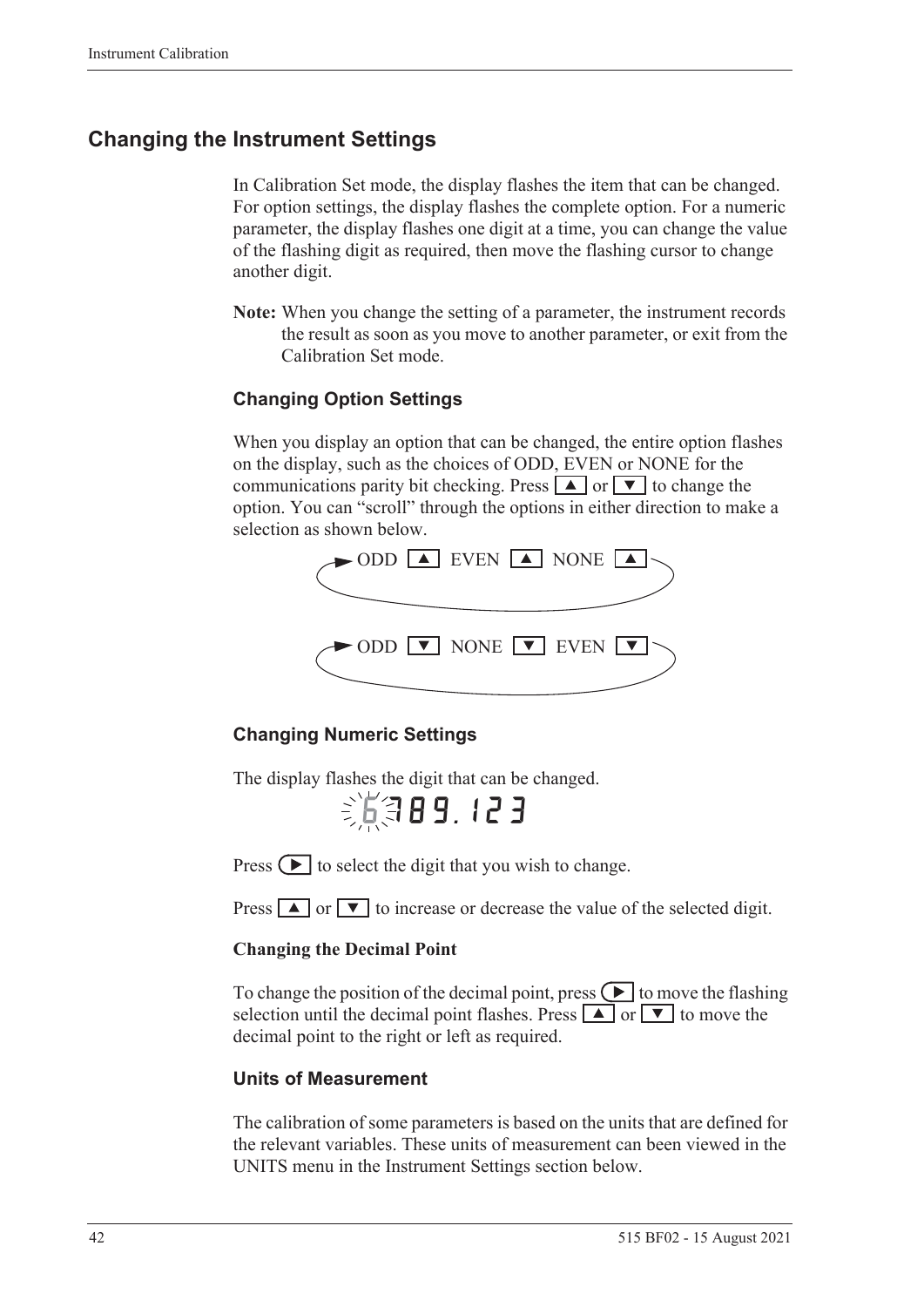## Changing the Instrument Settings

In Calibration Set mode, the display flashes the item that can be changed. For option settings, the display flashes the complete option. For a numeric parameter, the display flashes one digit at a time, you can change the value of the flashing digit as required, then move the flashing cursor to change another digit.

**Note:** When you change the setting of a parameter, the instrument records the result as soon as you move to another parameter, or exit from the Calibration Set mode.

### Changing Option Settings

When you display an option that can be changed, the entire option flashes on the display, such as the choices of ODD, EVEN or NONE for the communications parity bit checking. Press ▲ or ▼ to change the option. You can "scroll" through the options in either direction to make a selection as shown below.

ODD ▲ EVEN ▲ NONE ▲

ODD ▼ NONE ▼ EVEN ▼

### Changing Numeric Settings

The display flashes the digit that can be changed.

6789.123

Press ▶ to select the digit that you wish to change.

Press ▲ or ▼ to increase or decrease the value of the selected digit.

#### Changing the Decimal Point

To change the position of the decimal point, press ▶ to move the flashing selection until the decimal point flashes. Press ▲ or ▼ to move the decimal point to the right or left as required.

### Units of Measurement

The calibration of some parameters is based on the units that are defined for the relevant variables. These units of measurement can been viewed in the UNITS menu in the Instrument Settings section below.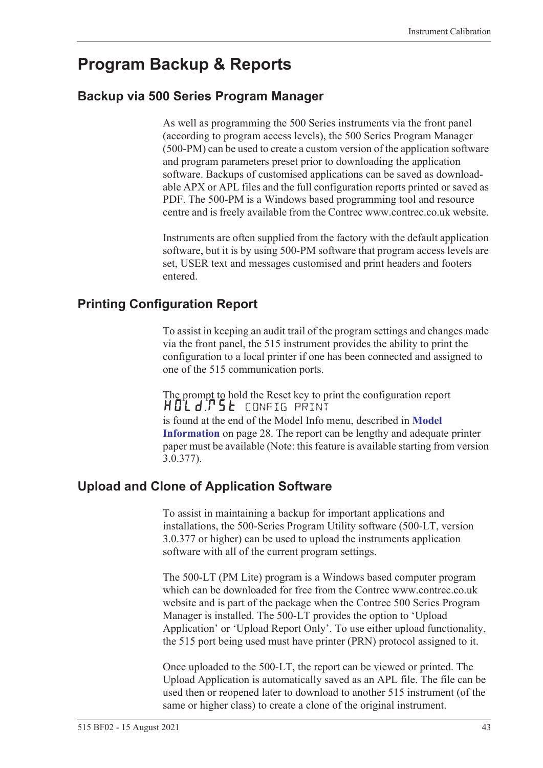# Program Backup & Reports

## Backup via 500 Series Program Manager

As well as programming the 500 Series instruments via the front panel (according to program access levels), the 500 Series Program Manager (500-PM) can be used to create a custom version of the application software and program parameters preset prior to downloading the application software. Backups of customised applications can be saved as downloadable APX or APL files and the full configuration reports printed or saved as PDF. The 500-PM is a Windows based programming tool and resource centre and is freely available from the Contrec www.contrec.co.uk website.

Instruments are often supplied from the factory with the default application software, but it is by using 500-PM software that program access levels are set, USER text and messages customised and print headers and footers entered.

## Printing Configuration Report

To assist in keeping an audit trail of the program settings and changes made via the front panel, the 515 instrument provides the ability to print the configuration to a local printer if one has been connected and assigned to one of the 515 communication ports.

The prompt to hold the Reset key to print the configuration report
HOLd.RSt CONFIG PRINT
is found at the end of the Model Info menu, described in **Model Information** on page 28. The report can be lengthy and adequate printer paper must be available (Note: this feature is available starting from version 3.0.377).

## Upload and Clone of Application Software

To assist in maintaining a backup for important applications and installations, the 500-Series Program Utility software (500-LT, version 3.0.377 or higher) can be used to upload the instruments application software with all of the current program settings.

The 500-LT (PM Lite) program is a Windows based computer program which can be downloaded for free from the Contrec www.contrec.co.uk website and is part of the package when the Contrec 500 Series Program Manager is installed. The 500-LT provides the option to 'Upload Application' or 'Upload Report Only'. To use either upload functionality, the 515 port being used must have printer (PRN) protocol assigned to it.

Once uploaded to the 500-LT, the report can be viewed or printed. The Upload Application is automatically saved as an APL file. The file can be used then or reopened later to download to another 515 instrument (of the same or higher class) to create a clone of the original instrument.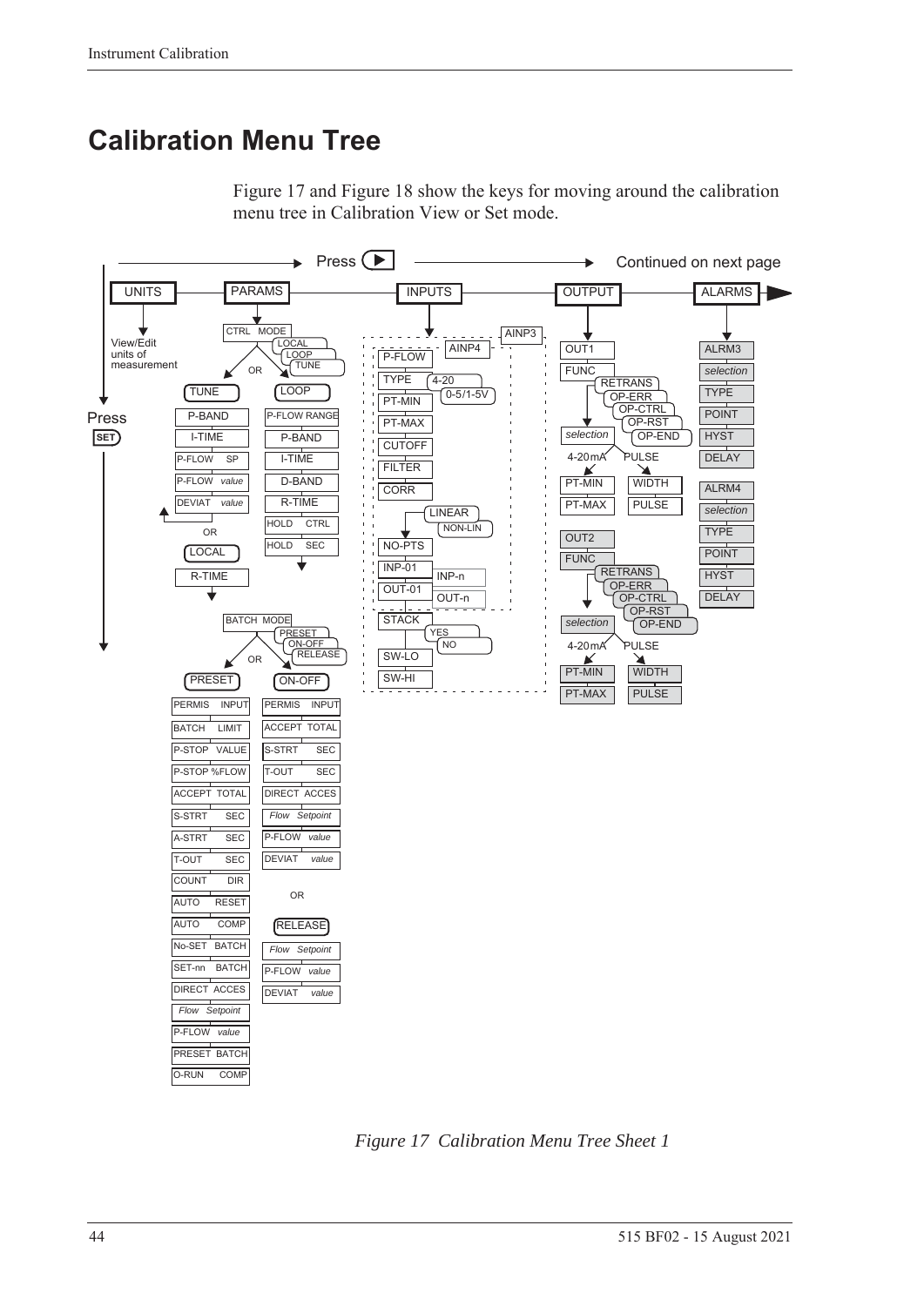# Calibration Menu Tree

Figure 17 and Figure 18 show the keys for moving around the calibration menu tree in Calibration View or Set mode.

*Figure 17 Calibration Menu Tree Sheet 1*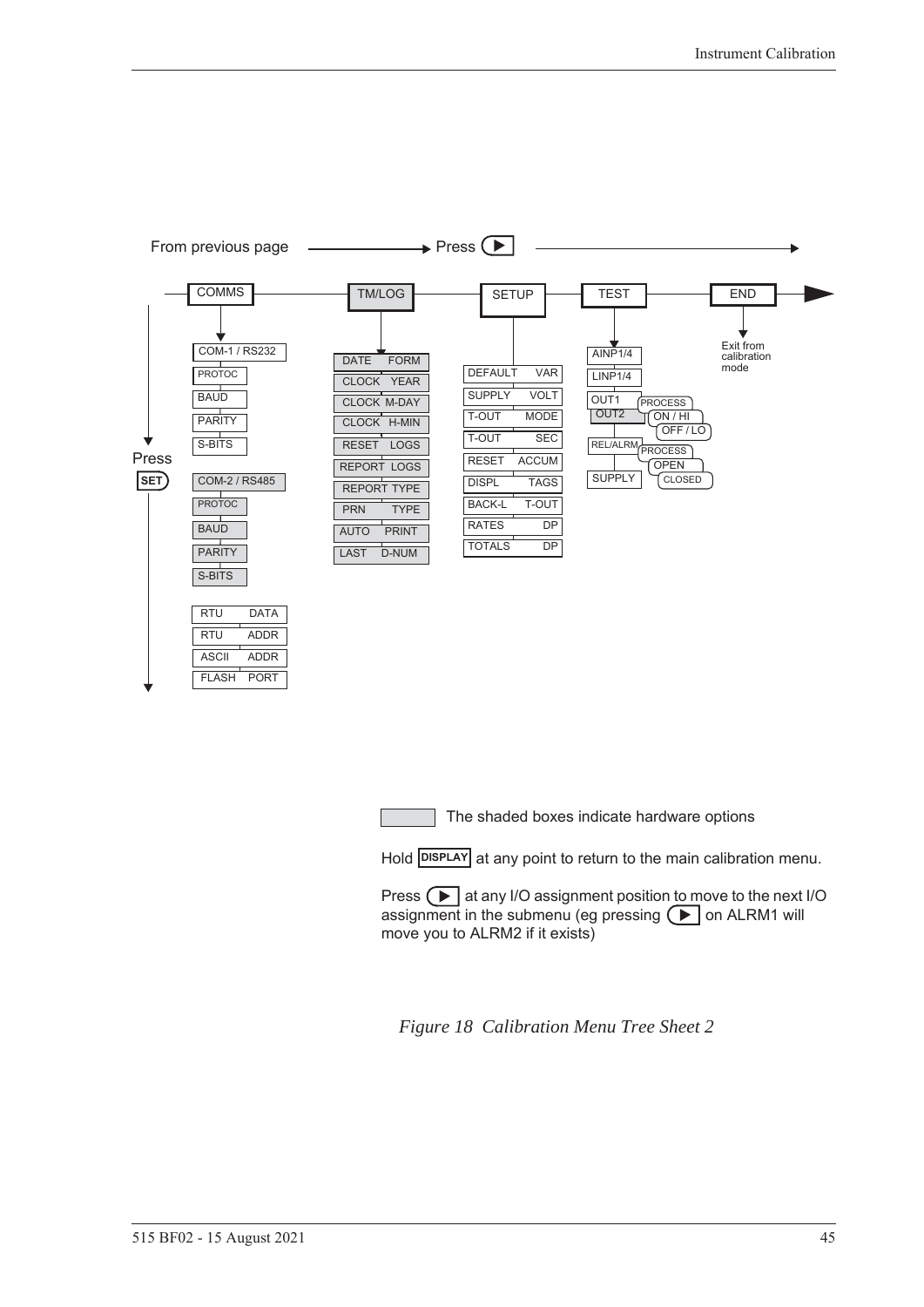From previous page → Press ▶

- **COMMS**
  - COM-1 / RS232
    - PROTOC
    - BAUD
    - PARITY
    - S-BITS
  - COM-2 / RS485
    - PROTOC
    - BAUD
    - PARITY
    - S-BITS
  - RTU DATA
  - RTU ADDR
  - ASCII ADDR
  - FLASH PORT
- **TM/LOG**
  - DATE FORM
  - CLOCK YEAR
  - CLOCK M-DAY
  - CLOCK H-MIN
  - RESET LOGS
  - REPORT LOGS
  - REPORT TYPE
  - PRN TYPE
  - AUTO PRINT
  - LAST D-NUM
- **SETUP**
  - DEFAULT VAR
  - SUPPLY VOLT
  - T-OUT MODE
  - T-OUT SEC
  - RESET ACCUM
  - DISPL TAGS
  - BACK-L T-OUT
  - RATES DP
  - TOTALS DP
- **TEST**
  - AINP1/4
  - LINP1/4
  - OUT1 / OUT2
    - PROCESS
    - ON / HI
    - OFF / LO
  - REL/ALRM
    - PROCESS
    - OPEN
    - CLOSED
  - SUPPLY
- **END**
  - Exit from calibration mode

Press SET

The shaded boxes indicate hardware options

Hold DISPLAY at any point to return to the main calibration menu.

Press ▶ at any I/O assignment position to move to the next I/O assignment in the submenu (eg pressing ▶ on ALRM1 will move you to ALRM2 if it exists)

*Figure 18 Calibration Menu Tree Sheet 2*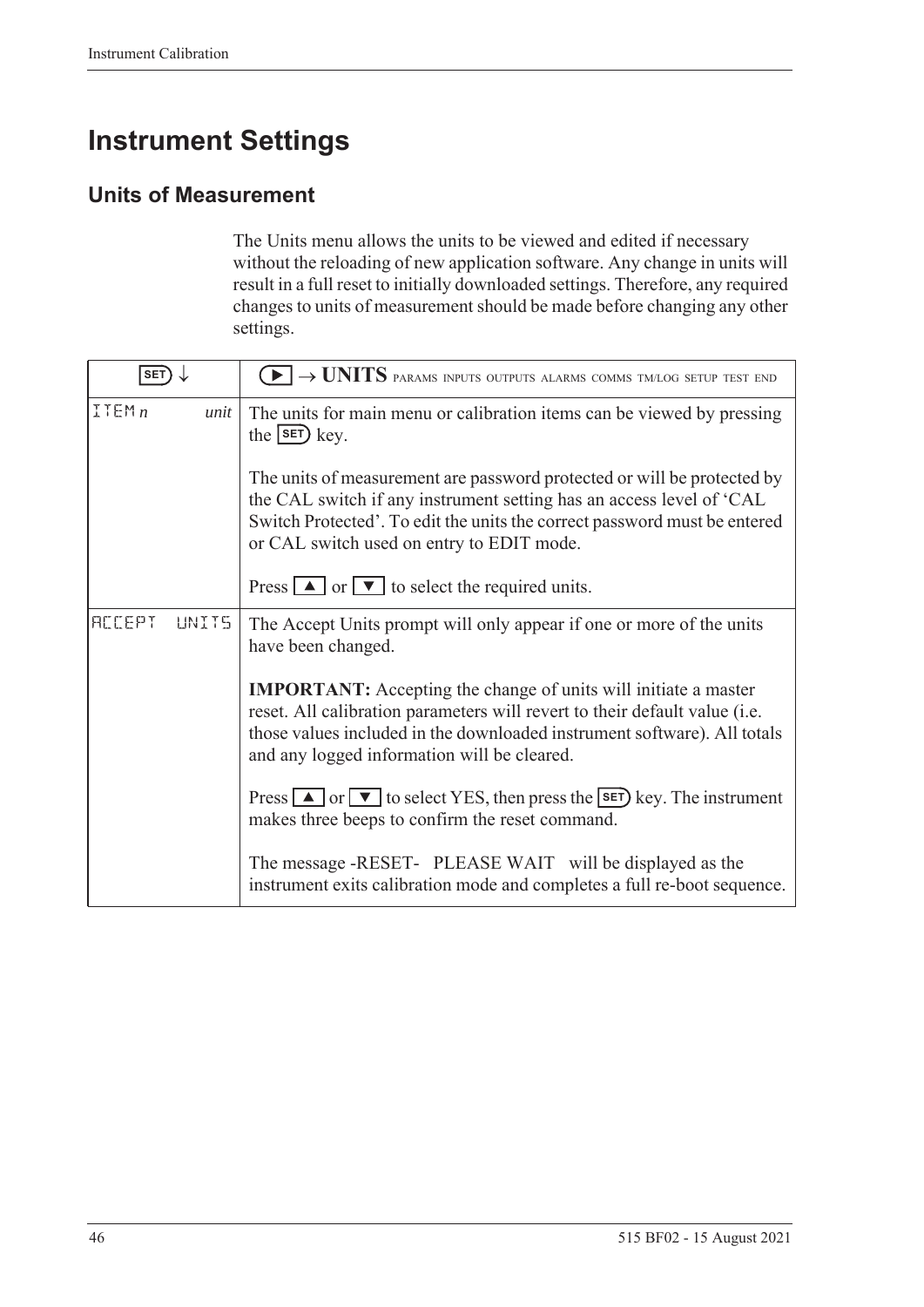# Instrument Settings

## Units of Measurement

The Units menu allows the units to be viewed and edited if necessary without the reloading of new application software. Any change in units will result in a full reset to initially downloaded settings. Therefore, any required changes to units of measurement should be made before changing any other settings.

| SET ↓ | ▶ → **UNITS** PARAMS INPUTS OUTPUTS ALARMS COMMS TM/LOG SETUP TEST END |
|---|---|
| ITEM *n* *unit* | The units for main menu or calibration items can be viewed by pressing the SET key.<br><br>The units of measurement are password protected or will be protected by the CAL switch if any instrument setting has an access level of 'CAL Switch Protected'. To edit the units the correct password must be entered or CAL switch used on entry to EDIT mode.<br><br>Press ▲ or ▼ to select the required units. |
| ACCEPT UNITS | The Accept Units prompt will only appear if one or more of the units have been changed.<br><br>**IMPORTANT:** Accepting the change of units will initiate a master reset. All calibration parameters will revert to their default value (i.e. those values included in the downloaded instrument software). All totals and any logged information will be cleared.<br><br>Press ▲ or ▼ to select YES, then press the SET key. The instrument makes three beeps to confirm the reset command.<br><br>The message -RESET- PLEASE WAIT will be displayed as the instrument exits calibration mode and completes a full re-boot sequence. |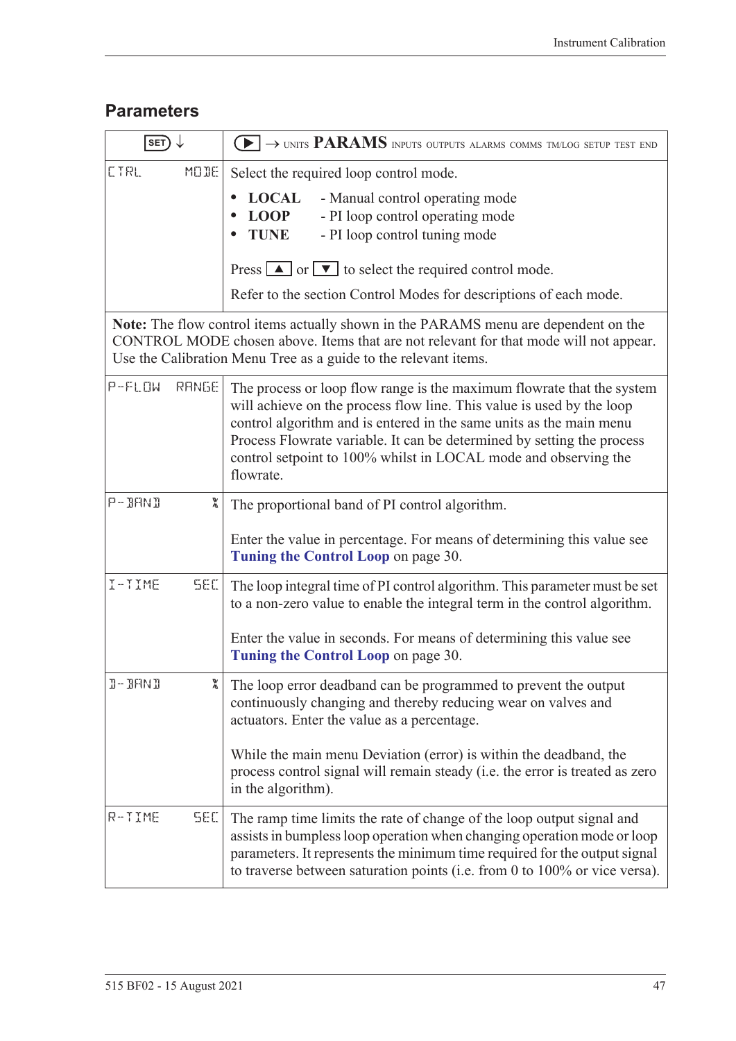## Parameters

| SET ↓ | ▶ → UNITS **PARAMS** INPUTS OUTPUTS ALARMS COMMS TM/LOG SETUP TEST END |
|---|---|
| CTRL MODE | Select the required loop control mode.<br>• **LOCAL** - Manual control operating mode<br>• **LOOP** - PI loop control operating mode<br>• **TUNE** - PI loop control tuning mode<br><br>Press ▲ or ▼ to select the required control mode.<br>Refer to the section Control Modes for descriptions of each mode. |
| **Note:** The flow control items actually shown in the PARAMS menu are dependent on the CONTROL MODE chosen above. Items that are not relevant for that mode will not appear. Use the Calibration Menu Tree as a guide to the relevant items. | |
| P-FLOW RANGE | The process or loop flow range is the maximum flowrate that the system will achieve on the process flow line. This value is used by the loop control algorithm and is entered in the same units as the main menu Process Flowrate variable. It can be determined by setting the process control setpoint to 100% whilst in LOCAL mode and observing the flowrate. |
| P-BAND % | The proportional band of PI control algorithm.<br><br>Enter the value in percentage. For means of determining this value see **Tuning the Control Loop** on page 30. |
| I-TIME SEC | The loop integral time of PI control algorithm. This parameter must be set to a non-zero value to enable the integral term in the control algorithm.<br><br>Enter the value in seconds. For means of determining this value see **Tuning the Control Loop** on page 30. |
| D-BAND % | The loop error deadband can be programmed to prevent the output continuously changing and thereby reducing wear on valves and actuators. Enter the value as a percentage.<br><br>While the main menu Deviation (error) is within the deadband, the process control signal will remain steady (i.e. the error is treated as zero in the algorithm). |
| R-TIME SEC | The ramp time limits the rate of change of the loop output signal and assists in bumpless loop operation when changing operation mode or loop parameters. It represents the minimum time required for the output signal to traverse between saturation points (i.e. from 0 to 100% or vice versa). |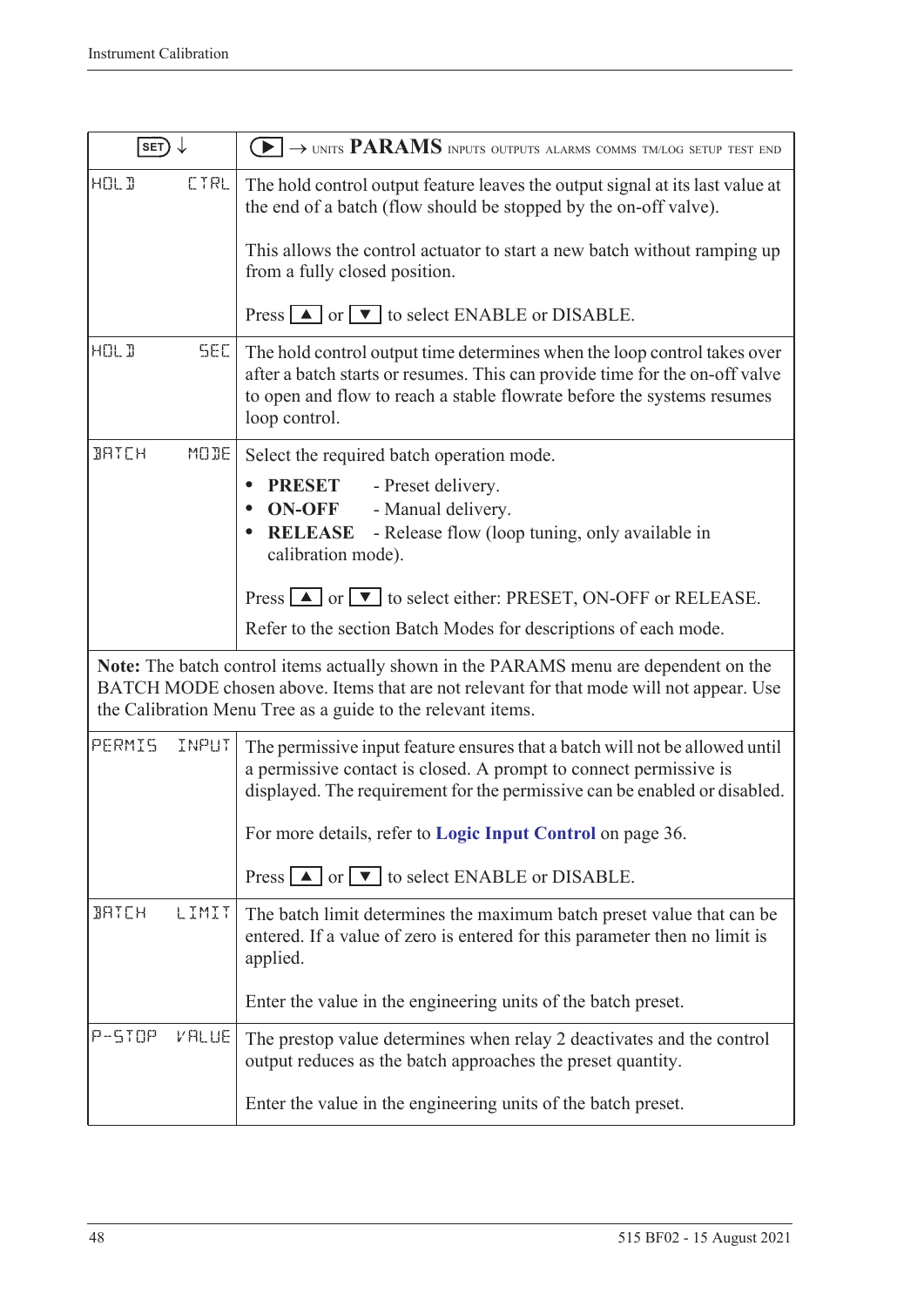| SET ↓ | ▶ → UNITS **PARAMS** INPUTS OUTPUTS ALARMS COMMS TM/LOG SETUP TEST END |
|---|---|
| HOLD CTRL | The hold control output feature leaves the output signal at its last value at the end of a batch (flow should be stopped by the on-off valve).<br><br>This allows the control actuator to start a new batch without ramping up from a fully closed position.<br><br>Press ▲ or ▼ to select ENABLE or DISABLE. |
| HOLD SEC | The hold control output time determines when the loop control takes over after a batch starts or resumes. This can provide time for the on-off valve to open and flow to reach a stable flowrate before the systems resumes loop control. |
| BATCH MODE | Select the required batch operation mode.<br><br>• **PRESET** - Preset delivery.<br>• **ON-OFF** - Manual delivery.<br>• **RELEASE** - Release flow (loop tuning, only available in calibration mode).<br><br>Press ▲ or ▼ to select either: PRESET, ON-OFF or RELEASE.<br><br>Refer to the section Batch Modes for descriptions of each mode. |
| **Note:** The batch control items actually shown in the PARAMS menu are dependent on the BATCH MODE chosen above. Items that are not relevant for that mode will not appear. Use the Calibration Menu Tree as a guide to the relevant items. | |
| PERMIS INPUT | The permissive input feature ensures that a batch will not be allowed until a permissive contact is closed. A prompt to connect permissive is displayed. The requirement for the permissive can be enabled or disabled.<br><br>For more details, refer to **Logic Input Control** on page 36.<br><br>Press ▲ or ▼ to select ENABLE or DISABLE. |
| BATCH LIMIT | The batch limit determines the maximum batch preset value that can be entered. If a value of zero is entered for this parameter then no limit is applied.<br><br>Enter the value in the engineering units of the batch preset. |
| P-STOP VALUE | The prestop value determines when relay 2 deactivates and the control output reduces as the batch approaches the preset quantity.<br><br>Enter the value in the engineering units of the batch preset. |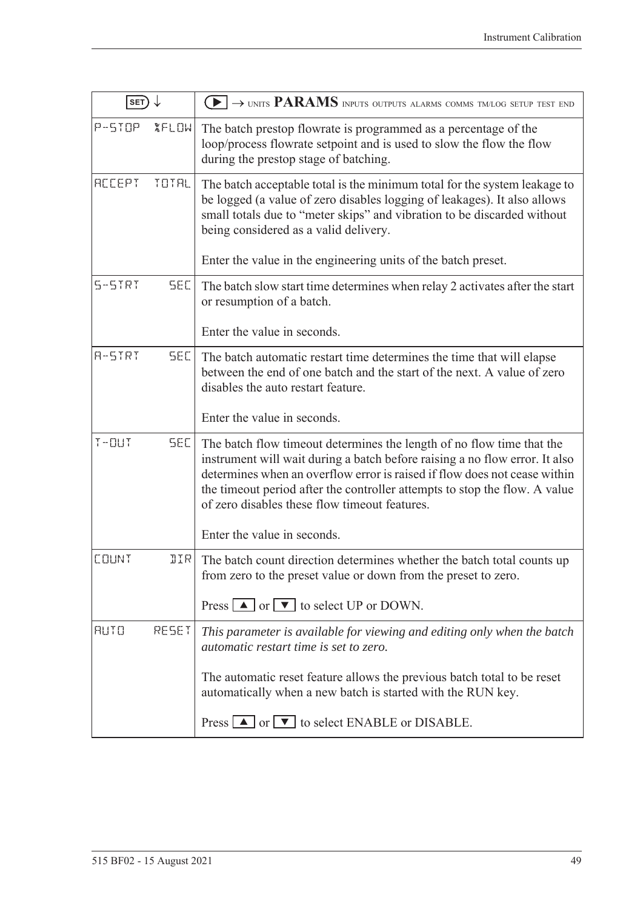| SET ↓ | ▶ → UNITS **PARAMS** INPUTS OUTPUTS ALARMS COMMS TM/LOG SETUP TEST END |
|---|---|
| P-STOP %FLOW | The batch prestop flowrate is programmed as a percentage of the loop/process flowrate setpoint and is used to slow the flow the flow during the prestop stage of batching. |
| ACCEPT TOTAL | The batch acceptable total is the minimum total for the system leakage to be logged (a value of zero disables logging of leakages). It also allows small totals due to "meter skips" and vibration to be discarded without being considered as a valid delivery.<br><br>Enter the value in the engineering units of the batch preset. |
| S-STRT SEC | The batch slow start time determines when relay 2 activates after the start or resumption of a batch.<br><br>Enter the value in seconds. |
| A-STRT SEC | The batch automatic restart time determines the time that will elapse between the end of one batch and the start of the next. A value of zero disables the auto restart feature.<br><br>Enter the value in seconds. |
| T-OUT SEC | The batch flow timeout determines the length of no flow time that the instrument will wait during a batch before raising a no flow error. It also determines when an overflow error is raised if flow does not cease within the timeout period after the controller attempts to stop the flow. A value of zero disables these flow timeout features.<br><br>Enter the value in seconds. |
| COUNT DIR | The batch count direction determines whether the batch total counts up from zero to the preset value or down from the preset to zero.<br><br>Press ▲ or ▼ to select UP or DOWN. |
| AUTO RESET | *This parameter is available for viewing and editing only when the batch automatic restart time is set to zero.*<br><br>The automatic reset feature allows the previous batch total to be reset automatically when a new batch is started with the RUN key.<br><br>Press ▲ or ▼ to select ENABLE or DISABLE. |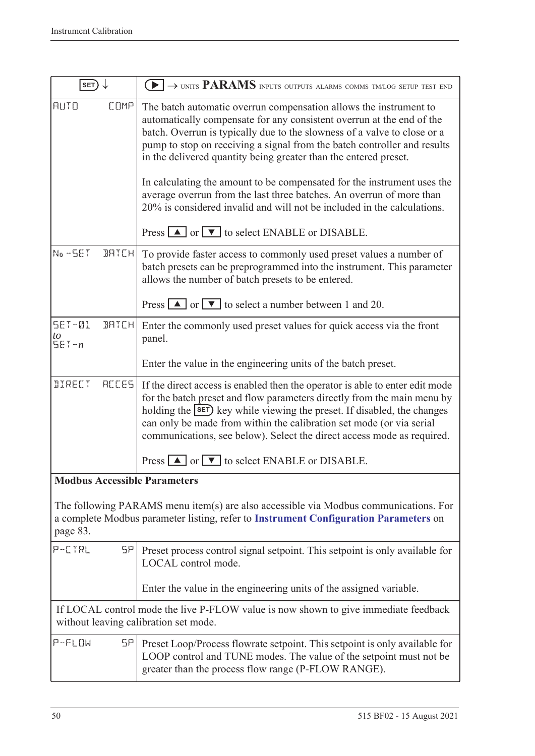| SET ↓ | ▶ → UNITS **PARAMS** INPUTS OUTPUTS ALARMS COMMS TM/LOG SETUP TEST END |
|---|---|
| AUTO COMP | The batch automatic overrun compensation allows the instrument to automatically compensate for any consistent overrun at the end of the batch. Overrun is typically due to the slowness of a valve to close or a pump to stop on receiving a signal from the batch controller and results in the delivered quantity being greater than the entered preset.<br><br>In calculating the amount to be compensated for the instrument uses the average overrun from the last three batches. An overrun of more than 20% is considered invalid and will not be included in the calculations.<br><br>Press ▲ or ▼ to select ENABLE or DISABLE. |
| No -SET BATCH | To provide faster access to commonly used preset values a number of batch presets can be preprogrammed into the instrument. This parameter allows the number of batch presets to be entered.<br><br>Press ▲ or ▼ to select a number between 1 and 20. |
| SET-01 BATCH *to* SET-*n* | Enter the commonly used preset values for quick access via the front panel.<br><br>Enter the value in the engineering units of the batch preset. |
| DIRECT ACCES | If the direct access is enabled then the operator is able to enter edit mode for the batch preset and flow parameters directly from the main menu by holding the SET key while viewing the preset. If disabled, the changes can only be made from within the calibration set mode (or via serial communications, see below). Select the direct access mode as required.<br><br>Press ▲ or ▼ to select ENABLE or DISABLE. |
| **Modbus Accessible Parameters**<br><br>The following PARAMS menu item(s) are also accessible via Modbus communications. For a complete Modbus parameter listing, refer to **Instrument Configuration Parameters** on page 83. | |
| P-CTRL SP | Preset process control signal setpoint. This setpoint is only available for LOCAL control mode.<br><br>Enter the value in the engineering units of the assigned variable. |
| If LOCAL control mode the live P-FLOW value is now shown to give immediate feedback without leaving calibration set mode. | |
| P-FLOW SP | Preset Loop/Process flowrate setpoint. This setpoint is only available for LOOP control and TUNE modes. The value of the setpoint must not be greater than the process flow range (P-FLOW RANGE). |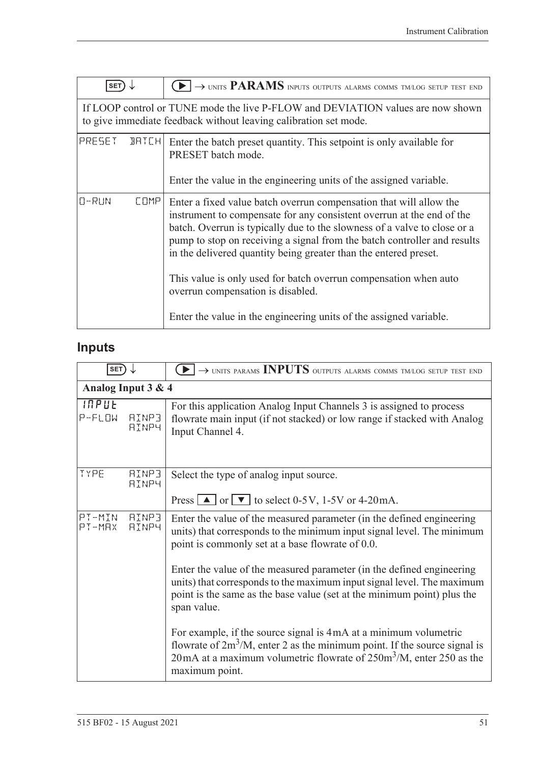| SET ↓ | ▶ → UNITS **PARAMS** INPUTS OUTPUTS ALARMS COMMS TM/LOG SETUP TEST END |
|---|---|
| If LOOP control or TUNE mode the live P-FLOW and DEVIATION values are now shown to give immediate feedback without leaving calibration set mode. | |
| PRESET BATCH | Enter the batch preset quantity. This setpoint is only available for PRESET batch mode.<br><br>Enter the value in the engineering units of the assigned variable. |
| O-RUN COMP | Enter a fixed value batch overrun compensation that will allow the instrument to compensate for any consistent overrun at the end of the batch. Overrun is typically due to the slowness of a valve to close or a pump to stop on receiving a signal from the batch controller and results in the delivered quantity being greater than the entered preset.<br><br>This value is only used for batch overrun compensation when auto overrun compensation is disabled.<br><br>Enter the value in the engineering units of the assigned variable. |

## Inputs

| SET ↓ | ▶ → UNITS PARAMS **INPUTS** OUTPUTS ALARMS COMMS TM/LOG SETUP TEST END |
|---|---|
| **Analog Input 3 & 4** | |
| INPUT<br>P-FLOW AINP3 AINP4 | For this application Analog Input Channels 3 is assigned to process flowrate main input (if not stacked) or low range if stacked with Analog Input Channel 4. |
| TYPE AINP3 AINP4 | Select the type of analog input source.<br><br>Press ▲ or ▼ to select 0-5V, 1-5V or 4-20mA. |
| PT-MIN AINP3<br>PT-MAX AINP4 | Enter the value of the measured parameter (in the defined engineering units) that corresponds to the minimum input signal level. The minimum point is commonly set at a base flowrate of 0.0.<br><br>Enter the value of the measured parameter (in the defined engineering units) that corresponds to the maximum input signal level. The maximum point is the same as the base value (set at the minimum point) plus the span value.<br><br>For example, if the source signal is 4mA at a minimum volumetric flowrate of $2m^3/M$, enter 2 as the minimum point. If the source signal is 20mA at a maximum volumetric flowrate of $250m^3/M$, enter 250 as the maximum point. |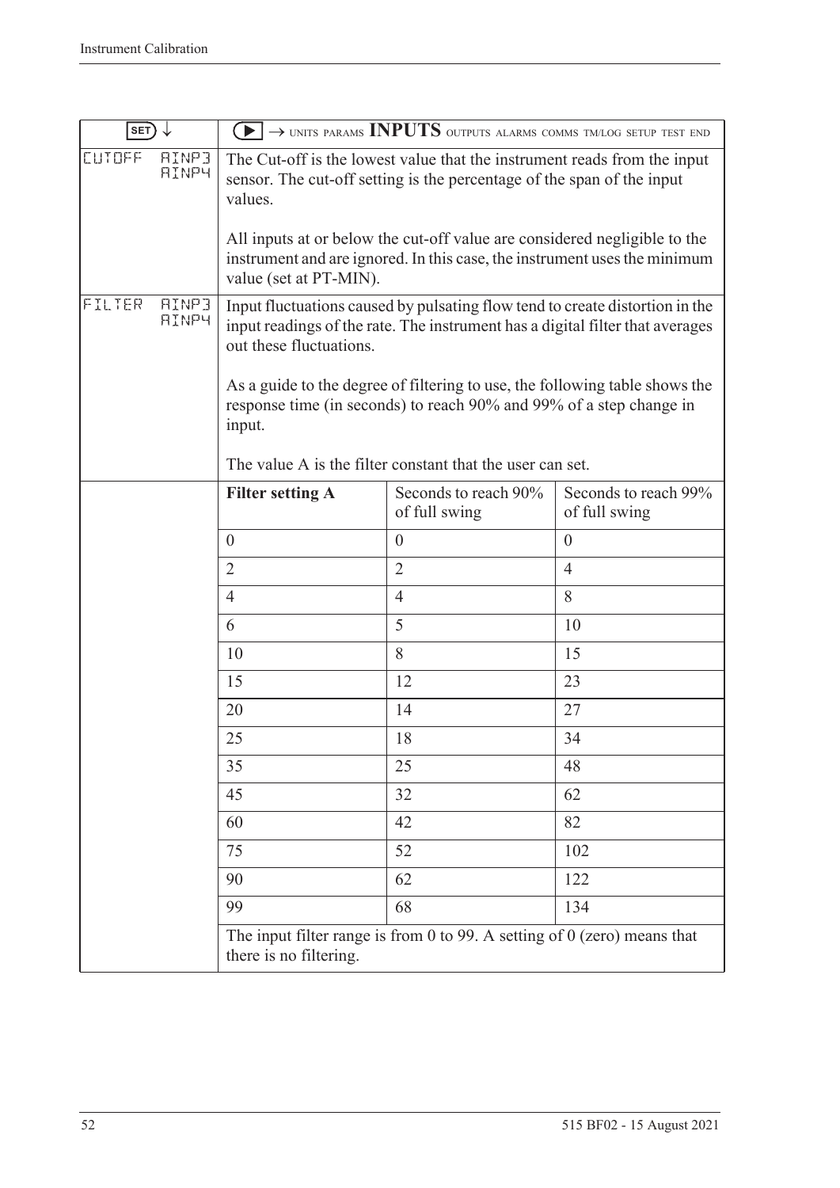| SET ↓ | ▶ → UNITS PARAMS **INPUTS** OUTPUTS ALARMS COMMS TM/LOG SETUP TEST END | | |
|---|---|---|---|
| CUTOFF AINP3 AINP4 | The Cut-off is the lowest value that the instrument reads from the input sensor. The cut-off setting is the percentage of the span of the input values.<br><br>All inputs at or below the cut-off value are considered negligible to the instrument and are ignored. In this case, the instrument uses the minimum value (set at PT-MIN). | | |
| FILTER AINP3 AINP4 | Input fluctuations caused by pulsating flow tend to create distortion in the input readings of the rate. The instrument has a digital filter that averages out these fluctuations.<br><br>As a guide to the degree of filtering to use, the following table shows the response time (in seconds) to reach 90% and 99% of a step change in input.<br><br>The value A is the filter constant that the user can set. | | |
| | **Filter setting A** | Seconds to reach 90% of full swing | Seconds to reach 99% of full swing |
| | 0 | 0 | 0 |
| | 2 | 2 | 4 |
| | 4 | 4 | 8 |
| | 6 | 5 | 10 |
| | 10 | 8 | 15 |
| | 15 | 12 | 23 |
| | 20 | 14 | 27 |
| | 25 | 18 | 34 |
| | 35 | 25 | 48 |
| | 45 | 32 | 62 |
| | 60 | 42 | 82 |
| | 75 | 52 | 102 |
| | 90 | 62 | 122 |
| | 99 | 68 | 134 |
| | The input filter range is from 0 to 99. A setting of 0 (zero) means that there is no filtering. | | |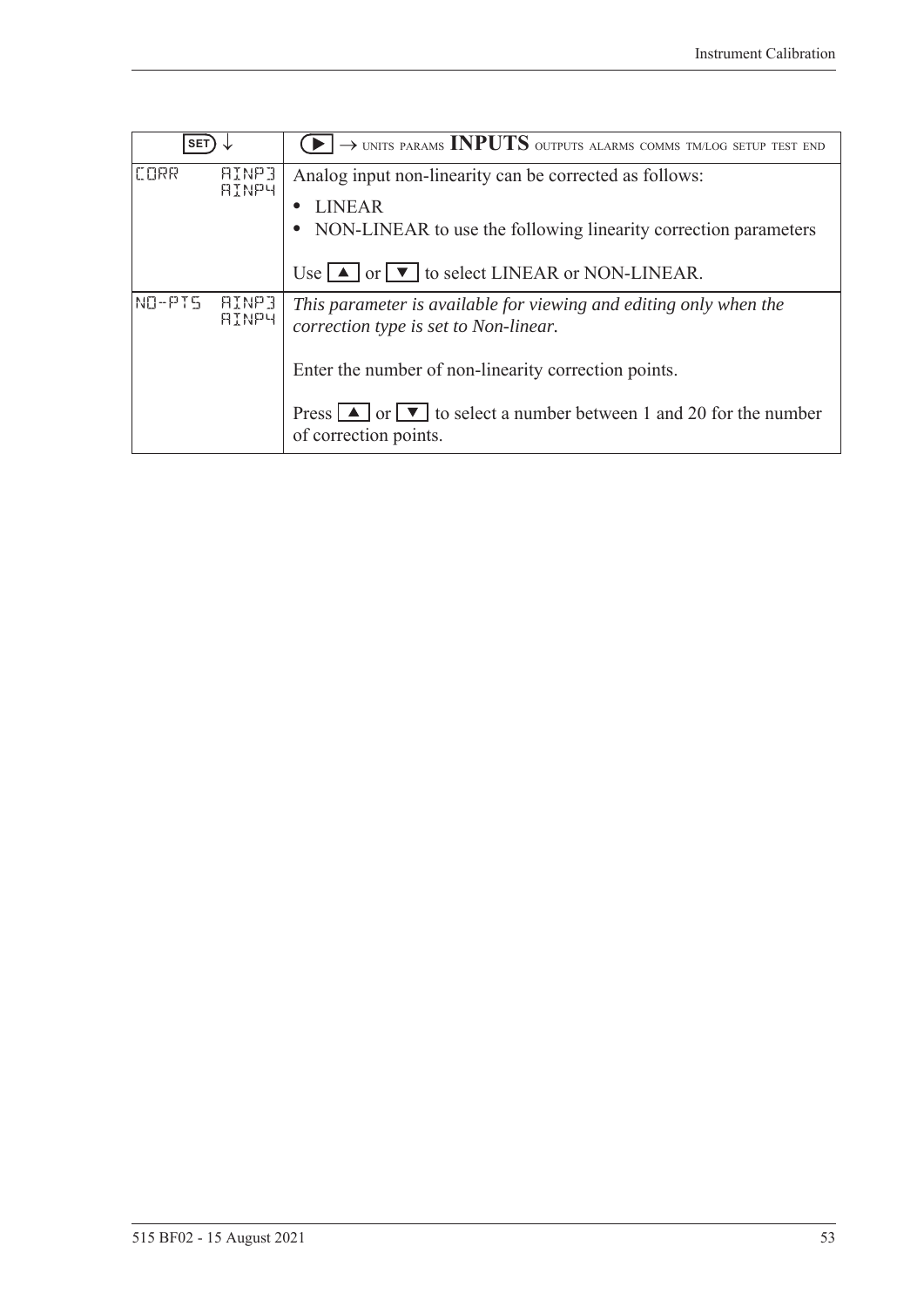| SET ↓ | ▶ → UNITS PARAMS **INPUTS** OUTPUTS ALARMS COMMS TM/LOG SETUP TEST END |
|---|---|
| CORR AINP3 AINP4 | Analog input non-linearity can be corrected as follows:<br>• LINEAR<br>• NON-LINEAR to use the following linearity correction parameters<br><br>Use ▲ or ▼ to select LINEAR or NON-LINEAR. |
| NO-PTS AINP3 AINP4 | *This parameter is available for viewing and editing only when the correction type is set to Non-linear.*<br><br>Enter the number of non-linearity correction points.<br><br>Press ▲ or ▼ to select a number between 1 and 20 for the number of correction points. |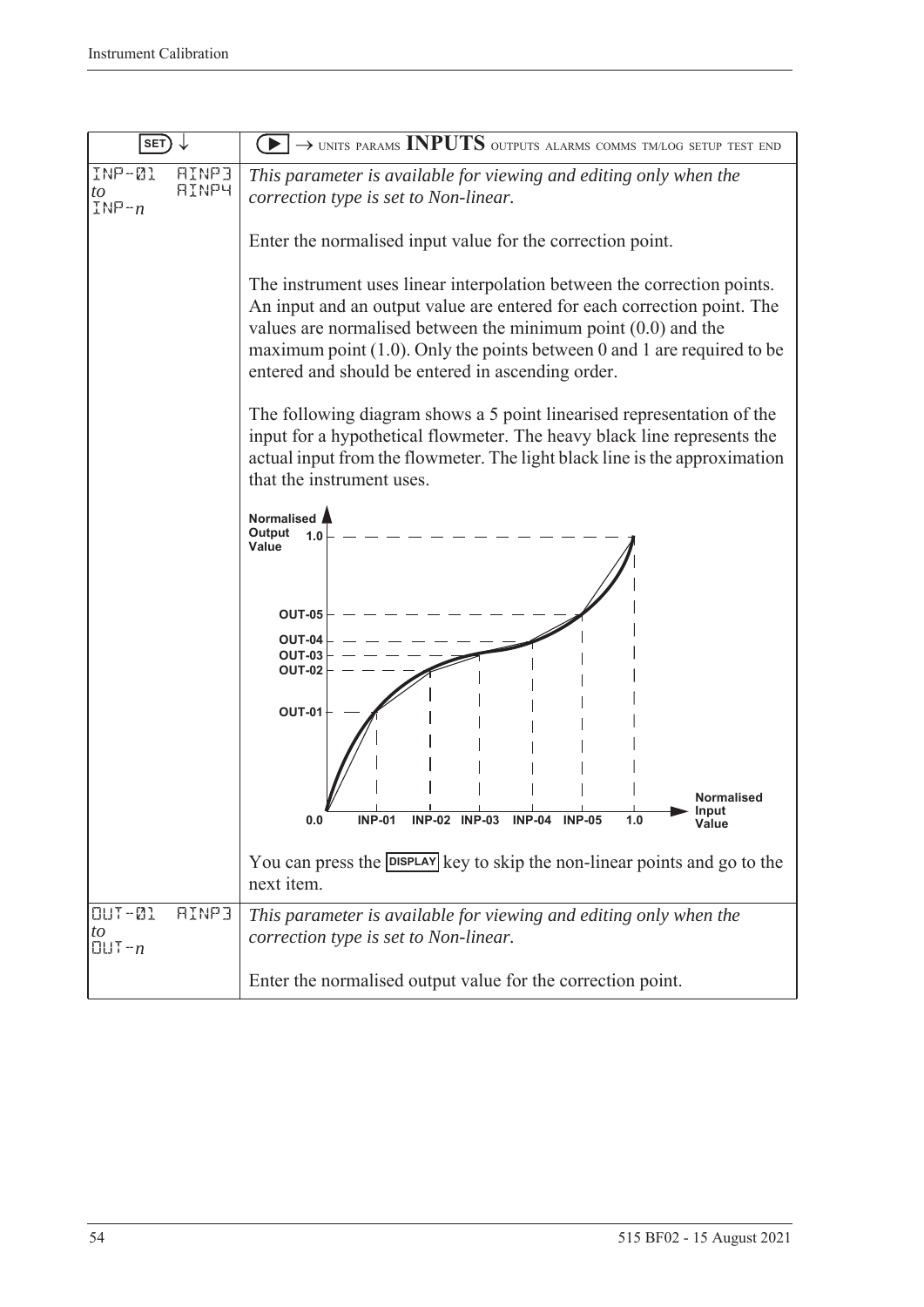| SET ↓ | ▶ → UNITS PARAMS **INPUTS** OUTPUTS ALARMS COMMS TM/LOG SETUP TEST END |
|---|---|
| INP-01 *to* INP-*n* &nbsp;&nbsp; AINP3 AINP4 | *This parameter is available for viewing and editing only when the correction type is set to Non-linear.*<br><br>Enter the normalised input value for the correction point.<br><br>The instrument uses linear interpolation between the correction points. An input and an output value are entered for each correction point. The values are normalised between the minimum point (0.0) and the maximum point (1.0). Only the points between 0 and 1 are required to be entered and should be entered in ascending order.<br><br>The following diagram shows a 5 point linearised representation of the input for a hypothetical flowmeter. The heavy black line represents the actual input from the flowmeter. The light black line is the approximation that the instrument uses.<br><br>Normalised Output Value: 1.0, OUT-05, OUT-04, OUT-03, OUT-02, OUT-01<br>Normalised Input Value: 0.0, INP-01, INP-02, INP-03, INP-04, INP-05, 1.0<br><br>You can press the DISPLAY key to skip the non-linear points and go to the next item. |
| OUT-01 *to* OUT-*n* &nbsp;&nbsp; AINP3 | *This parameter is available for viewing and editing only when the correction type is set to Non-linear.*<br><br>Enter the normalised output value for the correction point. |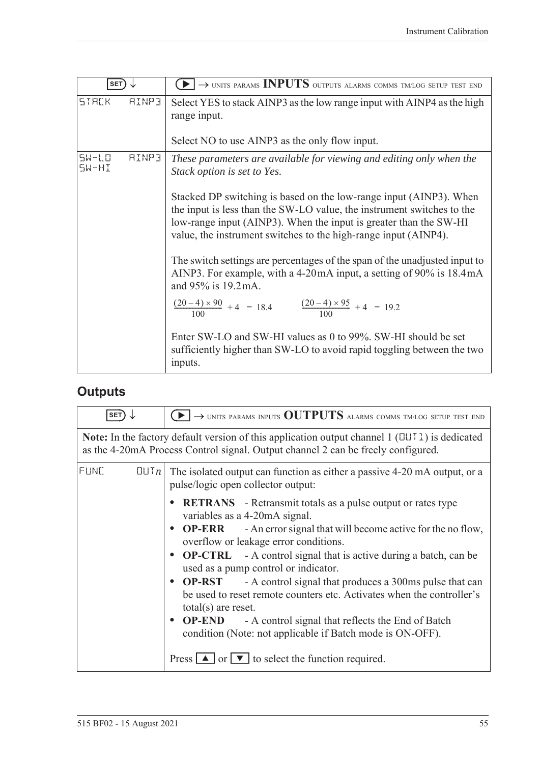| SET ↓ | ▶ → UNITS PARAMS **INPUTS** OUTPUTS ALARMS COMMS TM/LOG SETUP TEST END |
|---|---|
| STACK AINP3 | Select YES to stack AINP3 as the low range input with AINP4 as the high range input.<br><br>Select NO to use AINP3 as the only flow input. |
| SW-LO AINP3<br>SW-HI | *These parameters are available for viewing and editing only when the Stack option is set to Yes.*<br><br>Stacked DP switching is based on the low-range input (AINP3). When the input is less than the SW-LO value, the instrument switches to the low-range input (AINP3). When the input is greater than the SW-HI value, the instrument switches to the high-range input (AINP4).<br><br>The switch settings are percentages of the span of the unadjusted input to AINP3. For example, with a 4-20 mA input, a setting of 90% is 18.4 mA and 95% is 19.2 mA.<br><br>$\frac{(20-4)\times 90}{100} + 4 = 18.4$ $\frac{(20-4)\times 95}{100} + 4 = 19.2$<br><br>Enter SW-LO and SW-HI values as 0 to 99%. SW-HI should be set sufficiently higher than SW-LO to avoid rapid toggling between the two inputs. |

## Outputs

| SET ↓ | ▶ → UNITS PARAMS INPUTS **OUTPUTS** ALARMS COMMS TM/LOG SETUP TEST END |
|---|---|
| **Note:** In the factory default version of this application output channel 1 (OUT1) is dedicated as the 4-20mA Process Control signal. Output channel 2 can be freely configured. | |
| FUNC OUT*n* | The isolated output can function as either a passive 4-20 mA output, or a pulse/logic open collector output:<br><br>• **RETRANS** - Retransmit totals as a pulse output or rates type variables as a 4-20mA signal.<br>• **OP-ERR** - An error signal that will become active for the no flow, overflow or leakage error conditions.<br>• **OP-CTRL** - A control signal that is active during a batch, can be used as a pump control or indicator.<br>• **OP-RST** - A control signal that produces a 300ms pulse that can be used to reset remote counters etc. Activates when the controller's total(s) are reset.<br>• **OP-END** - A control signal that reflects the End of Batch condition (Note: not applicable if Batch mode is ON-OFF).<br><br>Press ▲ or ▼ to select the function required. |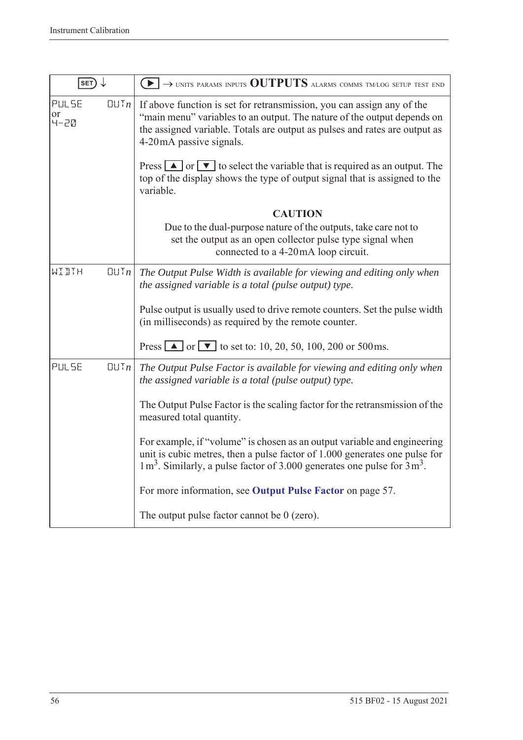| SET ↓ | ▶ → UNITS PARAMS INPUTS **OUTPUTS** ALARMS COMMS TM/LOG SETUP TEST END |
|---|---|
| PULSE OUT*n* or 4-20 | If above function is set for retransmission, you can assign any of the "main menu" variables to an output. The nature of the output depends on the assigned variable. Totals are output as pulses and rates are output as 4-20 mA passive signals.<br><br>Press ▲ or ▼ to select the variable that is required as an output. The top of the display shows the type of output signal that is assigned to the variable.<br><br>**CAUTION**<br>Due to the dual-purpose nature of the outputs, take care not to set the output as an open collector pulse type signal when connected to a 4-20 mA loop circuit. |
| WIDTH OUT*n* | *The Output Pulse Width is available for viewing and editing only when the assigned variable is a total (pulse output) type.*<br><br>Pulse output is usually used to drive remote counters. Set the pulse width (in milliseconds) as required by the remote counter.<br><br>Press ▲ or ▼ to set to: 10, 20, 50, 100, 200 or 500 ms. |
| PULSE OUT*n* | *The Output Pulse Factor is available for viewing and editing only when the assigned variable is a total (pulse output) type.*<br><br>The Output Pulse Factor is the scaling factor for the retransmission of the measured total quantity.<br><br>For example, if "volume" is chosen as an output variable and engineering unit is cubic metres, then a pulse factor of 1.000 generates one pulse for 1 $m^3$. Similarly, a pulse factor of 3.000 generates one pulse for 3 $m^3$.<br><br>For more information, see **Output Pulse Factor** on page 57.<br><br>The output pulse factor cannot be 0 (zero). |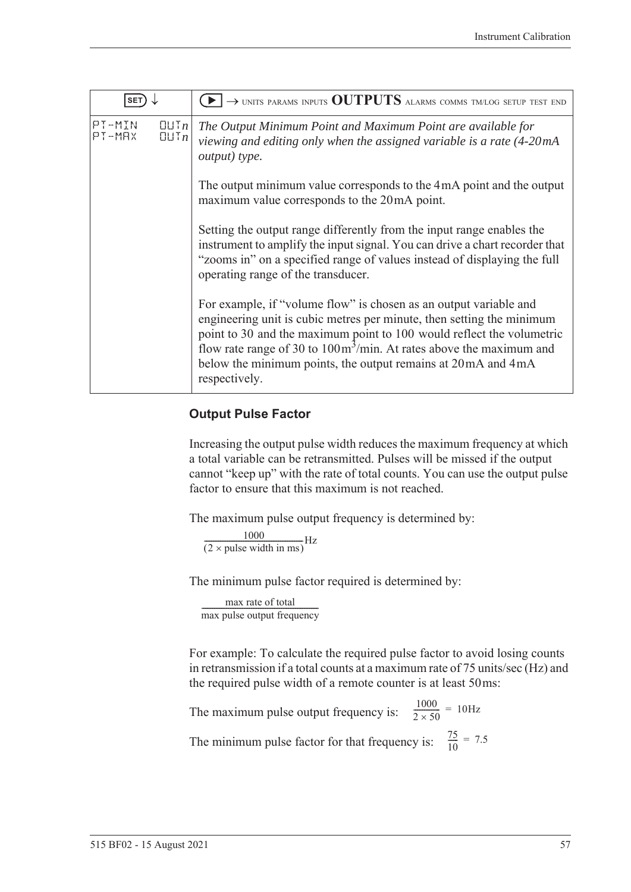| SET ↓ | ▶ → UNITS PARAMS INPUTS **OUTPUTS** ALARMS COMMS TM/LOG SETUP TEST END |
|---|---|
| PT-MIN OUT*n*<br>PT-MAX OUT*n* | *The Output Minimum Point and Maximum Point are available for viewing and editing only when the assigned variable is a rate (4-20mA output) type.*<br><br>The output minimum value corresponds to the 4mA point and the output maximum value corresponds to the 20mA point.<br><br>Setting the output range differently from the input range enables the instrument to amplify the input signal. You can drive a chart recorder that "zooms in" on a specified range of values instead of displaying the full operating range of the transducer.<br><br>For example, if "volume flow" is chosen as an output variable and engineering unit is cubic metres per minute, then setting the minimum point to 30 and the maximum point to 100 would reflect the volumetric flow rate range of 30 to 100$m^3$/min. At rates above the maximum and below the minimum points, the output remains at 20mA and 4mA respectively. |

### Output Pulse Factor

Increasing the output pulse width reduces the maximum frequency at which a total variable can be retransmitted. Pulses will be missed if the output cannot "keep up" with the rate of total counts. You can use the output pulse factor to ensure that this maximum is not reached.

The maximum pulse output frequency is determined by:

$$\frac{1000}{(2 \times \text{pulse width in ms})}\text{Hz}$$

The minimum pulse factor required is determined by:

$$\frac{\text{max rate of total}}{\text{max pulse output frequency}}$$

For example: To calculate the required pulse factor to avoid losing counts in retransmission if a total counts at a maximum rate of 75 units/sec (Hz) and the required pulse width of a remote counter is at least 50ms:

The maximum pulse output frequency is: $\frac{1000}{2 \times 50} = 10\text{Hz}$

The minimum pulse factor for that frequency is: $\frac{75}{10} = 7.5$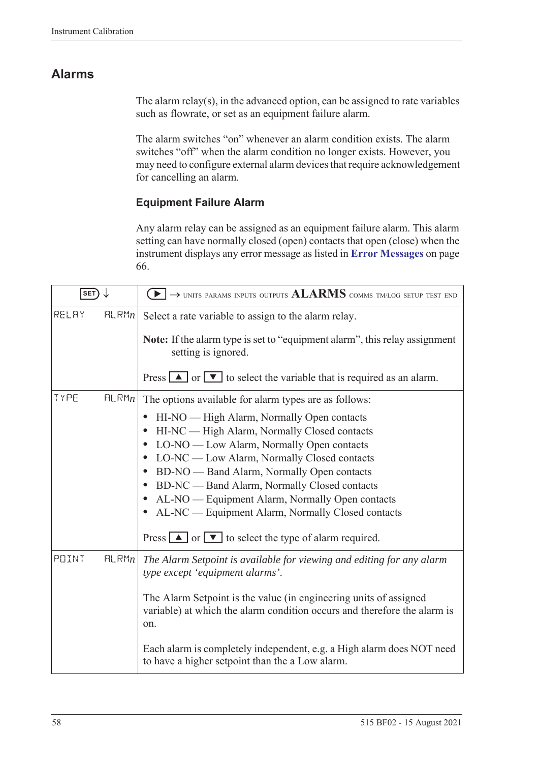## Alarms

The alarm relay(s), in the advanced option, can be assigned to rate variables such as flowrate, or set as an equipment failure alarm.

The alarm switches "on" whenever an alarm condition exists. The alarm switches "off" when the alarm condition no longer exists. However, you may need to configure external alarm devices that require acknowledgement for cancelling an alarm.

### Equipment Failure Alarm

Any alarm relay can be assigned as an equipment failure alarm. This alarm setting can have normally closed (open) contacts that open (close) when the instrument displays any error message as listed in **Error Messages** on page 66.

| SET ↓ | ▶ → UNITS PARAMS INPUTS OUTPUTS **ALARMS** COMMS TM/LOG SETUP TEST END |
|---|---|
| RELAY ALRMn | Select a rate variable to assign to the alarm relay.<br><br>**Note:** If the alarm type is set to "equipment alarm", this relay assignment setting is ignored.<br><br>Press ▲ or ▼ to select the variable that is required as an alarm. |
| TYPE ALRMn | The options available for alarm types are as follows:<br>• HI-NO — High Alarm, Normally Open contacts<br>• HI-NC — High Alarm, Normally Closed contacts<br>• LO-NO — Low Alarm, Normally Open contacts<br>• LO-NC — Low Alarm, Normally Closed contacts<br>• BD-NO — Band Alarm, Normally Open contacts<br>• BD-NC — Band Alarm, Normally Closed contacts<br>• AL-NO — Equipment Alarm, Normally Open contacts<br>• AL-NC — Equipment Alarm, Normally Closed contacts<br><br>Press ▲ or ▼ to select the type of alarm required. |
| POINT ALRMn | *The Alarm Setpoint is available for viewing and editing for any alarm type except 'equipment alarms'.*<br><br>The Alarm Setpoint is the value (in engineering units of assigned variable) at which the alarm condition occurs and therefore the alarm is on.<br><br>Each alarm is completely independent, e.g. a High alarm does NOT need to have a higher setpoint than the a Low alarm. |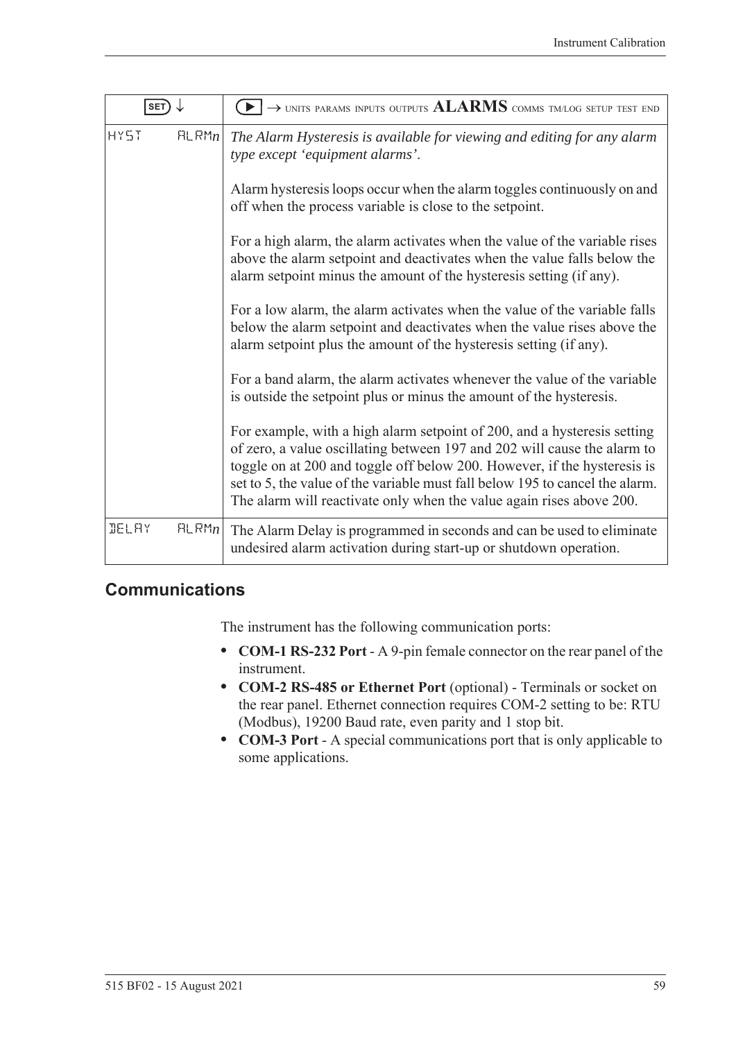| SET ↓ | ▶ → UNITS PARAMS INPUTS OUTPUTS **ALARMS** COMMS TM/LOG SETUP TEST END |
|---|---|
| HYST ALRM*n* | *The Alarm Hysteresis is available for viewing and editing for any alarm type except 'equipment alarms'.*<br><br>Alarm hysteresis loops occur when the alarm toggles continuously on and off when the process variable is close to the setpoint.<br><br>For a high alarm, the alarm activates when the value of the variable rises above the alarm setpoint and deactivates when the value falls below the alarm setpoint minus the amount of the hysteresis setting (if any).<br><br>For a low alarm, the alarm activates when the value of the variable falls below the alarm setpoint and deactivates when the value rises above the alarm setpoint plus the amount of the hysteresis setting (if any).<br><br>For a band alarm, the alarm activates whenever the value of the variable is outside the setpoint plus or minus the amount of the hysteresis.<br><br>For example, with a high alarm setpoint of 200, and a hysteresis setting of zero, a value oscillating between 197 and 202 will cause the alarm to toggle on at 200 and toggle off below 200. However, if the hysteresis is set to 5, the value of the variable must fall below 195 to cancel the alarm. The alarm will reactivate only when the value again rises above 200. |
| DELAY ALRM*n* | The Alarm Delay is programmed in seconds and can be used to eliminate undesired alarm activation during start-up or shutdown operation. |

## Communications

The instrument has the following communication ports:

- **COM-1 RS-232 Port** - A 9-pin female connector on the rear panel of the instrument.
- **COM-2 RS-485 or Ethernet Port** (optional) - Terminals or socket on the rear panel. Ethernet connection requires COM-2 setting to be: RTU (Modbus), 19200 Baud rate, even parity and 1 stop bit.
- **COM-3 Port** - A special communications port that is only applicable to some applications.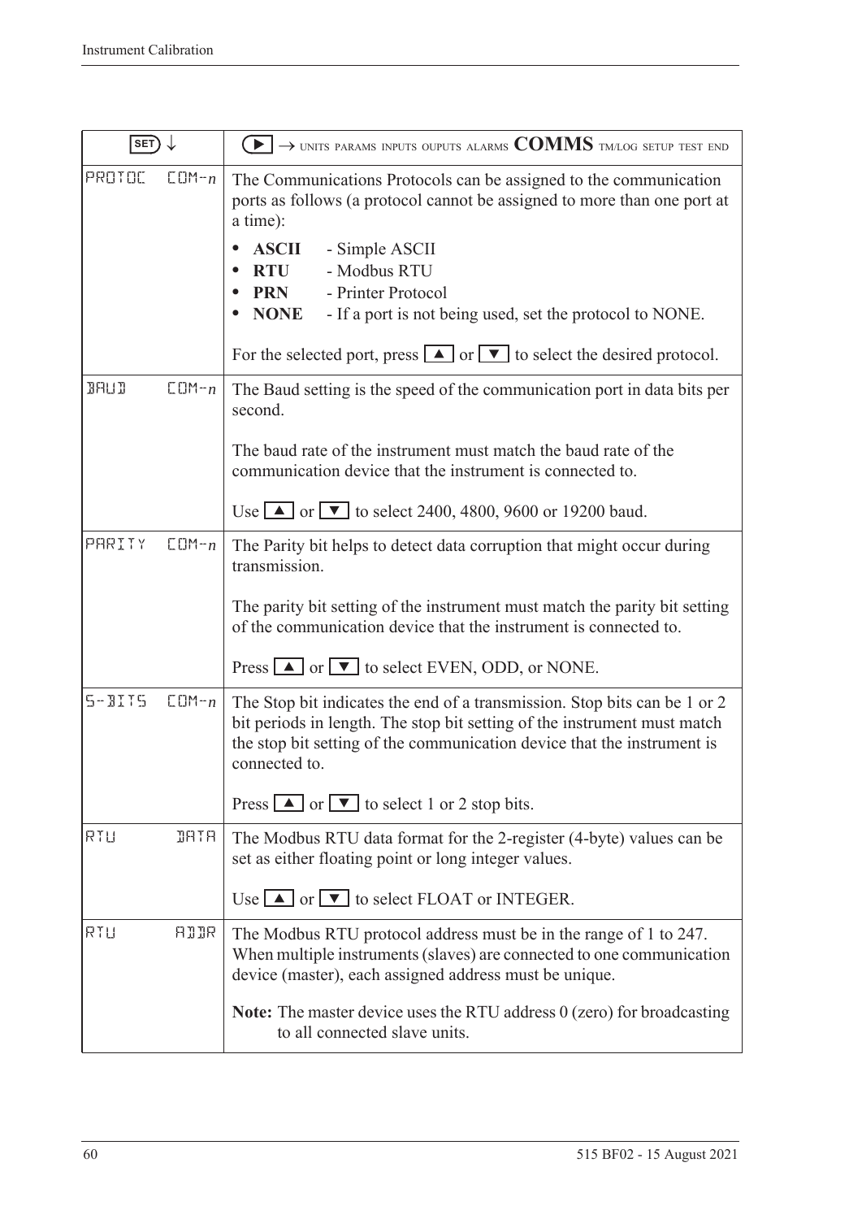| SET ↓ | ▶ → UNITS PARAMS INPUTS OUPUTS ALARMS **COMMS** TM/LOG SETUP TEST END |
|---|---|
| PROTOC COM-*n* | The Communications Protocols can be assigned to the communication ports as follows (a protocol cannot be assigned to more than one port at a time):<br>• **ASCII** - Simple ASCII<br>• **RTU** - Modbus RTU<br>• **PRN** - Printer Protocol<br>• **NONE** - If a port is not being used, set the protocol to NONE.<br><br>For the selected port, press ▲ or ▼ to select the desired protocol. |
| BAUD COM-*n* | The Baud setting is the speed of the communication port in data bits per second.<br><br>The baud rate of the instrument must match the baud rate of the communication device that the instrument is connected to.<br><br>Use ▲ or ▼ to select 2400, 4800, 9600 or 19200 baud. |
| PARITY COM-*n* | The Parity bit helps to detect data corruption that might occur during transmission.<br><br>The parity bit setting of the instrument must match the parity bit setting of the communication device that the instrument is connected to.<br><br>Press ▲ or ▼ to select EVEN, ODD, or NONE. |
| S-BITS COM-*n* | The Stop bit indicates the end of a transmission. Stop bits can be 1 or 2 bit periods in length. The stop bit setting of the instrument must match the stop bit setting of the communication device that the instrument is connected to.<br><br>Press ▲ or ▼ to select 1 or 2 stop bits. |
| RTU DATA | The Modbus RTU data format for the 2-register (4-byte) values can be set as either floating point or long integer values.<br><br>Use ▲ or ▼ to select FLOAT or INTEGER. |
| RTU ADDR | The Modbus RTU protocol address must be in the range of 1 to 247. When multiple instruments (slaves) are connected to one communication device (master), each assigned address must be unique.<br><br>**Note:** The master device uses the RTU address 0 (zero) for broadcasting to all connected slave units. |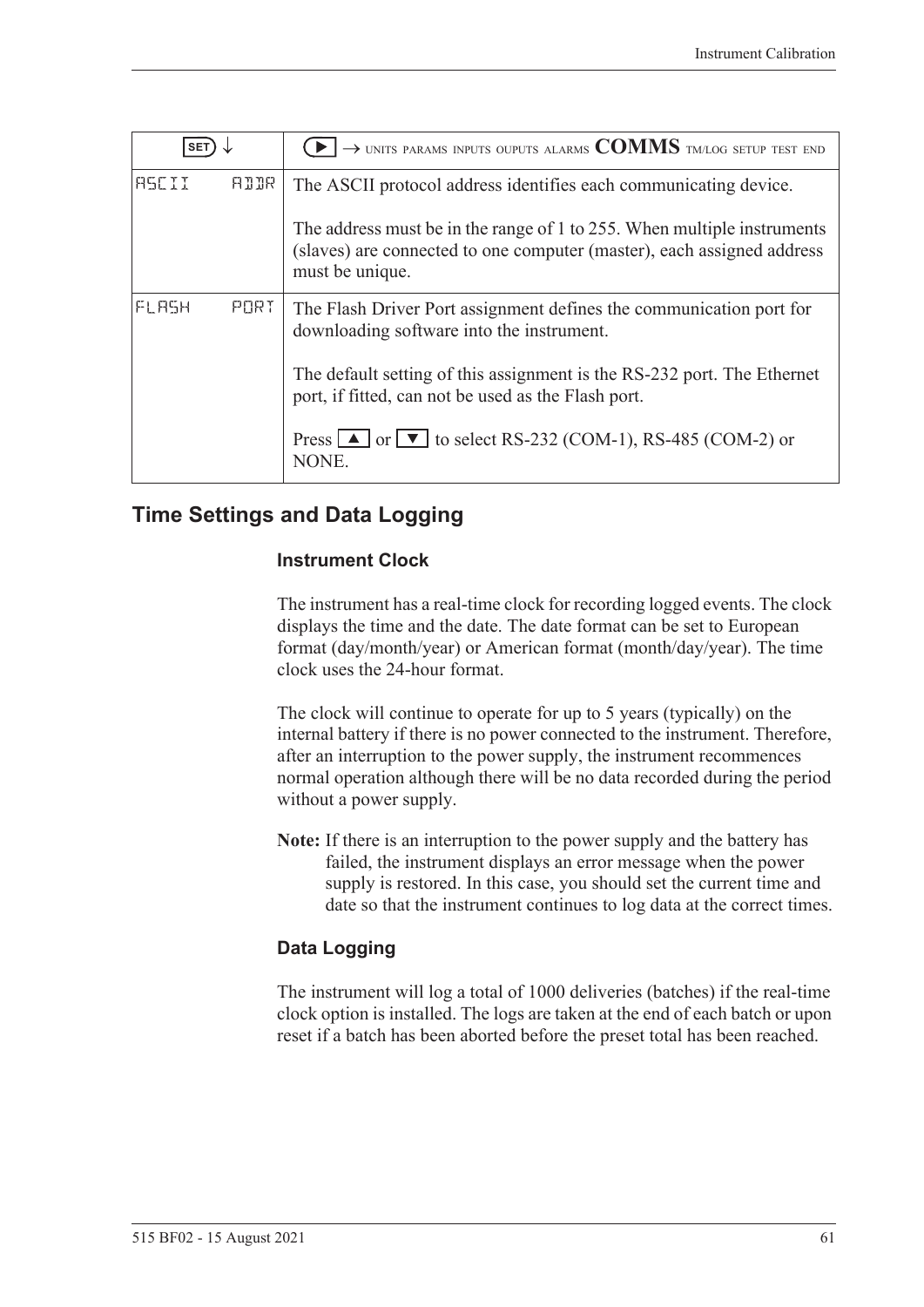| SET ↓ | ▶ → UNITS PARAMS INPUTS OUPUTS ALARMS **COMMS** TM/LOG SETUP TEST END |
|---|---|
| ASCII ADDR | The ASCII protocol address identifies each communicating device.<br><br>The address must be in the range of 1 to 255. When multiple instruments (slaves) are connected to one computer (master), each assigned address must be unique. |
| FLASH PORT | The Flash Driver Port assignment defines the communication port for downloading software into the instrument.<br><br>The default setting of this assignment is the RS-232 port. The Ethernet port, if fitted, can not be used as the Flash port.<br><br>Press ▲ or ▼ to select RS-232 (COM-1), RS-485 (COM-2) or NONE. |

## Time Settings and Data Logging

### Instrument Clock

The instrument has a real-time clock for recording logged events. The clock displays the time and the date. The date format can be set to European format (day/month/year) or American format (month/day/year). The time clock uses the 24-hour format.

The clock will continue to operate for up to 5 years (typically) on the internal battery if there is no power connected to the instrument. Therefore, after an interruption to the power supply, the instrument recommences normal operation although there will be no data recorded during the period without a power supply.

**Note:** If there is an interruption to the power supply and the battery has failed, the instrument displays an error message when the power supply is restored. In this case, you should set the current time and date so that the instrument continues to log data at the correct times.

### Data Logging

The instrument will log a total of 1000 deliveries (batches) if the real-time clock option is installed. The logs are taken at the end of each batch or upon reset if a batch has been aborted before the preset total has been reached.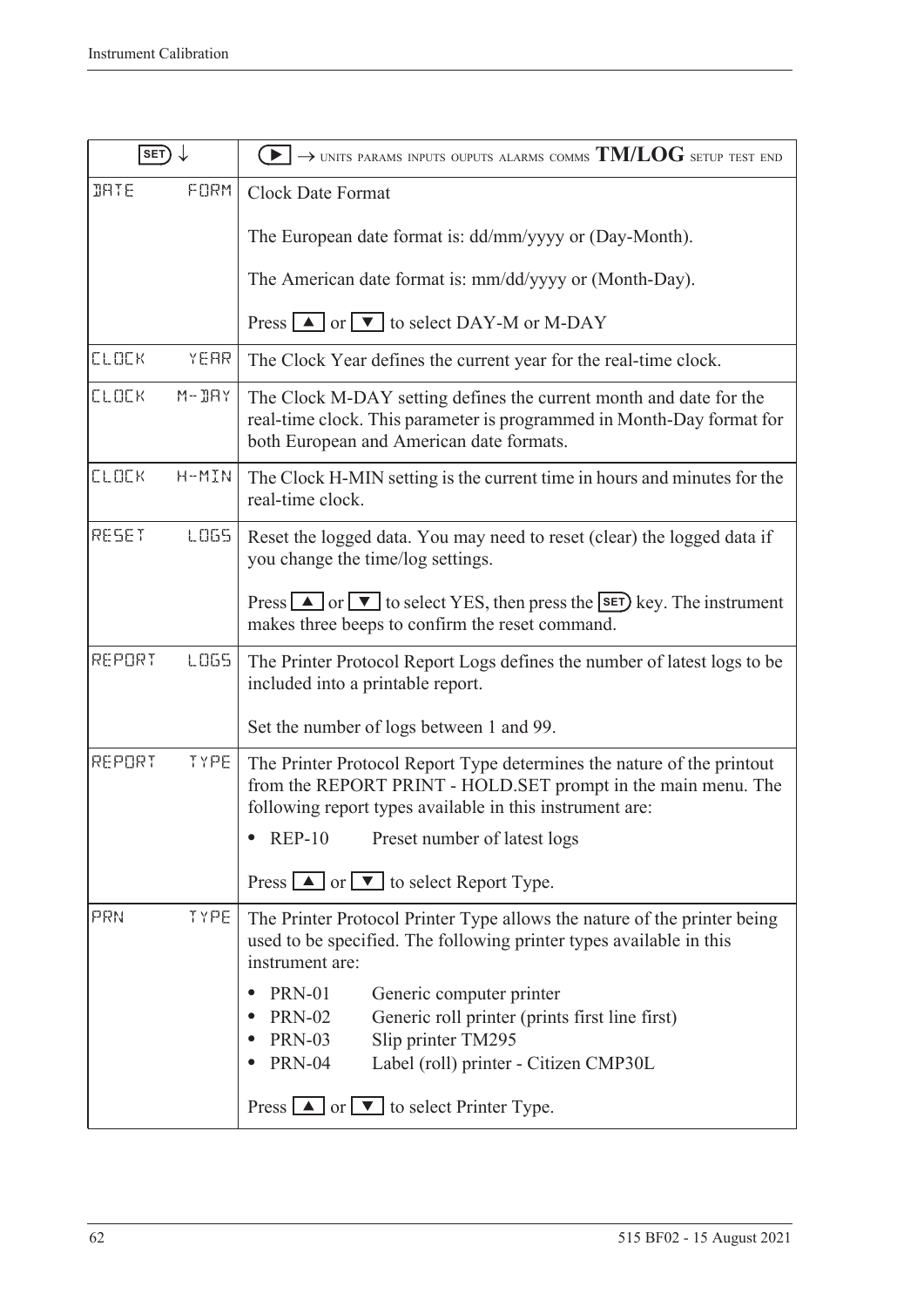| SET ↓ | ▶ → UNITS PARAMS INPUTS OUPUTS ALARMS COMMS **TM/LOG** SETUP TEST END |
|---|---|
| DATE FORM | Clock Date Format<br><br>The European date format is: dd/mm/yyyy or (Day-Month).<br><br>The American date format is: mm/dd/yyyy or (Month-Day).<br><br>Press ▲ or ▼ to select DAY-M or M-DAY |
| CLOCK YEAR | The Clock Year defines the current year for the real-time clock. |
| CLOCK M-DAY | The Clock M-DAY setting defines the current month and date for the real-time clock. This parameter is programmed in Month-Day format for both European and American date formats. |
| CLOCK H-MIN | The Clock H-MIN setting is the current time in hours and minutes for the real-time clock. |
| RESET LOGS | Reset the logged data. You may need to reset (clear) the logged data if you change the time/log settings.<br><br>Press ▲ or ▼ to select YES, then press the SET key. The instrument makes three beeps to confirm the reset command. |
| REPORT LOGS | The Printer Protocol Report Logs defines the number of latest logs to be included into a printable report.<br><br>Set the number of logs between 1 and 99. |
| REPORT TYPE | The Printer Protocol Report Type determines the nature of the printout from the REPORT PRINT - HOLD.SET prompt in the main menu. The following report types available in this instrument are:<br><br>• REP-10 Preset number of latest logs<br><br>Press ▲ or ▼ to select Report Type. |
| PRN TYPE | The Printer Protocol Printer Type allows the nature of the printer being used to be specified. The following printer types available in this instrument are:<br><br>• PRN-01 Generic computer printer<br>• PRN-02 Generic roll printer (prints first line first)<br>• PRN-03 Slip printer TM295<br>• PRN-04 Label (roll) printer - Citizen CMP30L<br><br>Press ▲ or ▼ to select Printer Type. |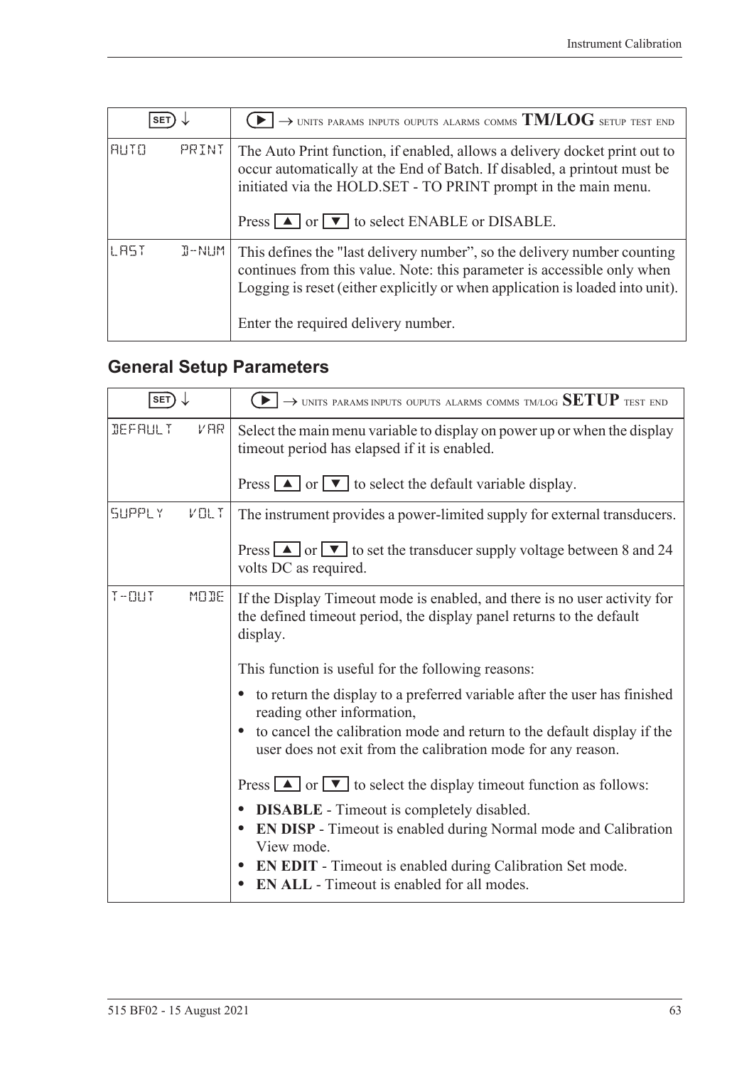| SET ↓ | ▶ → UNITS PARAMS INPUTS OUPUTS ALARMS COMMS **TM/LOG** SETUP TEST END |
|---|---|
| AUTO PRINT | The Auto Print function, if enabled, allows a delivery docket print out to occur automatically at the End of Batch. If disabled, a printout must be initiated via the HOLD.SET - TO PRINT prompt in the main menu.<br><br>Press ▲ or ▼ to select ENABLE or DISABLE. |
| LAST D-NUM | This defines the "last delivery number", so the delivery number counting continues from this value. Note: this parameter is accessible only when Logging is reset (either explicitly or when application is loaded into unit).<br><br>Enter the required delivery number. |

## General Setup Parameters

| SET ↓ | ▶ → UNITS PARAMS INPUTS OUPUTS ALARMS COMMS TM/LOG **SETUP** TEST END |
|---|---|
| DEFAULT VAR | Select the main menu variable to display on power up or when the display timeout period has elapsed if it is enabled.<br><br>Press ▲ or ▼ to select the default variable display. |
| SUPPLY VOLT | The instrument provides a power-limited supply for external transducers.<br><br>Press ▲ or ▼ to set the transducer supply voltage between 8 and 24 volts DC as required. |
| T-OUT MODE | If the Display Timeout mode is enabled, and there is no user activity for the defined timeout period, the display panel returns to the default display.<br><br>This function is useful for the following reasons:<br><br>• to return the display to a preferred variable after the user has finished reading other information,<br>• to cancel the calibration mode and return to the default display if the user does not exit from the calibration mode for any reason.<br><br>Press ▲ or ▼ to select the display timeout function as follows:<br><br>• **DISABLE** - Timeout is completely disabled.<br>• **EN DISP** - Timeout is enabled during Normal mode and Calibration View mode.<br>• **EN EDIT** - Timeout is enabled during Calibration Set mode.<br>• **EN ALL** - Timeout is enabled for all modes. |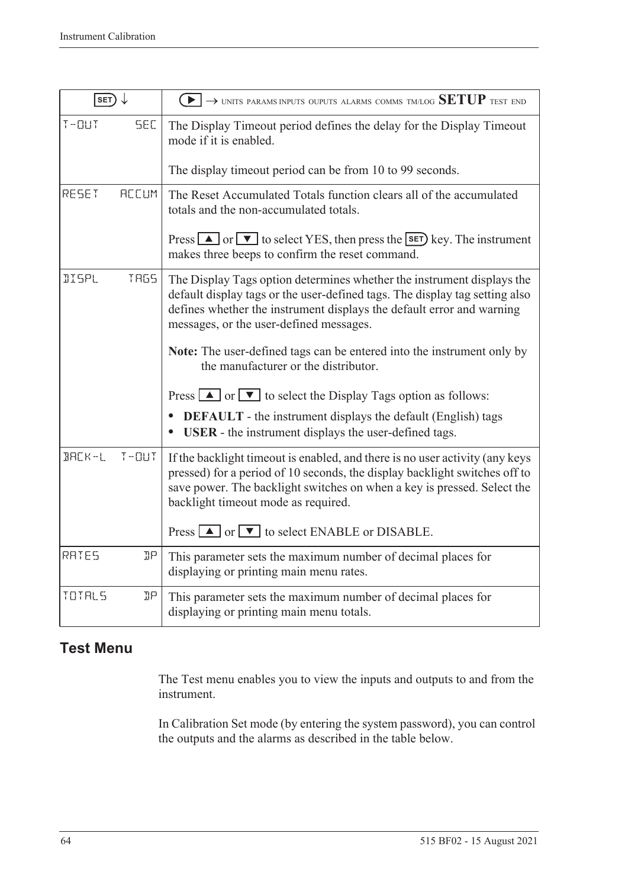| SET ↓ | ▶ → UNITS PARAMS INPUTS OUPUTS ALARMS COMMS TM/LOG **SETUP** TEST END |
|---|---|
| T-OUT SEC | The Display Timeout period defines the delay for the Display Timeout mode if it is enabled.<br><br>The display timeout period can be from 10 to 99 seconds. |
| RESET ACCUM | The Reset Accumulated Totals function clears all of the accumulated totals and the non-accumulated totals.<br><br>Press ▲ or ▼ to select YES, then press the SET key. The instrument makes three beeps to confirm the reset command. |
| DISPL TAGS | The Display Tags option determines whether the instrument displays the default display tags or the user-defined tags. The display tag setting also defines whether the instrument displays the default error and warning messages, or the user-defined messages.<br><br>**Note:** The user-defined tags can be entered into the instrument only by the manufacturer or the distributor.<br><br>Press ▲ or ▼ to select the Display Tags option as follows:<br>• **DEFAULT** - the instrument displays the default (English) tags<br>• **USER** - the instrument displays the user-defined tags. |
| BACK-L T-OUT | If the backlight timeout is enabled, and there is no user activity (any keys pressed) for a period of 10 seconds, the display backlight switches off to save power. The backlight switches on when a key is pressed. Select the backlight timeout mode as required.<br><br>Press ▲ or ▼ to select ENABLE or DISABLE. |
| RATES DP | This parameter sets the maximum number of decimal places for displaying or printing main menu rates. |
| TOTALS DP | This parameter sets the maximum number of decimal places for displaying or printing main menu totals. |

## Test Menu

The Test menu enables you to view the inputs and outputs to and from the instrument.

In Calibration Set mode (by entering the system password), you can control the outputs and the alarms as described in the table below.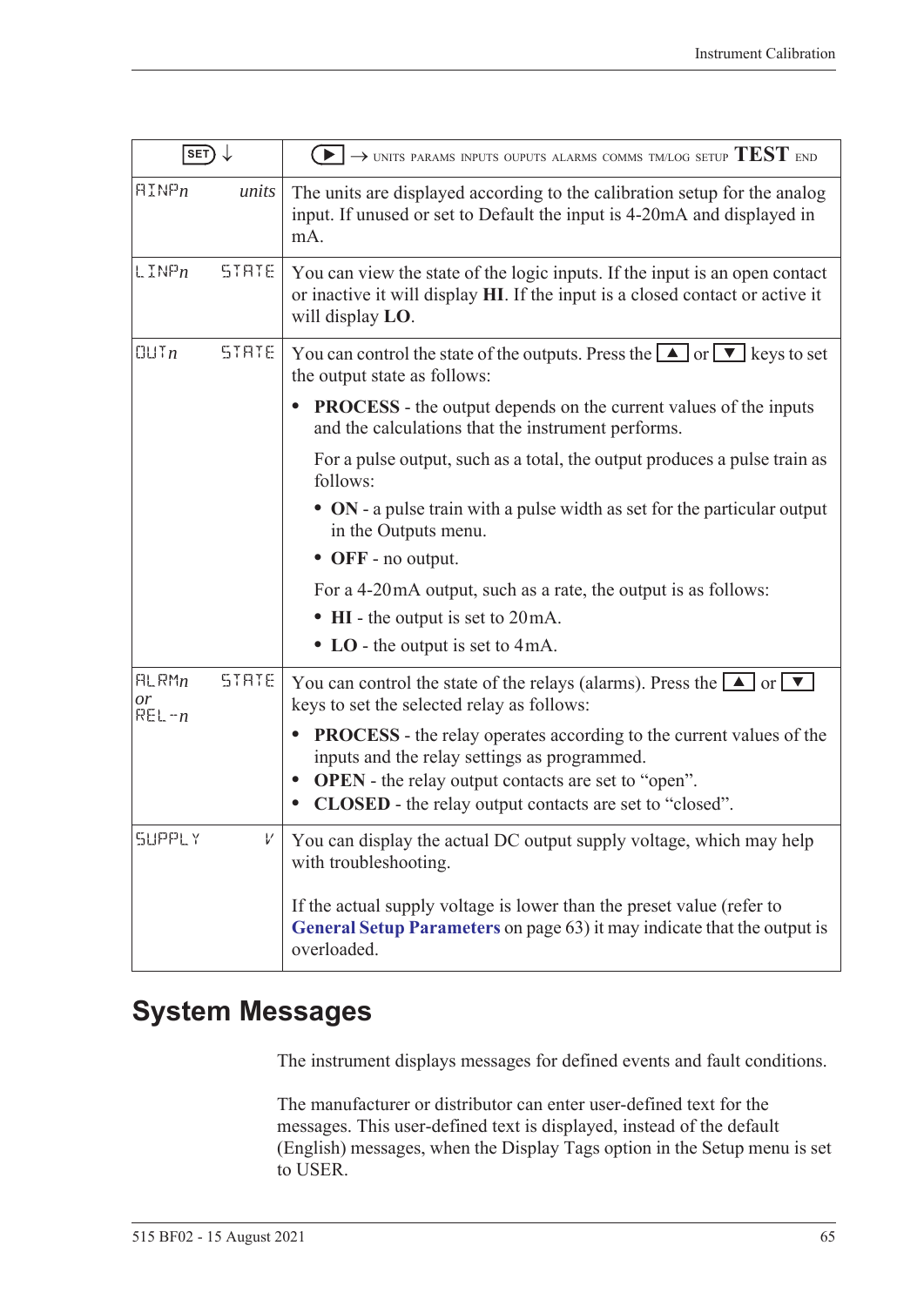| SET ↓ | ▶ → UNITS PARAMS INPUTS OUPUTS ALARMS COMMS TM/LOG SETUP **TEST** END |
|---|---|
| AINP*n* *units* | The units are displayed according to the calibration setup for the analog input. If unused or set to Default the input is 4-20mA and displayed in mA. |
| LINP*n* STATE | You can view the state of the logic inputs. If the input is an open contact or inactive it will display **HI**. If the input is a closed contact or active it will display **LO**. |
| OUT*n* STATE | You can control the state of the outputs. Press the ▲ or ▼ keys to set the output state as follows:<br>• **PROCESS** - the output depends on the current values of the inputs and the calculations that the instrument performs.<br>For a pulse output, such as a total, the output produces a pulse train as follows:<br>• **ON** - a pulse train with a pulse width as set for the particular output in the Outputs menu.<br>• **OFF** - no output.<br>For a 4-20mA output, such as a rate, the output is as follows:<br>• **HI** - the output is set to 20mA.<br>• **LO** - the output is set to 4mA. |
| ALRM*n* *or* REL-*n* STATE | You can control the state of the relays (alarms). Press the ▲ or ▼ keys to set the selected relay as follows:<br>• **PROCESS** - the relay operates according to the current values of the inputs and the relay settings as programmed.<br>• **OPEN** - the relay output contacts are set to "open".<br>• **CLOSED** - the relay output contacts are set to "closed". |
| SUPPLY V | You can display the actual DC output supply voltage, which may help with troubleshooting.<br><br>If the actual supply voltage is lower than the preset value (refer to **General Setup Parameters** on page 63) it may indicate that the output is overloaded. |

# System Messages

The instrument displays messages for defined events and fault conditions.

The manufacturer or distributor can enter user-defined text for the messages. This user-defined text is displayed, instead of the default (English) messages, when the Display Tags option in the Setup menu is set to USER.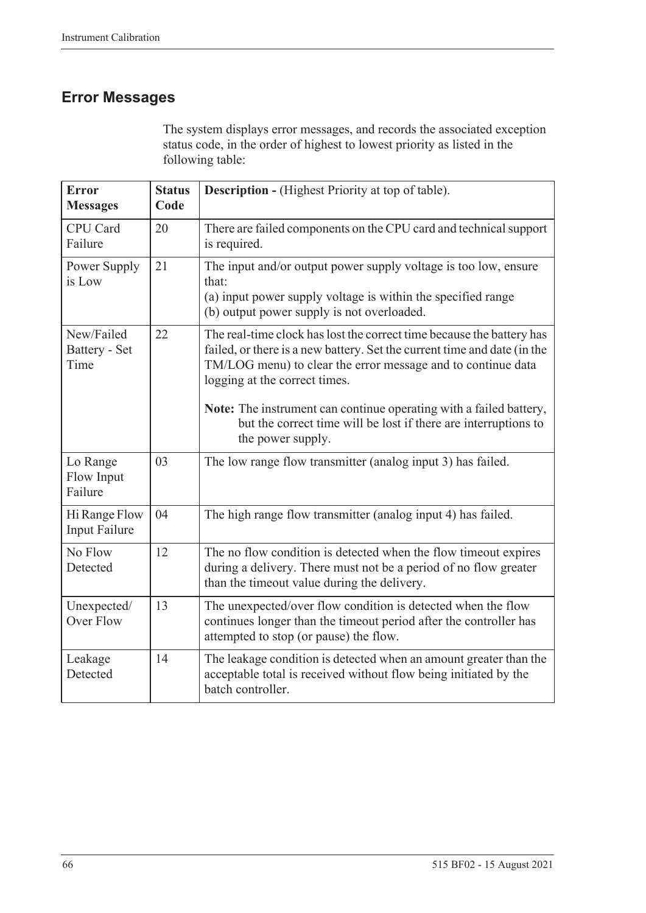## Error Messages

The system displays error messages, and records the associated exception status code, in the order of highest to lowest priority as listed in the following table:

| Error Messages | Status Code | Description - (Highest Priority at top of table). |
|---|---|---|
| CPU Card Failure | 20 | There are failed components on the CPU card and technical support is required. |
| Power Supply is Low | 21 | The input and/or output power supply voltage is too low, ensure that:<br>(a) input power supply voltage is within the specified range<br>(b) output power supply is not overloaded. |
| New/Failed Battery - Set Time | 22 | The real-time clock has lost the correct time because the battery has failed, or there is a new battery. Set the current time and date (in the TM/LOG menu) to clear the error message and to continue data logging at the correct times.<br><br>**Note:** The instrument can continue operating with a failed battery, but the correct time will be lost if there are interruptions to the power supply. |
| Lo Range Flow Input Failure | 03 | The low range flow transmitter (analog input 3) has failed. |
| Hi Range Flow Input Failure | 04 | The high range flow transmitter (analog input 4) has failed. |
| No Flow Detected | 12 | The no flow condition is detected when the flow timeout expires during a delivery. There must not be a period of no flow greater than the timeout value during the delivery. |
| Unexpected/ Over Flow | 13 | The unexpected/over flow condition is detected when the flow continues longer than the timeout period after the controller has attempted to stop (or pause) the flow. |
| Leakage Detected | 14 | The leakage condition is detected when an amount greater than the acceptable total is received without flow being initiated by the batch controller. |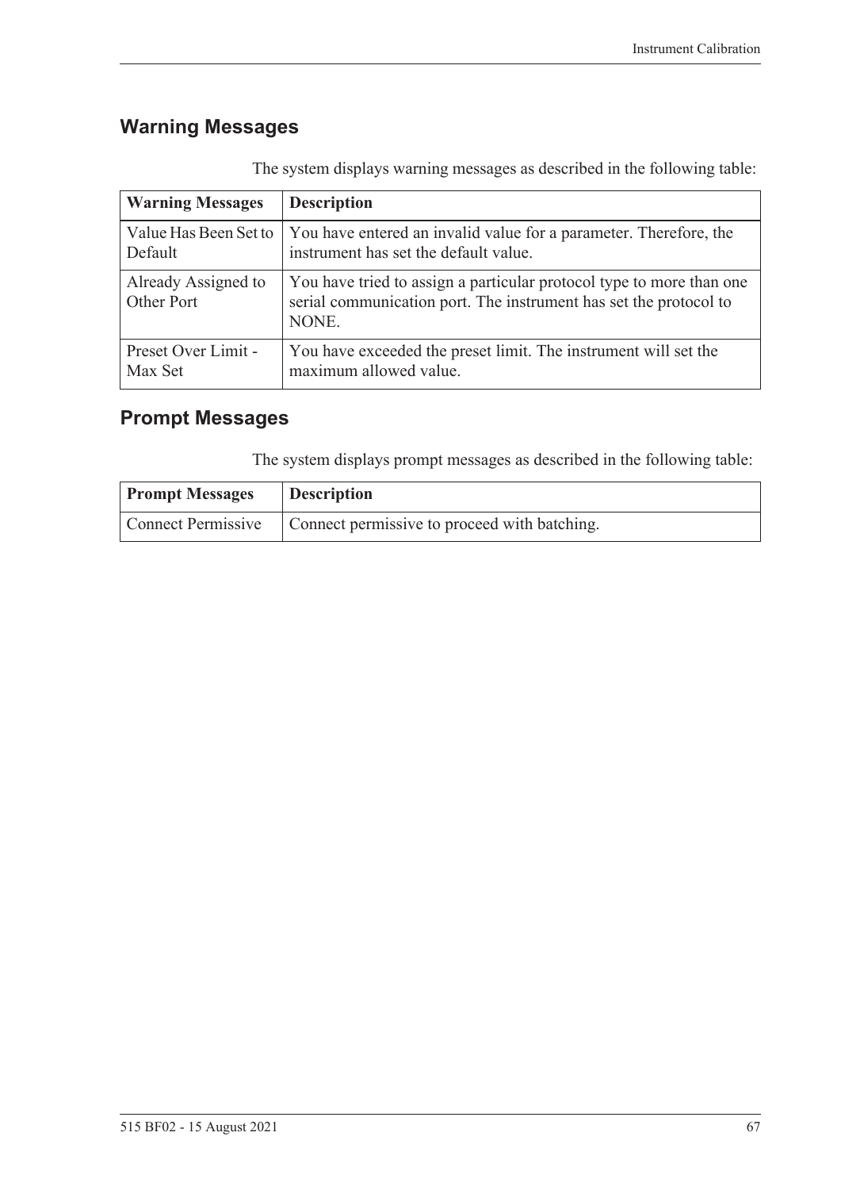## Warning Messages

The system displays warning messages as described in the following table:

| Warning Messages | Description |
| --- | --- |
| Value Has Been Set to Default | You have entered an invalid value for a parameter. Therefore, the instrument has set the default value. |
| Already Assigned to Other Port | You have tried to assign a particular protocol type to more than one serial communication port. The instrument has set the protocol to NONE. |
| Preset Over Limit - Max Set | You have exceeded the preset limit. The instrument will set the maximum allowed value. |

## Prompt Messages

The system displays prompt messages as described in the following table:

| Prompt Messages | Description |
| --- | --- |
| Connect Permissive | Connect permissive to proceed with batching. |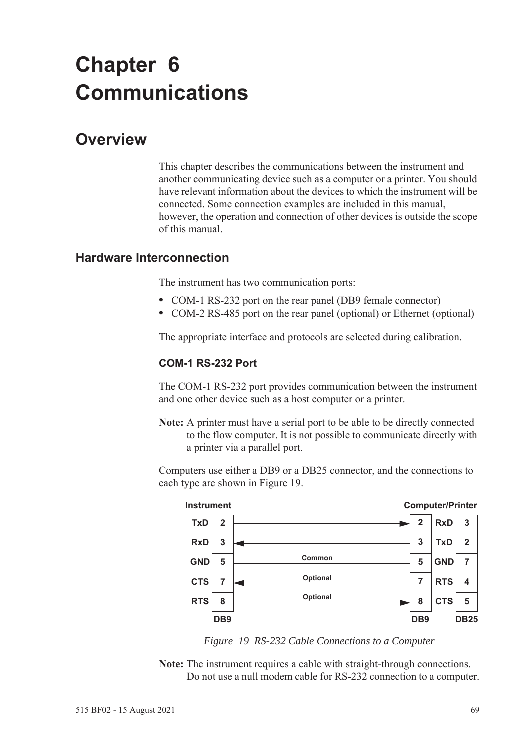# Chapter 6 Communications

## Overview

This chapter describes the communications between the instrument and another communicating device such as a computer or a printer. You should have relevant information about the devices to which the instrument will be connected. Some connection examples are included in this manual, however, the operation and connection of other devices is outside the scope of this manual.

### Hardware Interconnection

The instrument has two communication ports:

- COM-1 RS-232 port on the rear panel (DB9 female connector)
- COM-2 RS-485 port on the rear panel (optional) or Ethernet (optional)

The appropriate interface and protocols are selected during calibration.

#### COM-1 RS-232 Port

The COM-1 RS-232 port provides communication between the instrument and one other device such as a host computer or a printer.

**Note:** A printer must have a serial port to be able to be directly connected to the flow computer. It is not possible to communicate directly with a printer via a parallel port.

Computers use either a DB9 or a DB25 connector, and the connections to each type are shown in Figure 19.

| Instrument | DB9 | Connection | DB9 | Computer/Printer | DB25 |
|---|---|---|---|---|---|
| TxD | 2 | → | 2 | RxD | 3 |
| RxD | 3 | ← | 3 | TxD | 2 |
| GND | 5 | Common | 5 | GND | 7 |
| CTS | 7 | ← Optional | 7 | RTS | 4 |
| RTS | 8 | → Optional | 8 | CTS | 5 |

*Figure 19 RS-232 Cable Connections to a Computer*

**Note:** The instrument requires a cable with straight-through connections. Do not use a null modem cable for RS-232 connection to a computer.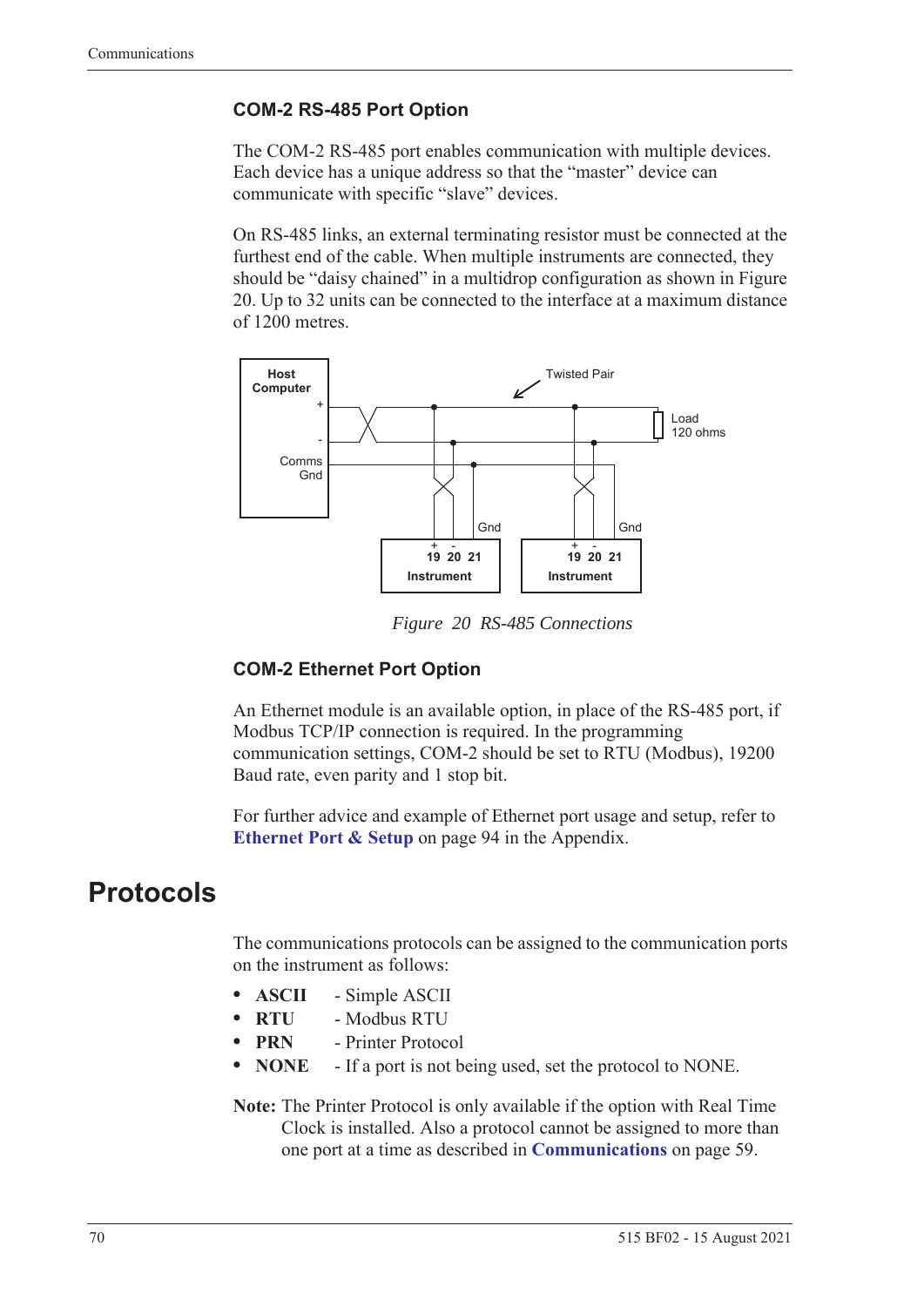### COM-2 RS-485 Port Option

The COM-2 RS-485 port enables communication with multiple devices. Each device has a unique address so that the "master" device can communicate with specific "slave" devices.

On RS-485 links, an external terminating resistor must be connected at the furthest end of the cable. When multiple instruments are connected, they should be "daisy chained" in a multidrop configuration as shown in Figure 20. Up to 32 units can be connected to the interface at a maximum distance of 1200 metres.

Host Computer + - Comms Gnd Twisted Pair Load 120 ohms Gnd + - 19 20 21 Instrument Gnd + - 19 20 21 Instrument

*Figure 20 RS-485 Connections*

### COM-2 Ethernet Port Option

An Ethernet module is an available option, in place of the RS-485 port, if Modbus TCP/IP connection is required. In the programming communication settings, COM-2 should be set to RTU (Modbus), 19200 Baud rate, even parity and 1 stop bit.

For further advice and example of Ethernet port usage and setup, refer to **Ethernet Port & Setup** on page 94 in the Appendix.

# Protocols

The communications protocols can be assigned to the communication ports on the instrument as follows:

- **ASCII** - Simple ASCII
- **RTU** - Modbus RTU
- **PRN** - Printer Protocol
- **NONE** - If a port is not being used, set the protocol to NONE.

**Note:** The Printer Protocol is only available if the option with Real Time Clock is installed. Also a protocol cannot be assigned to more than one port at a time as described in **Communications** on page 59.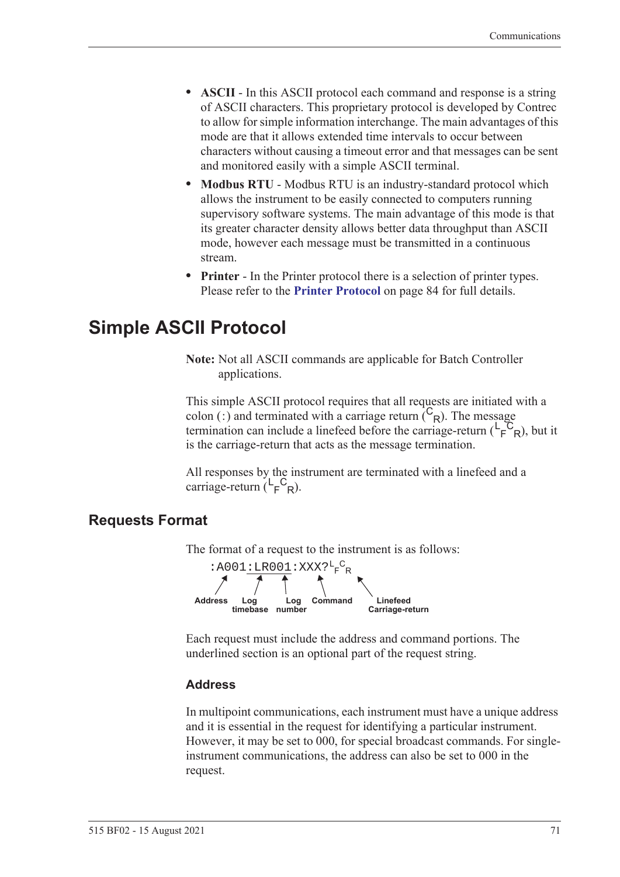- **ASCII** - In this ASCII protocol each command and response is a string of ASCII characters. This proprietary protocol is developed by Contrec to allow for simple information interchange. The main advantages of this mode are that it allows extended time intervals to occur between characters without causing a timeout error and that messages can be sent and monitored easily with a simple ASCII terminal.
- **Modbus RTU** - Modbus RTU is an industry-standard protocol which allows the instrument to be easily connected to computers running supervisory software systems. The main advantage of this mode is that its greater character density allows better data throughput than ASCII mode, however each message must be transmitted in a continuous stream.
- **Printer** - In the Printer protocol there is a selection of printer types. Please refer to the **Printer Protocol** on page 84 for full details.

# Simple ASCII Protocol

**Note:** Not all ASCII commands are applicable for Batch Controller applications.

This simple ASCII protocol requires that all requests are initiated with a colon (:) and terminated with a carriage return ($^{C}_{R}$). The message termination can include a linefeed before the carriage-return ($^{L}_{F}{}^{C}_{R}$), but it is the carriage-return that acts as the message termination.

All responses by the instrument are terminated with a linefeed and a carriage-return ($^{L}_{F}{}^{C}_{R}$).

## Requests Format

The format of a request to the instrument is as follows:

```
:A001:LR001:XXX?LFCR
```

- `:A001` – Address
- `:LR` – Log timebase
- `001` – Log number
- `:XXX?` – Command
- `LFCR` – Linefeed Carriage-return

Each request must include the address and command portions. The underlined section is an optional part of the request string.

### Address

In multipoint communications, each instrument must have a unique address and it is essential in the request for identifying a particular instrument. However, it may be set to 000, for special broadcast commands. For single-instrument communications, the address can also be set to 000 in the request.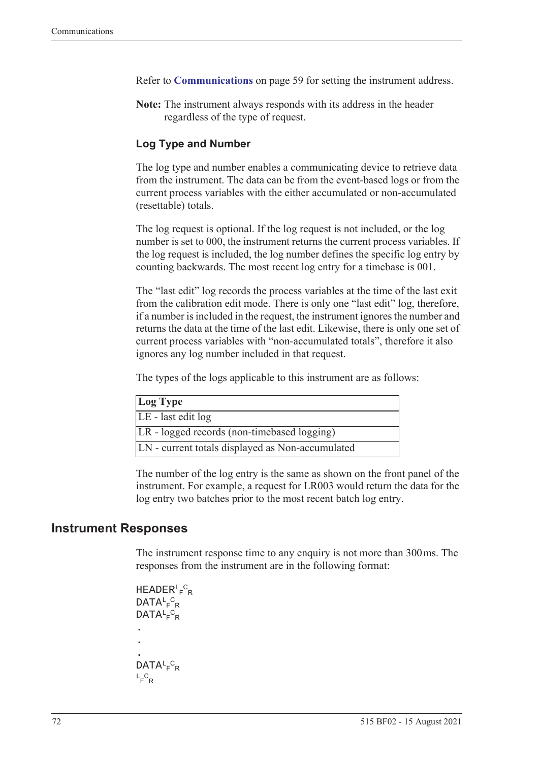Refer to **Communications** on page 59 for setting the instrument address.

**Note:** The instrument always responds with its address in the header regardless of the type of request.

### Log Type and Number

The log type and number enables a communicating device to retrieve data from the instrument. The data can be from the event-based logs or from the current process variables with the either accumulated or non-accumulated (resettable) totals.

The log request is optional. If the log request is not included, or the log number is set to 000, the instrument returns the current process variables. If the log request is included, the log number defines the specific log entry by counting backwards. The most recent log entry for a timebase is 001.

The "last edit" log records the process variables at the time of the last exit from the calibration edit mode. There is only one "last edit" log, therefore, if a number is included in the request, the instrument ignores the number and returns the data at the time of the last edit. Likewise, there is only one set of current process variables with "non-accumulated totals", therefore it also ignores any log number included in that request.

The types of the logs applicable to this instrument are as follows:

| Log Type |
|---|
| LE - last edit log |
| LR - logged records (non-timebased logging) |
| LN - current totals displayed as Non-accumulated |

The number of the log entry is the same as shown on the front panel of the instrument. For example, a request for LR003 would return the data for the log entry two batches prior to the most recent batch log entry.

## Instrument Responses

The instrument response time to any enquiry is not more than 300 ms. The responses from the instrument are in the following format:

```
HEADER<LF><CR>
DATA<LF><CR>
DATA<LF><CR>
.
.
.
DATA<LF><CR>
<LF><CR>
```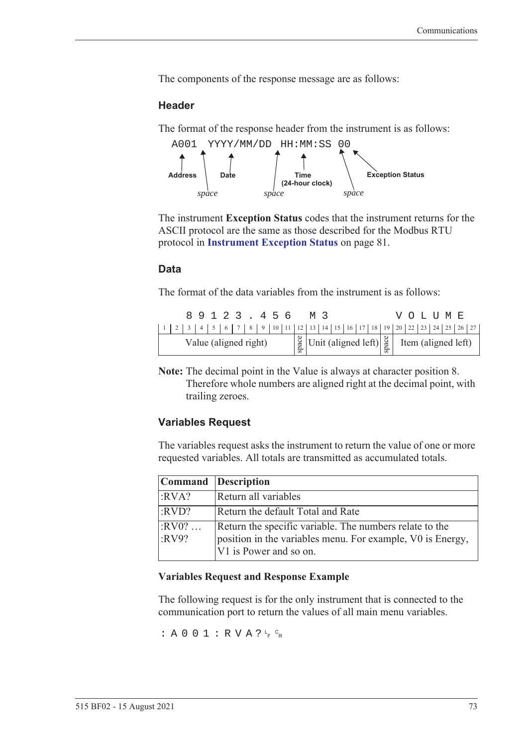The components of the response message are as follows:

### Header

The format of the response header from the instrument is as follows:

```
A001 YYYY/MM/DD HH:MM:SS 00
```

- Address
- *space*
- Date
- *space*
- Time (24-hour clock)
- *space*
- Exception Status

The instrument **Exception Status** codes that the instrument returns for the ASCII protocol are the same as those described for the Modbus RTU protocol in **Instrument Exception Status** on page 81.

### Data

The format of the data variables from the instrument is as follows:

```
  8 9 1 2 3 . 4 5 6   M 3         V O L U M E
```

| 1 | 2 | 3 | 4 | 5 | 6 | 7 | 8 | 9 | 10 | 11 | 12 | 13 | 14 | 15 | 16 | 17 | 18 | 19 | 20 | 22 | 23 | 24 | 25 | 26 | 27 |
|---|---|---|---|---|---|---|---|---|---|---|---|---|---|---|---|---|---|---|---|---|---|---|---|---|---|
| Value (aligned right) | | | | | | | | | | | space | Unit (aligned left) | | | | | | space | Item (aligned left) | | | | | | |

**Note:** The decimal point in the Value is always at character position 8. Therefore whole numbers are aligned right at the decimal point, with trailing zeroes.

### Variables Request

The variables request asks the instrument to return the value of one or more requested variables. All totals are transmitted as accumulated totals.

| Command | Description |
|---|---|
| :RVA? | Return all variables |
| :RVD? | Return the default Total and Rate |
| :RV0? … :RV9? | Return the specific variable. The numbers relate to the position in the variables menu. For example, V0 is Energy, V1 is Power and so on. |

#### Variables Request and Response Example

The following request is for the only instrument that is connected to the communication port to return the values of all main menu variables.

```
:A001:RVA?LFCR
```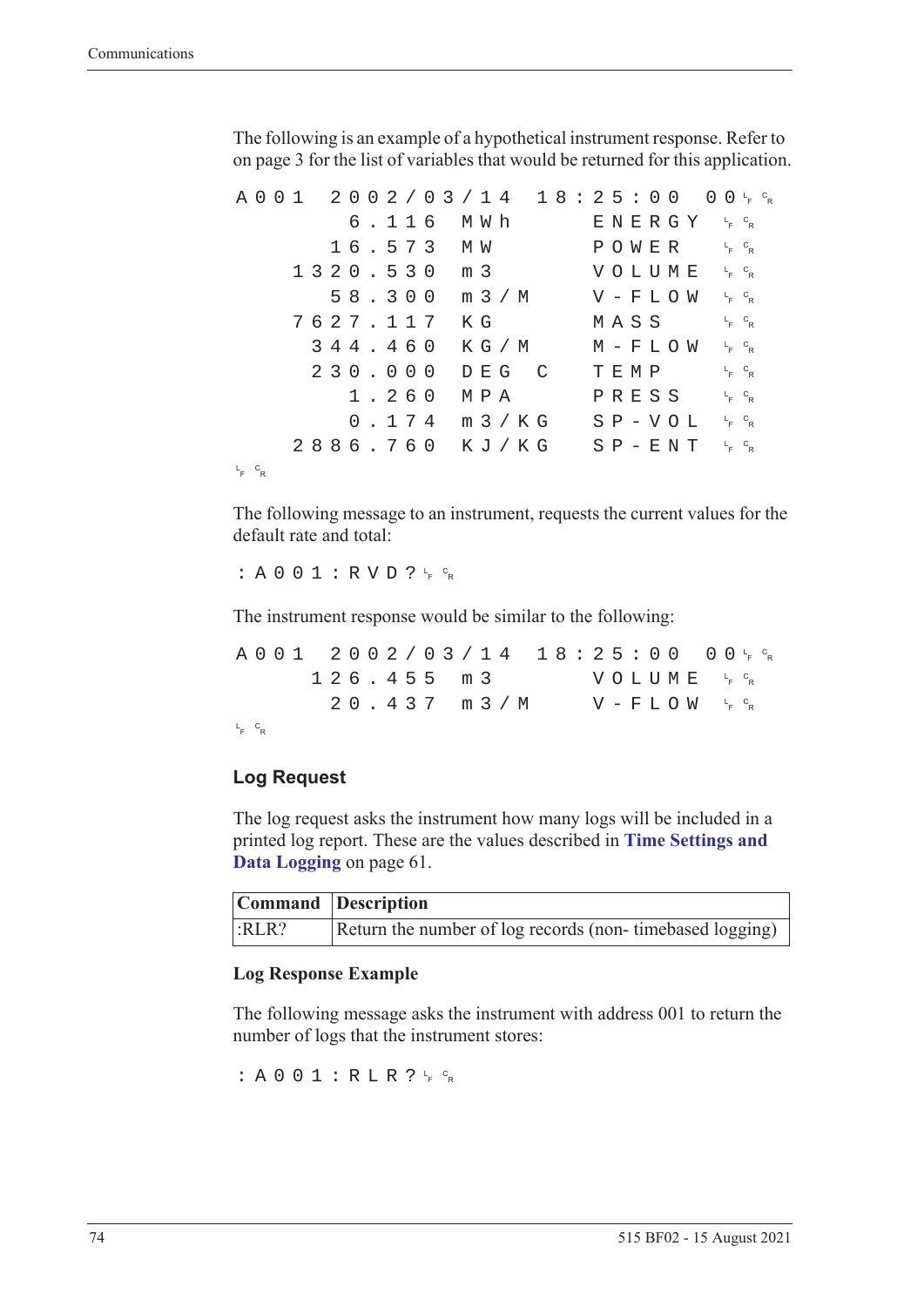The following is an example of a hypothetical instrument response. Refer to on page 3 for the list of variables that would be returned for this application.

```
A001  2002/03/14  18:25:00  00 LF CR
        6.116  MWh      ENERGY  LF CR
       16.573  MW       POWER   LF CR
     1320.530  m3       VOLUME  LF CR
       58.300  m3/M     V-FLOW  LF CR
     7627.117  KG       MASS    LF CR
      344.460  KG/M     M-FLOW  LF CR
      230.000  DEG C    TEMP    LF CR
        1.260  MPA      PRESS   LF CR
        0.174  m3/KG    SP-VOL  LF CR
     2886.760  KJ/KG    SP-ENT  LF CR
LF CR
```

The following message to an instrument, requests the current values for the default rate and total:

```
:A001:RVD? LF CR
```

The instrument response would be similar to the following:

```
A001  2002/03/14  18:25:00  00 LF CR
      126.455  m3       VOLUME  LF CR
       20.437  m3/M     V-FLOW  LF CR
LF CR
```

## Log Request

The log request asks the instrument how many logs will be included in a printed log report. These are the values described in **Time Settings and Data Logging** on page 61.

| Command | Description |
|---|---|
| :RLR? | Return the number of log records (non- timebased logging) |

**Log Response Example**

The following message asks the instrument with address 001 to return the number of logs that the instrument stores:

```
:A001:RLR? LF CR
```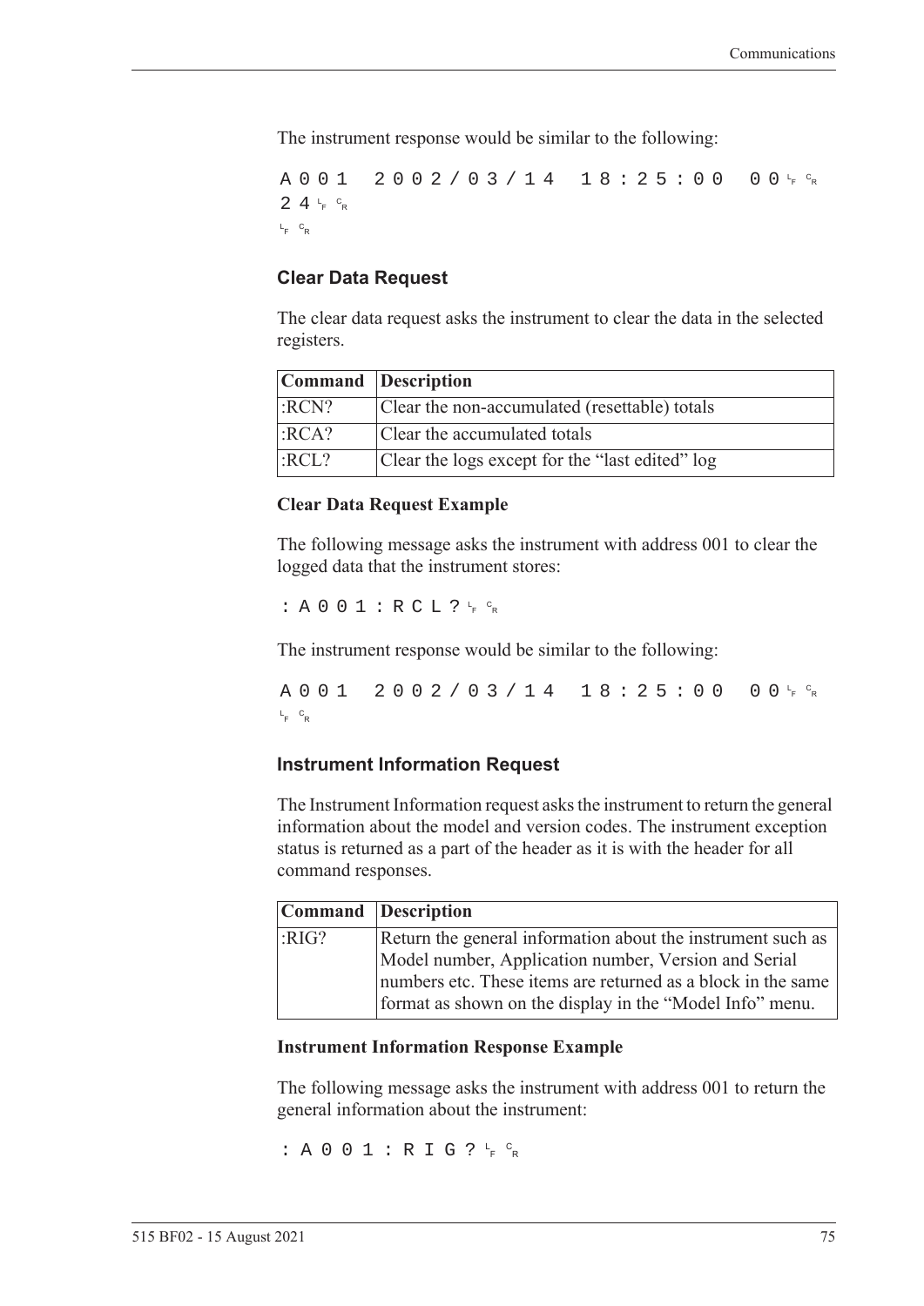The instrument response would be similar to the following:

```
A001  2002/03/14  18:25:00  00LFCR
24LFCR
LFCR
```

### Clear Data Request

The clear data request asks the instrument to clear the data in the selected registers.

| Command | Description |
|---|---|
| :RCN? | Clear the non-accumulated (resettable) totals |
| :RCA? | Clear the accumulated totals |
| :RCL? | Clear the logs except for the “last edited” log |

#### Clear Data Request Example

The following message asks the instrument with address 001 to clear the logged data that the instrument stores:

```
:A001:RCL?LFCR
```

The instrument response would be similar to the following:

```
A001  2002/03/14  18:25:00  00LFCR
LFCR
```

### Instrument Information Request

The Instrument Information request asks the instrument to return the general information about the model and version codes. The instrument exception status is returned as a part of the header as it is with the header for all command responses.

| Command | Description |
|---|---|
| :RIG? | Return the general information about the instrument such as Model number, Application number, Version and Serial numbers etc. These items are returned as a block in the same format as shown on the display in the “Model Info” menu. |

#### Instrument Information Response Example

The following message asks the instrument with address 001 to return the general information about the instrument:

```
:A001:RIG?LFCR
```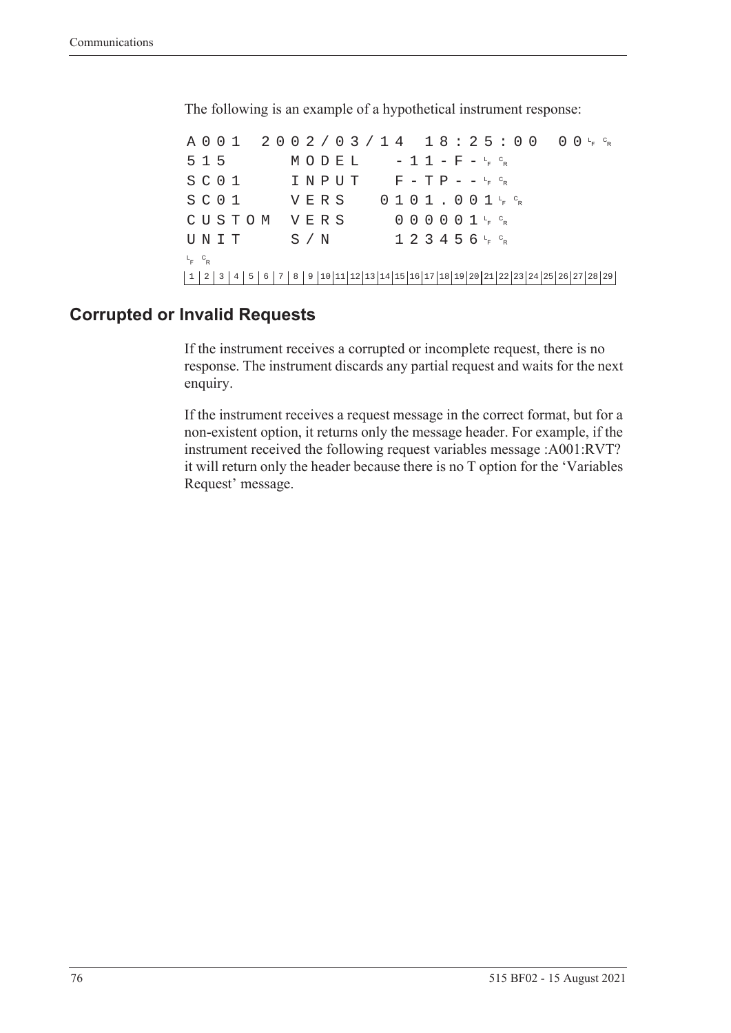The following is an example of a hypothetical instrument response:

```
A001  2002/03/14  18:25:00  00 LF CR
515     MODEL    -11-F- LF CR
SC01    INPUT    F-TP-- LF CR
SC01    VERS   0101.001 LF CR
CUSTOM  VERS     000001 LF CR
UNIT    S/N      123456 LF CR
LF CR
```

## Corrupted or Invalid Requests

If the instrument receives a corrupted or incomplete request, there is no response. The instrument discards any partial request and waits for the next enquiry.

If the instrument receives a request message in the correct format, but for a non-existent option, it returns only the message header. For example, if the instrument received the following request variables message :A001:RVT? it will return only the header because there is no T option for the 'Variables Request' message.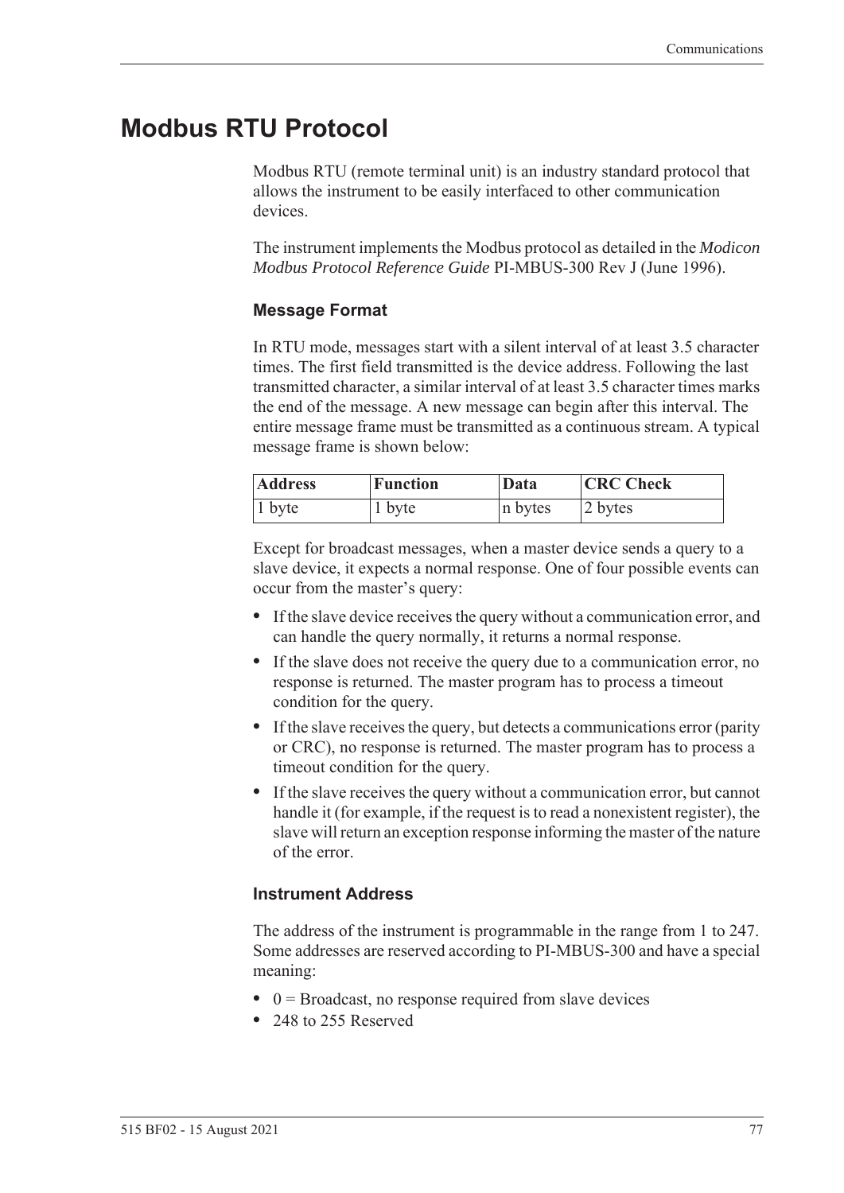# Modbus RTU Protocol

Modbus RTU (remote terminal unit) is an industry standard protocol that allows the instrument to be easily interfaced to other communication devices.

The instrument implements the Modbus protocol as detailed in the *Modicon Modbus Protocol Reference Guide* PI-MBUS-300 Rev J (June 1996).

### Message Format

In RTU mode, messages start with a silent interval of at least 3.5 character times. The first field transmitted is the device address. Following the last transmitted character, a similar interval of at least 3.5 character times marks the end of the message. A new message can begin after this interval. The entire message frame must be transmitted as a continuous stream. A typical message frame is shown below:

| Address | Function | Data | CRC Check |
|---|---|---|---|
| 1 byte | 1 byte | n bytes | 2 bytes |

Except for broadcast messages, when a master device sends a query to a slave device, it expects a normal response. One of four possible events can occur from the master's query:

- If the slave device receives the query without a communication error, and can handle the query normally, it returns a normal response.
- If the slave does not receive the query due to a communication error, no response is returned. The master program has to process a timeout condition for the query.
- If the slave receives the query, but detects a communications error (parity or CRC), no response is returned. The master program has to process a timeout condition for the query.
- If the slave receives the query without a communication error, but cannot handle it (for example, if the request is to read a nonexistent register), the slave will return an exception response informing the master of the nature of the error.

### Instrument Address

The address of the instrument is programmable in the range from 1 to 247. Some addresses are reserved according to PI-MBUS-300 and have a special meaning:

- 0 = Broadcast, no response required from slave devices
- 248 to 255 Reserved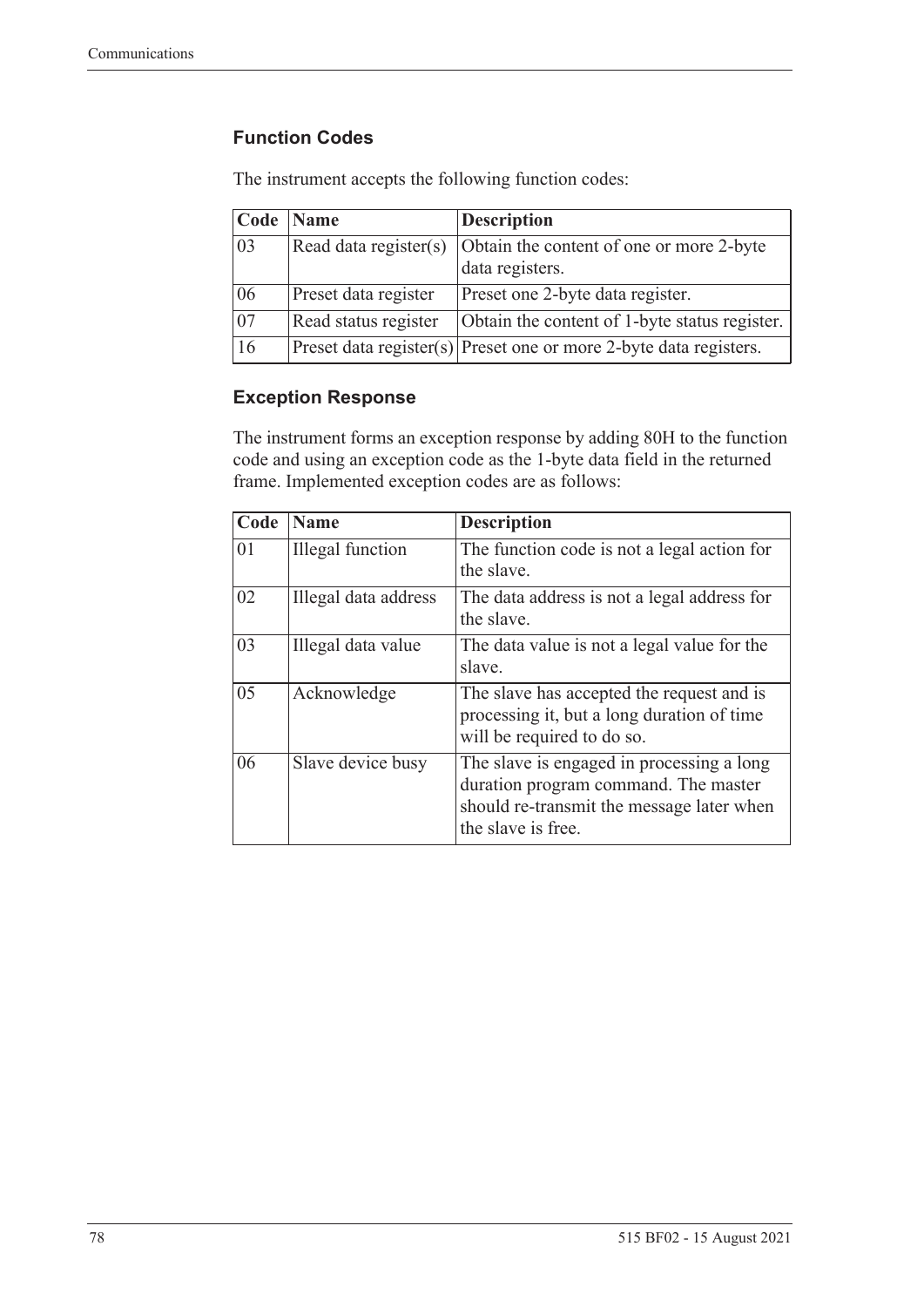### Function Codes

The instrument accepts the following function codes:

| Code | Name | Description |
|---|---|---|
| 03 | Read data register(s) | Obtain the content of one or more 2-byte data registers. |
| 06 | Preset data register | Preset one 2-byte data register. |
| 07 | Read status register | Obtain the content of 1-byte status register. |
| 16 | Preset data register(s) | Preset one or more 2-byte data registers. |

### Exception Response

The instrument forms an exception response by adding 80H to the function code and using an exception code as the 1-byte data field in the returned frame. Implemented exception codes are as follows:

| Code | Name | Description |
|---|---|---|
| 01 | Illegal function | The function code is not a legal action for the slave. |
| 02 | Illegal data address | The data address is not a legal address for the slave. |
| 03 | Illegal data value | The data value is not a legal value for the slave. |
| 05 | Acknowledge | The slave has accepted the request and is processing it, but a long duration of time will be required to do so. |
| 06 | Slave device busy | The slave is engaged in processing a long duration program command. The master should re-transmit the message later when the slave is free. |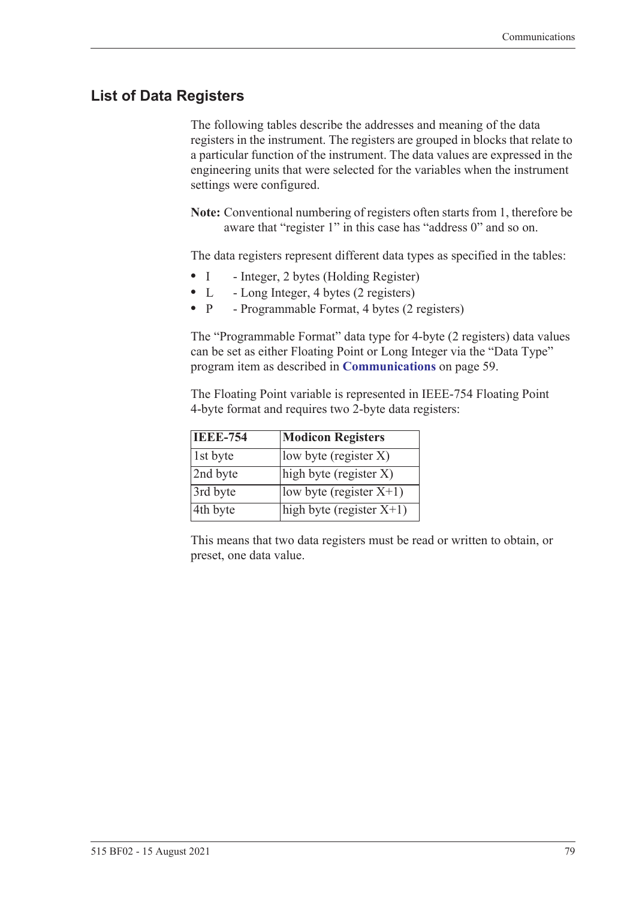## List of Data Registers

The following tables describe the addresses and meaning of the data registers in the instrument. The registers are grouped in blocks that relate to a particular function of the instrument. The data values are expressed in the engineering units that were selected for the variables when the instrument settings were configured.

**Note:** Conventional numbering of registers often starts from 1, therefore be aware that "register 1" in this case has "address 0" and so on.

The data registers represent different data types as specified in the tables:

- I - Integer, 2 bytes (Holding Register)
- L - Long Integer, 4 bytes (2 registers)
- P - Programmable Format, 4 bytes (2 registers)

The "Programmable Format" data type for 4-byte (2 registers) data values can be set as either Floating Point or Long Integer via the "Data Type" program item as described in **Communications** on page 59.

The Floating Point variable is represented in IEEE-754 Floating Point 4-byte format and requires two 2-byte data registers:

| IEEE-754 | Modicon Registers |
|---|---|
| 1st byte | low byte (register X) |
| 2nd byte | high byte (register X) |
| 3rd byte | low byte (register X+1) |
| 4th byte | high byte (register X+1) |

This means that two data registers must be read or written to obtain, or preset, one data value.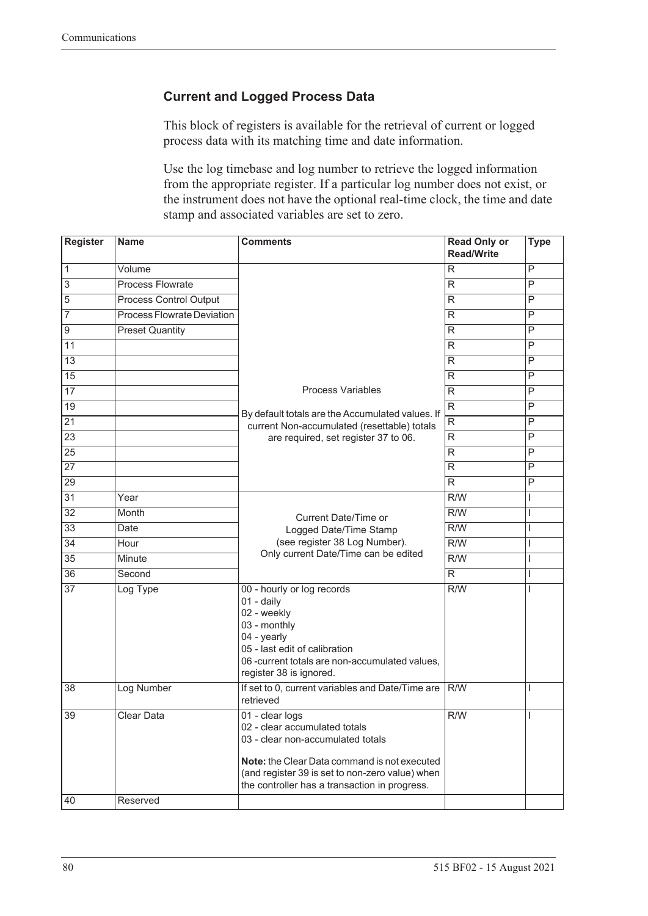### Current and Logged Process Data

This block of registers is available for the retrieval of current or logged process data with its matching time and date information.

Use the log timebase and log number to retrieve the logged information from the appropriate register. If a particular log number does not exist, or the instrument does not have the optional real-time clock, the time and date stamp and associated variables are set to zero.

| Register | Name | Comments | Read Only or Read/Write | Type |
|---|---|---|---|---|
| 1 | Volume | Process Variables<br><br>By default totals are the Accumulated values. If current Non-accumulated (resettable) totals are required, set register 37 to 06. | R | P |
| 3 | Process Flowrate | | R | P |
| 5 | Process Control Output | | R | P |
| 7 | Process Flowrate Deviation | | R | P |
| 9 | Preset Quantity | | R | P |
| 11 | | | R | P |
| 13 | | | R | P |
| 15 | | | R | P |
| 17 | | | R | P |
| 19 | | | R | P |
| 21 | | | R | P |
| 23 | | | R | P |
| 25 | | | R | P |
| 27 | | | R | P |
| 29 | | | R | P |
| 31 | Year | Current Date/Time or Logged Date/Time Stamp (see register 38 Log Number). Only current Date/Time can be edited | R/W | I |
| 32 | Month | | R/W | I |
| 33 | Date | | R/W | I |
| 34 | Hour | | R/W | I |
| 35 | Minute | | R/W | I |
| 36 | Second | | R | I |
| 37 | Log Type | 00 - hourly or log records<br>01 - daily<br>02 - weekly<br>03 - monthly<br>04 - yearly<br>05 - last edit of calibration<br>06 -current totals are non-accumulated values, register 38 is ignored. | R/W | I |
| 38 | Log Number | If set to 0, current variables and Date/Time are retrieved | R/W | I |
| 39 | Clear Data | 01 - clear logs<br>02 - clear accumulated totals<br>03 - clear non-accumulated totals<br><br>**Note:** the Clear Data command is not executed (and register 39 is set to non-zero value) when the controller has a transaction in progress. | R/W | I |
| 40 | Reserved | | | |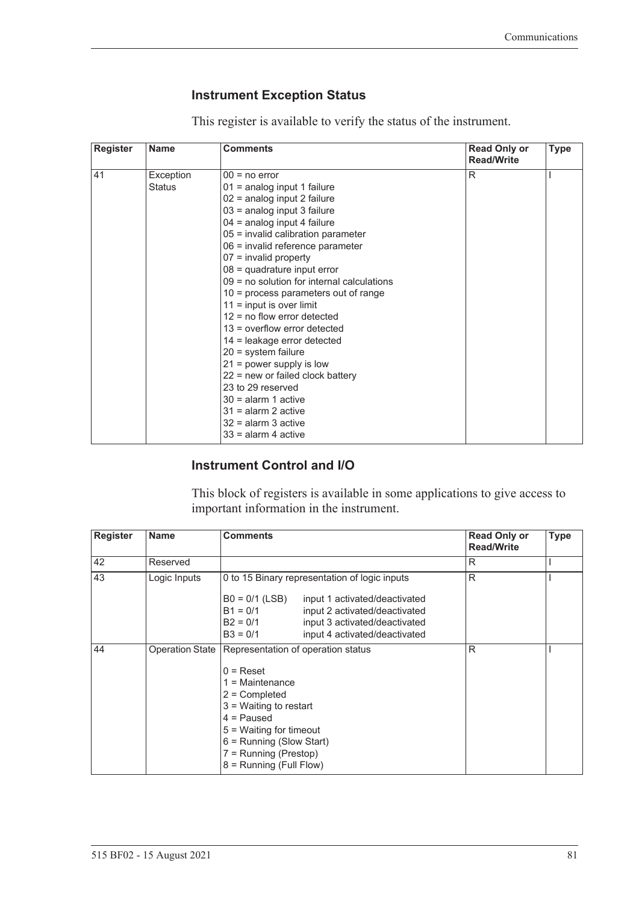### Instrument Exception Status

This register is available to verify the status of the instrument.

| Register | Name | Comments | Read Only or Read/Write | Type |
|---|---|---|---|---|
| 41 | Exception Status | 00 = no error<br>01 = analog input 1 failure<br>02 = analog input 2 failure<br>03 = analog input 3 failure<br>04 = analog input 4 failure<br>05 = invalid calibration parameter<br>06 = invalid reference parameter<br>07 = invalid property<br>08 = quadrature input error<br>09 = no solution for internal calculations<br>10 = process parameters out of range<br>11 = input is over limit<br>12 = no flow error detected<br>13 = overflow error detected<br>14 = leakage error detected<br>20 = system failure<br>21 = power supply is low<br>22 = new or failed clock battery<br>23 to 29 reserved<br>30 = alarm 1 active<br>31 = alarm 2 active<br>32 = alarm 3 active<br>33 = alarm 4 active | R | I |

### Instrument Control and I/O

This block of registers is available in some applications to give access to important information in the instrument.

| Register | Name | Comments | Read Only or Read/Write | Type |
|---|---|---|---|---|
| 42 | Reserved | | R | I |
| 43 | Logic Inputs | 0 to 15 Binary representation of logic inputs<br><br>B0 = 0/1 (LSB) input 1 activated/deactivated<br>B1 = 0/1 input 2 activated/deactivated<br>B2 = 0/1 input 3 activated/deactivated<br>B3 = 0/1 input 4 activated/deactivated | R | I |
| 44 | Operation State | Representation of operation status<br><br>0 = Reset<br>1 = Maintenance<br>2 = Completed<br>3 = Waiting to restart<br>4 = Paused<br>5 = Waiting for timeout<br>6 = Running (Slow Start)<br>7 = Running (Prestop)<br>8 = Running (Full Flow) | R | I |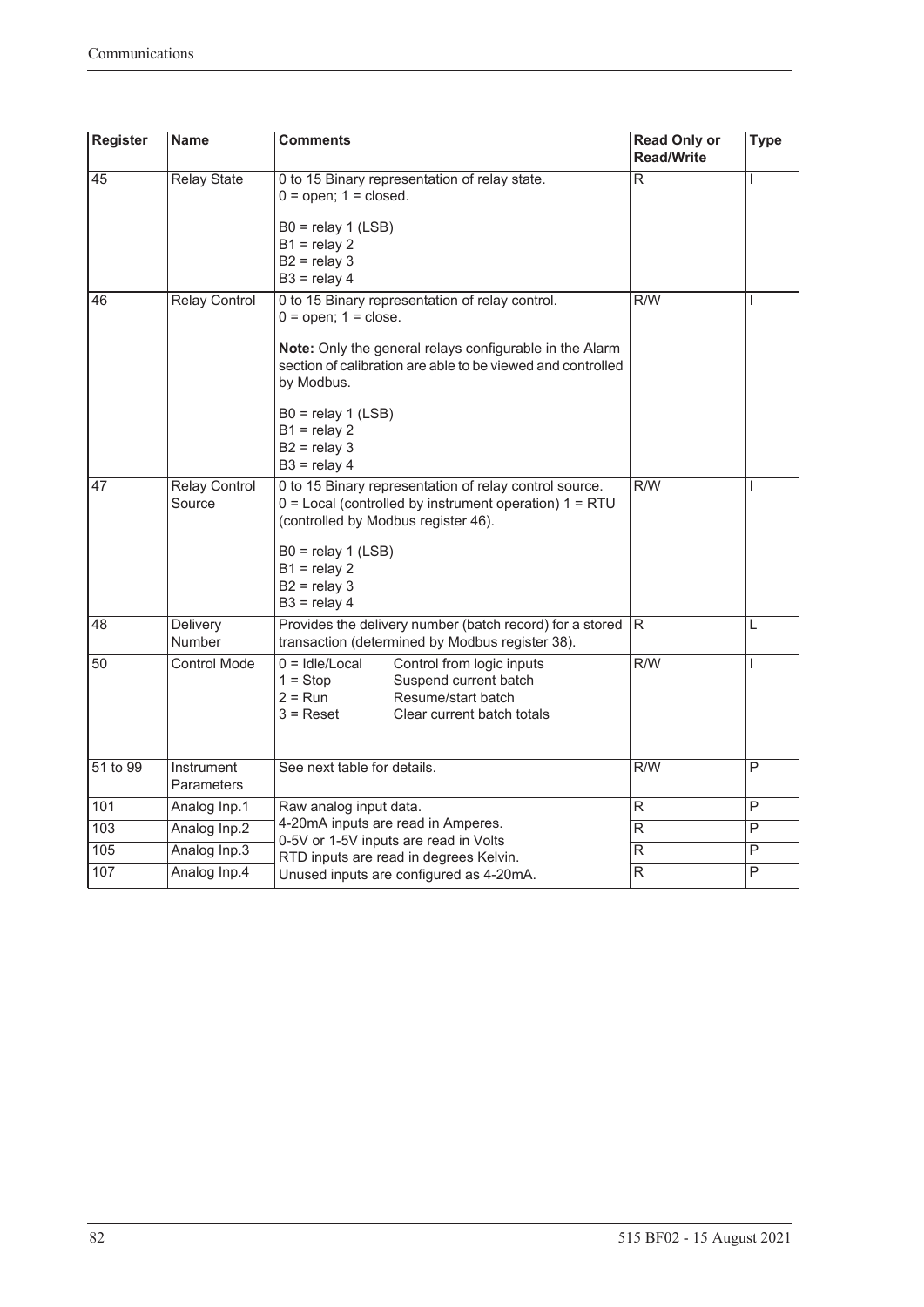| Register | Name | Comments | Read Only or Read/Write | Type |
|---|---|---|---|---|
| 45 | Relay State | 0 to 15 Binary representation of relay state.<br>0 = open; 1 = closed.<br><br>B0 = relay 1 (LSB)<br>B1 = relay 2<br>B2 = relay 3<br>B3 = relay 4 | R | I |
| 46 | Relay Control | 0 to 15 Binary representation of relay control.<br>0 = open; 1 = close.<br><br>**Note:** Only the general relays configurable in the Alarm section of calibration are able to be viewed and controlled by Modbus.<br><br>B0 = relay 1 (LSB)<br>B1 = relay 2<br>B2 = relay 3<br>B3 = relay 4 | R/W | I |
| 47 | Relay Control Source | 0 to 15 Binary representation of relay control source.<br>0 = Local (controlled by instrument operation) 1 = RTU (controlled by Modbus register 46).<br><br>B0 = relay 1 (LSB)<br>B1 = relay 2<br>B2 = relay 3<br>B3 = relay 4 | R/W | I |
| 48 | Delivery Number | Provides the delivery number (batch record) for a stored transaction (determined by Modbus register 38). | R | L |
| 50 | Control Mode | 0 = Idle/Local &nbsp;&nbsp; Control from logic inputs<br>1 = Stop &nbsp;&nbsp; Suspend current batch<br>2 = Run &nbsp;&nbsp; Resume/start batch<br>3 = Reset &nbsp;&nbsp; Clear current batch totals | R/W | I |
| 51 to 99 | Instrument Parameters | See next table for details. | R/W | P |
| 101 | Analog Inp.1 | Raw analog input data.<br>4-20mA inputs are read in Amperes.<br>0-5V or 1-5V inputs are read in Volts<br>RTD inputs are read in degrees Kelvin.<br>Unused inputs are configured as 4-20mA. | R | P |
| 103 | Analog Inp.2 | | R | P |
| 105 | Analog Inp.3 | | R | P |
| 107 | Analog Inp.4 | | R | P |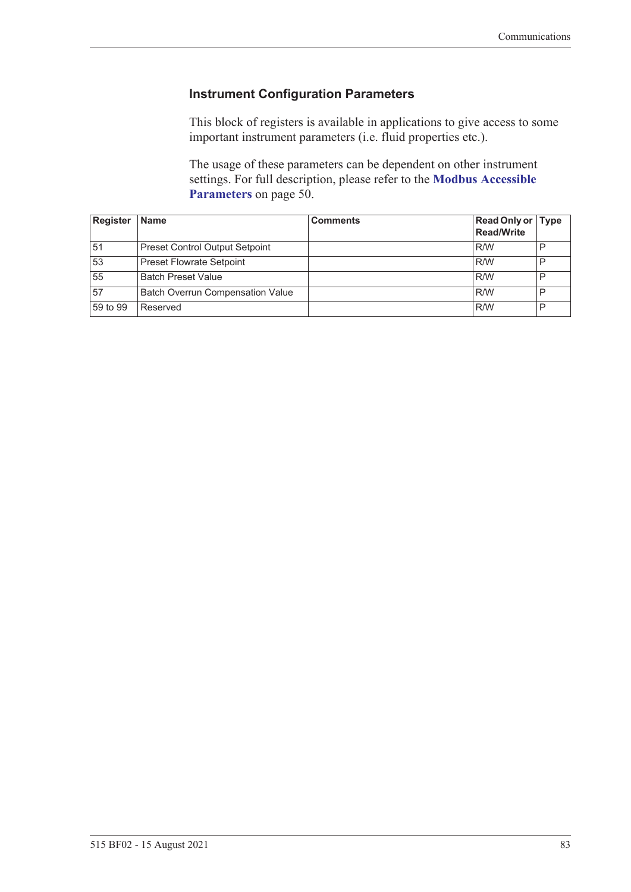### Instrument Configuration Parameters

This block of registers is available in applications to give access to some important instrument parameters (i.e. fluid properties etc.).

The usage of these parameters can be dependent on other instrument settings. For full description, please refer to the **Modbus Accessible Parameters** on page 50.

| Register | Name | Comments | Read Only or Read/Write | Type |
|---|---|---|---|---|
| 51 | Preset Control Output Setpoint | | R/W | P |
| 53 | Preset Flowrate Setpoint | | R/W | P |
| 55 | Batch Preset Value | | R/W | P |
| 57 | Batch Overrun Compensation Value | | R/W | P |
| 59 to 99 | Reserved | | R/W | P |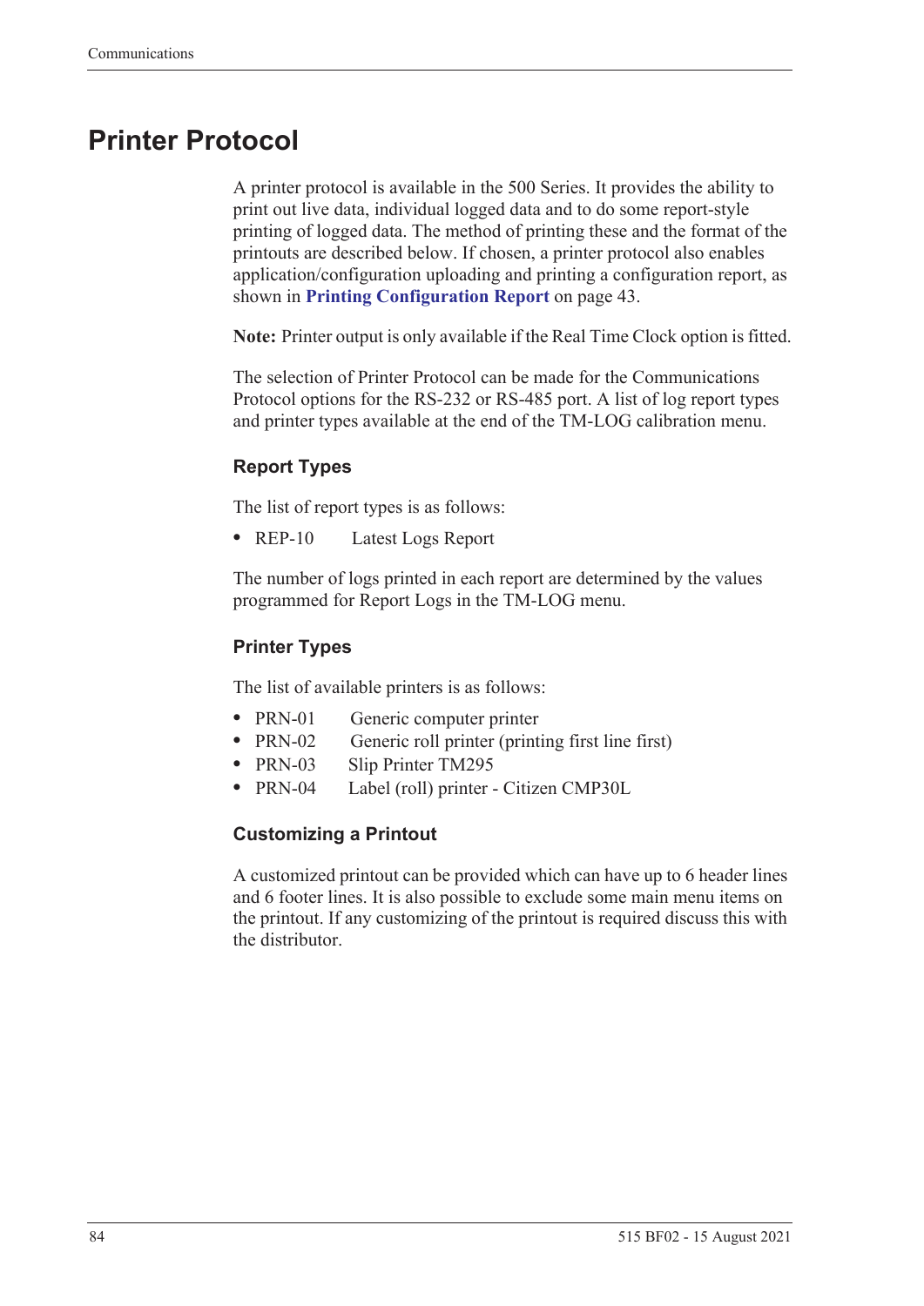# Printer Protocol

A printer protocol is available in the 500 Series. It provides the ability to print out live data, individual logged data and to do some report-style printing of logged data. The method of printing these and the format of the printouts are described below. If chosen, a printer protocol also enables application/configuration uploading and printing a configuration report, as shown in **Printing Configuration Report** on page 43.

**Note:** Printer output is only available if the Real Time Clock option is fitted.

The selection of Printer Protocol can be made for the Communications Protocol options for the RS-232 or RS-485 port. A list of log report types and printer types available at the end of the TM-LOG calibration menu.

### Report Types

The list of report types is as follows:

- REP-10 Latest Logs Report

The number of logs printed in each report are determined by the values programmed for Report Logs in the TM-LOG menu.

### Printer Types

The list of available printers is as follows:

- PRN-01 Generic computer printer
- PRN-02 Generic roll printer (printing first line first)
- PRN-03 Slip Printer TM295
- PRN-04 Label (roll) printer - Citizen CMP30L

### Customizing a Printout

A customized printout can be provided which can have up to 6 header lines and 6 footer lines. It is also possible to exclude some main menu items on the printout. If any customizing of the printout is required discuss this with the distributor.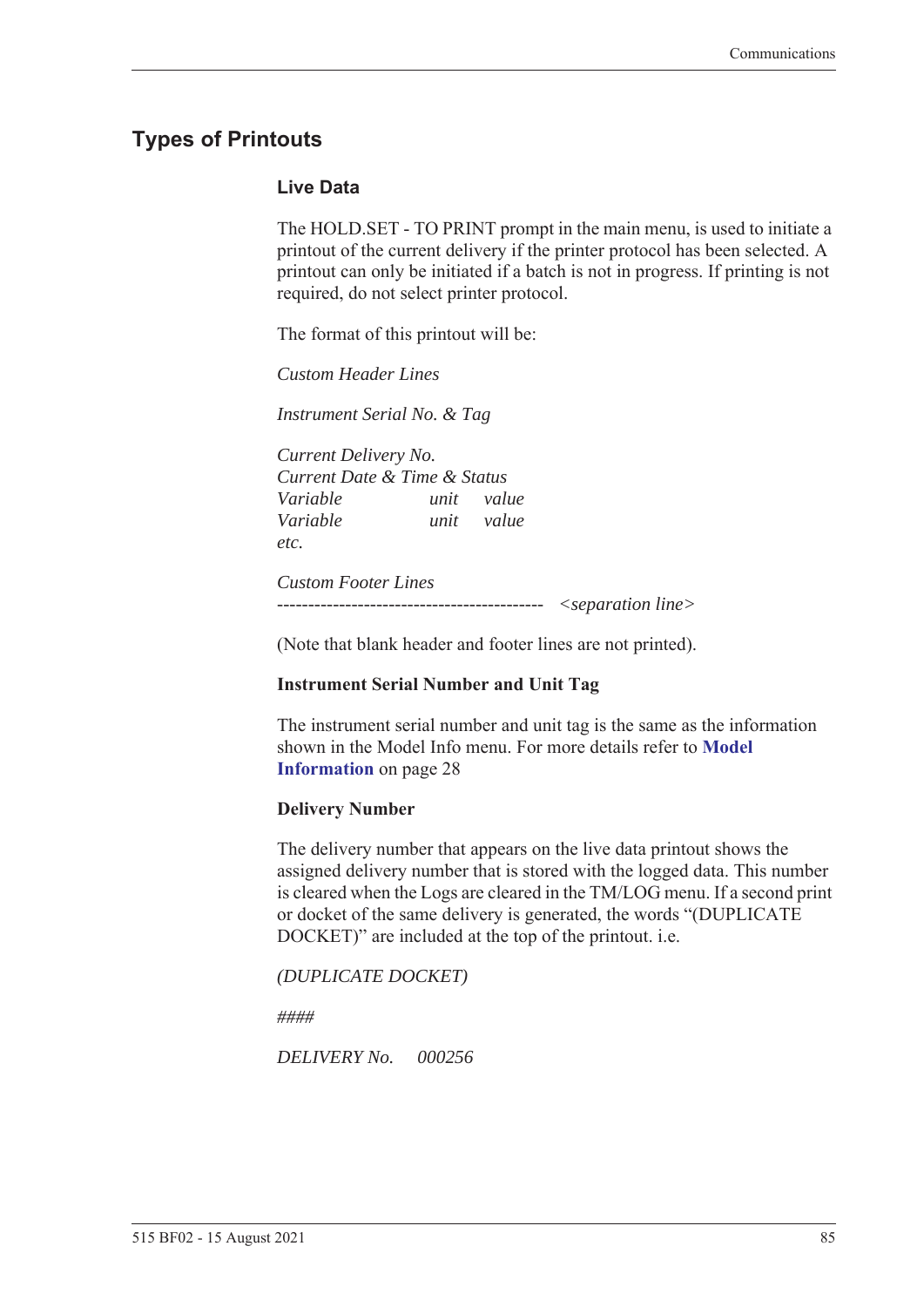## Types of Printouts

### Live Data

The HOLD.SET - TO PRINT prompt in the main menu, is used to initiate a printout of the current delivery if the printer protocol has been selected. A printout can only be initiated if a batch is not in progress. If printing is not required, do not select printer protocol.

The format of this printout will be:

*Custom Header Lines*

*Instrument Serial No. & Tag*

*Current Delivery No.*
*Current Date & Time & Status*
*Variable unit value*
*Variable unit value*
*etc.*

*Custom Footer Lines*
*------------------------------------------- <separation line>*

(Note that blank header and footer lines are not printed).

**Instrument Serial Number and Unit Tag**

The instrument serial number and unit tag is the same as the information shown in the Model Info menu. For more details refer to **Model Information** on page 28

**Delivery Number**

The delivery number that appears on the live data printout shows the assigned delivery number that is stored with the logged data. This number is cleared when the Logs are cleared in the TM/LOG menu. If a second print or docket of the same delivery is generated, the words "(DUPLICATE DOCKET)" are included at the top of the printout. i.e.

*(DUPLICATE DOCKET)*

*####*

*DELIVERY No. 000256*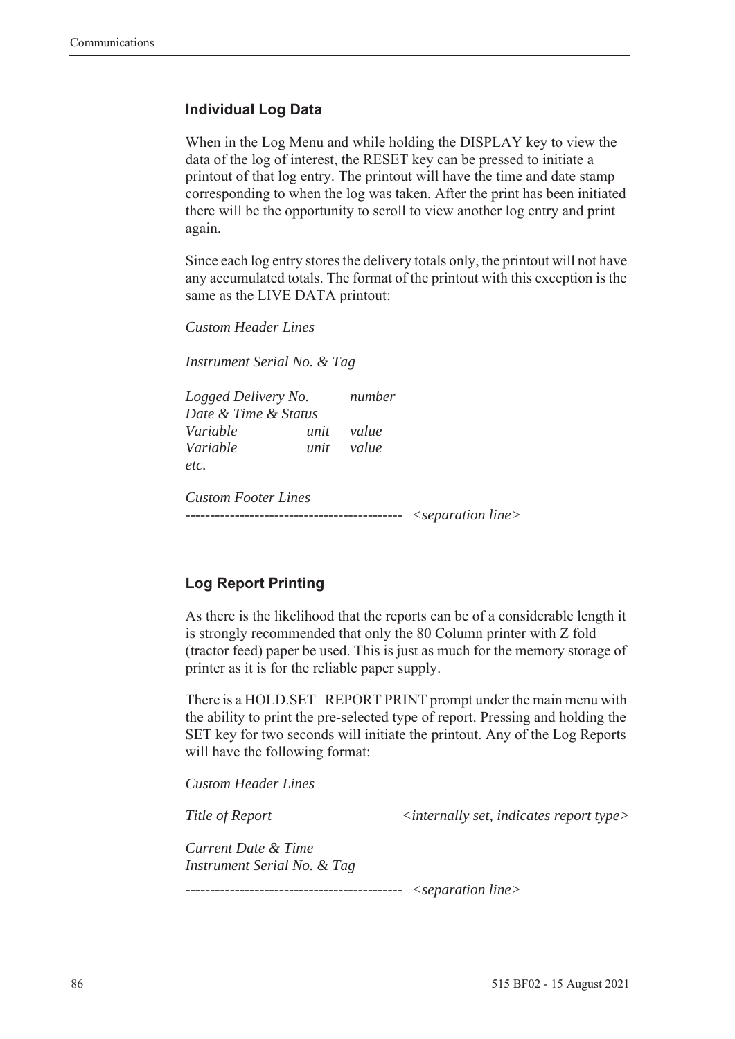### Individual Log Data

When in the Log Menu and while holding the DISPLAY key to view the data of the log of interest, the RESET key can be pressed to initiate a printout of that log entry. The printout will have the time and date stamp corresponding to when the log was taken. After the print has been initiated there will be the opportunity to scroll to view another log entry and print again.

Since each log entry stores the delivery totals only, the printout will not have any accumulated totals. The format of the printout with this exception is the same as the LIVE DATA printout:

*Custom Header Lines*

*Instrument Serial No. & Tag*

| | | |
|---|---|---|
| *Logged Delivery No.* | | *number* |
| *Date & Time & Status* | | |
| *Variable* | *unit* | *value* |
| *Variable* | *unit* | *value* |
| *etc.* | | |

*Custom Footer Lines*

-------------------------------------------- *<separation line>*

### Log Report Printing

As there is the likelihood that the reports can be of a considerable length it is strongly recommended that only the 80 Column printer with Z fold (tractor feed) paper be used. This is just as much for the memory storage of printer as it is for the reliable paper supply.

There is a HOLD.SET REPORT PRINT prompt under the main menu with the ability to print the pre-selected type of report. Pressing and holding the SET key for two seconds will initiate the printout. Any of the Log Reports will have the following format:

*Custom Header Lines*

*Title of Report* *<internally set, indicates report type>*

*Current Date & Time*
*Instrument Serial No. & Tag*

-------------------------------------------- *<separation line>*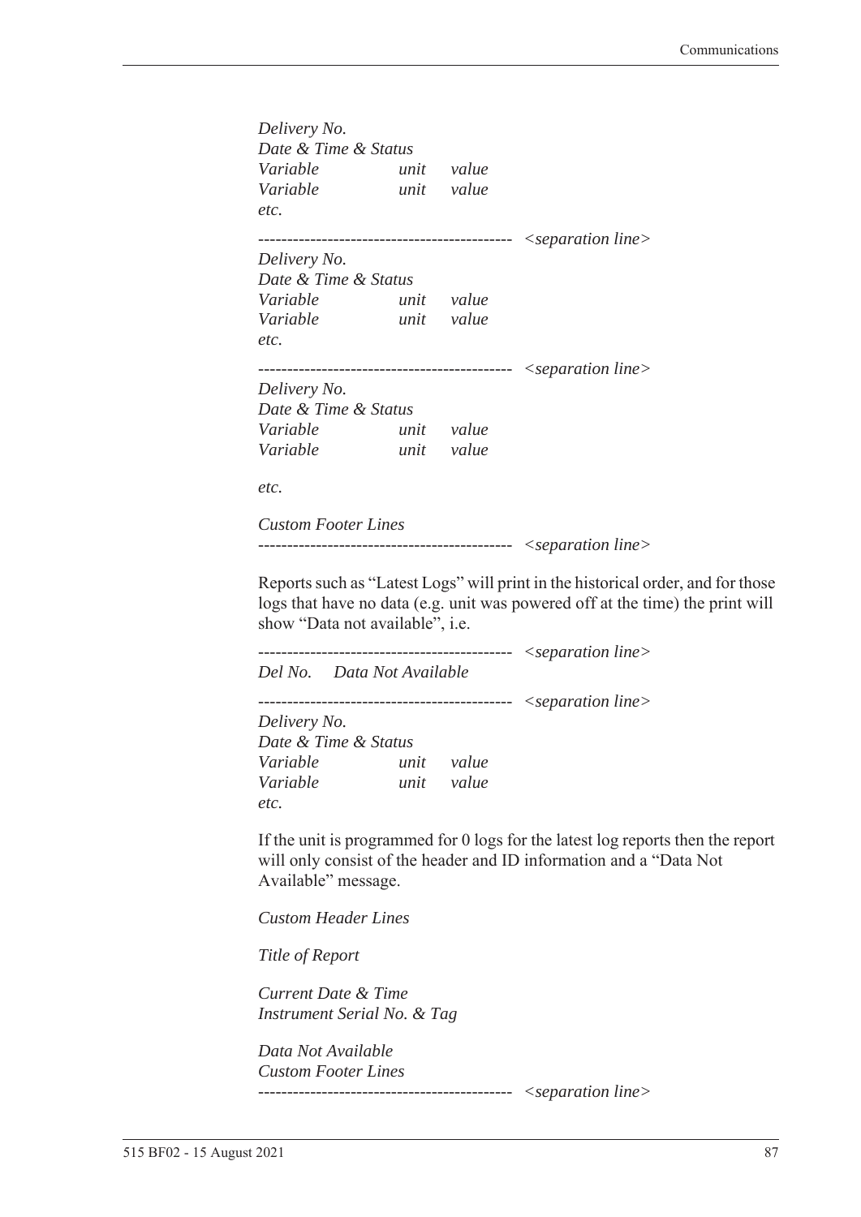*Delivery No.*
*Date & Time & Status*
*Variable unit value*
*Variable unit value*
*etc.*

------------------------------------------- *<separation line>*

*Delivery No.*
*Date & Time & Status*
*Variable unit value*
*Variable unit value*
*etc.*

------------------------------------------- *<separation line>*

*Delivery No.*
*Date & Time & Status*
*Variable unit value*
*Variable unit value*

*etc.*

*Custom Footer Lines*
------------------------------------------- *<separation line>*

Reports such as "Latest Logs" will print in the historical order, and for those logs that have no data (e.g. unit was powered off at the time) the print will show "Data not available", i.e.

------------------------------------------- *<separation line>*
*Del No. Data Not Available*

------------------------------------------- *<separation line>*
*Delivery No.*
*Date & Time & Status*
*Variable unit value*
*Variable unit value*
*etc.*

If the unit is programmed for 0 logs for the latest log reports then the report will only consist of the header and ID information and a "Data Not Available" message.

*Custom Header Lines*

*Title of Report*

*Current Date & Time*
*Instrument Serial No. & Tag*

*Data Not Available*
*Custom Footer Lines*
------------------------------------------- *<separation line>*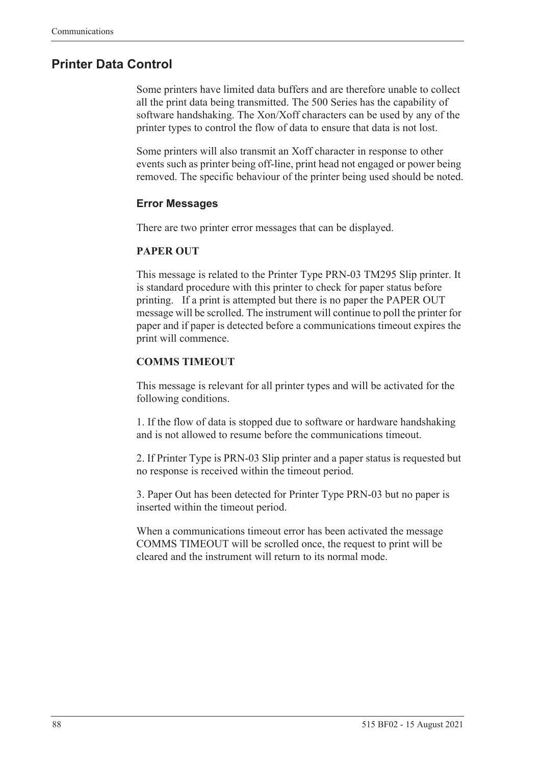## Printer Data Control

Some printers have limited data buffers and are therefore unable to collect all the print data being transmitted. The 500 Series has the capability of software handshaking. The Xon/Xoff characters can be used by any of the printer types to control the flow of data to ensure that data is not lost.

Some printers will also transmit an Xoff character in response to other events such as printer being off-line, print head not engaged or power being removed. The specific behaviour of the printer being used should be noted.

### Error Messages

There are two printer error messages that can be displayed.

**PAPER OUT**

This message is related to the Printer Type PRN-03 TM295 Slip printer. It is standard procedure with this printer to check for paper status before printing. If a print is attempted but there is no paper the PAPER OUT message will be scrolled. The instrument will continue to poll the printer for paper and if paper is detected before a communications timeout expires the print will commence.

**COMMS TIMEOUT**

This message is relevant for all printer types and will be activated for the following conditions.

1. If the flow of data is stopped due to software or hardware handshaking and is not allowed to resume before the communications timeout.

2. If Printer Type is PRN-03 Slip printer and a paper status is requested but no response is received within the timeout period.

3. Paper Out has been detected for Printer Type PRN-03 but no paper is inserted within the timeout period.

When a communications timeout error has been activated the message COMMS TIMEOUT will be scrolled once, the request to print will be cleared and the instrument will return to its normal mode.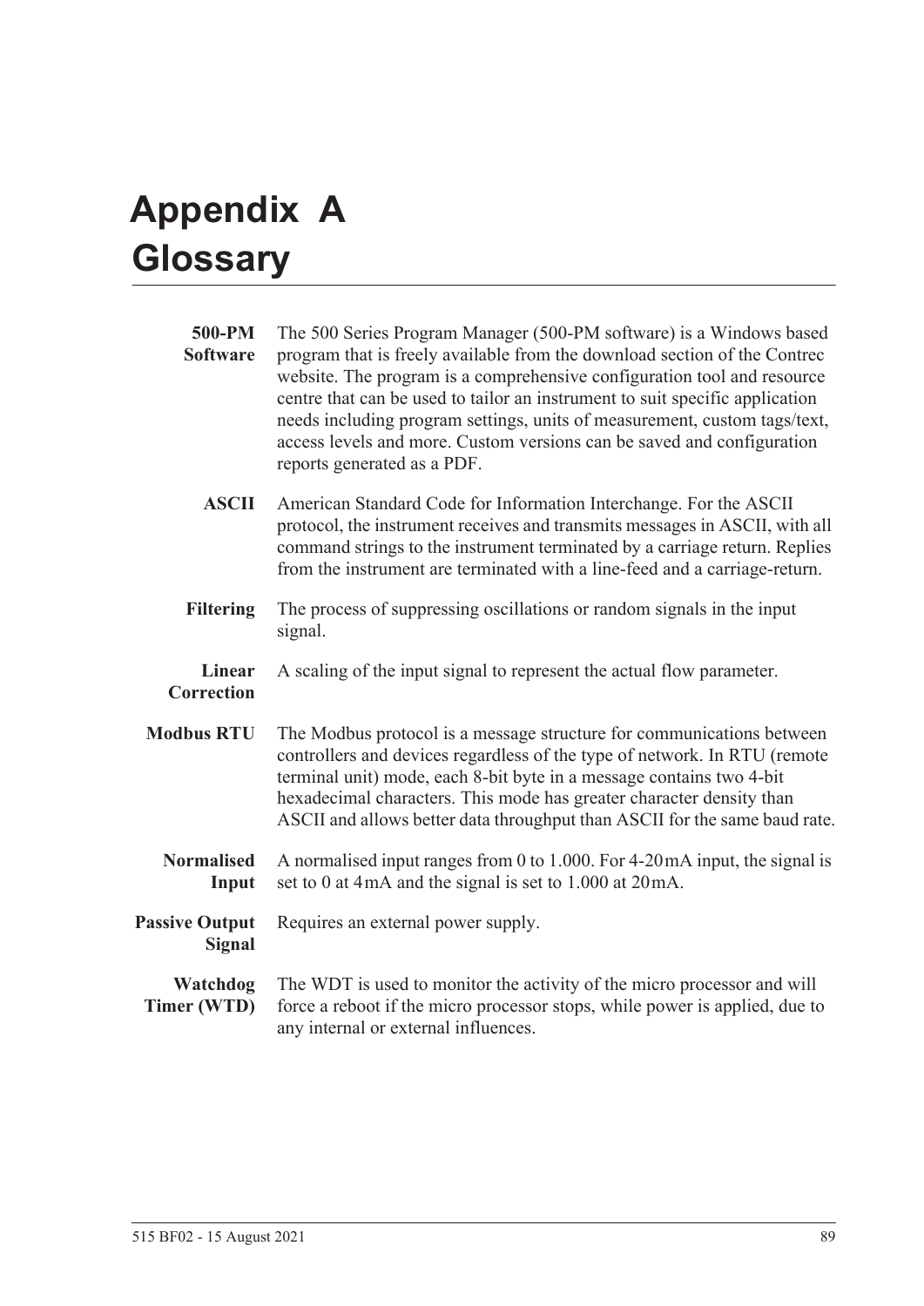# Appendix A Glossary

**500-PM Software** The 500 Series Program Manager (500-PM software) is a Windows based program that is freely available from the download section of the Contrec website. The program is a comprehensive configuration tool and resource centre that can be used to tailor an instrument to suit specific application needs including program settings, units of measurement, custom tags/text, access levels and more. Custom versions can be saved and configuration reports generated as a PDF.

**ASCII** American Standard Code for Information Interchange. For the ASCII protocol, the instrument receives and transmits messages in ASCII, with all command strings to the instrument terminated by a carriage return. Replies from the instrument are terminated with a line-feed and a carriage-return.

**Filtering** The process of suppressing oscillations or random signals in the input signal.

**Linear Correction** A scaling of the input signal to represent the actual flow parameter.

**Modbus RTU** The Modbus protocol is a message structure for communications between controllers and devices regardless of the type of network. In RTU (remote terminal unit) mode, each 8-bit byte in a message contains two 4-bit hexadecimal characters. This mode has greater character density than ASCII and allows better data throughput than ASCII for the same baud rate.

**Normalised Input** A normalised input ranges from 0 to 1.000. For 4-20 mA input, the signal is set to 0 at 4 mA and the signal is set to 1.000 at 20 mA.

**Passive Output Signal** Requires an external power supply.

**Watchdog Timer (WTD)** The WDT is used to monitor the activity of the micro processor and will force a reboot if the micro processor stops, while power is applied, due to any internal or external influences.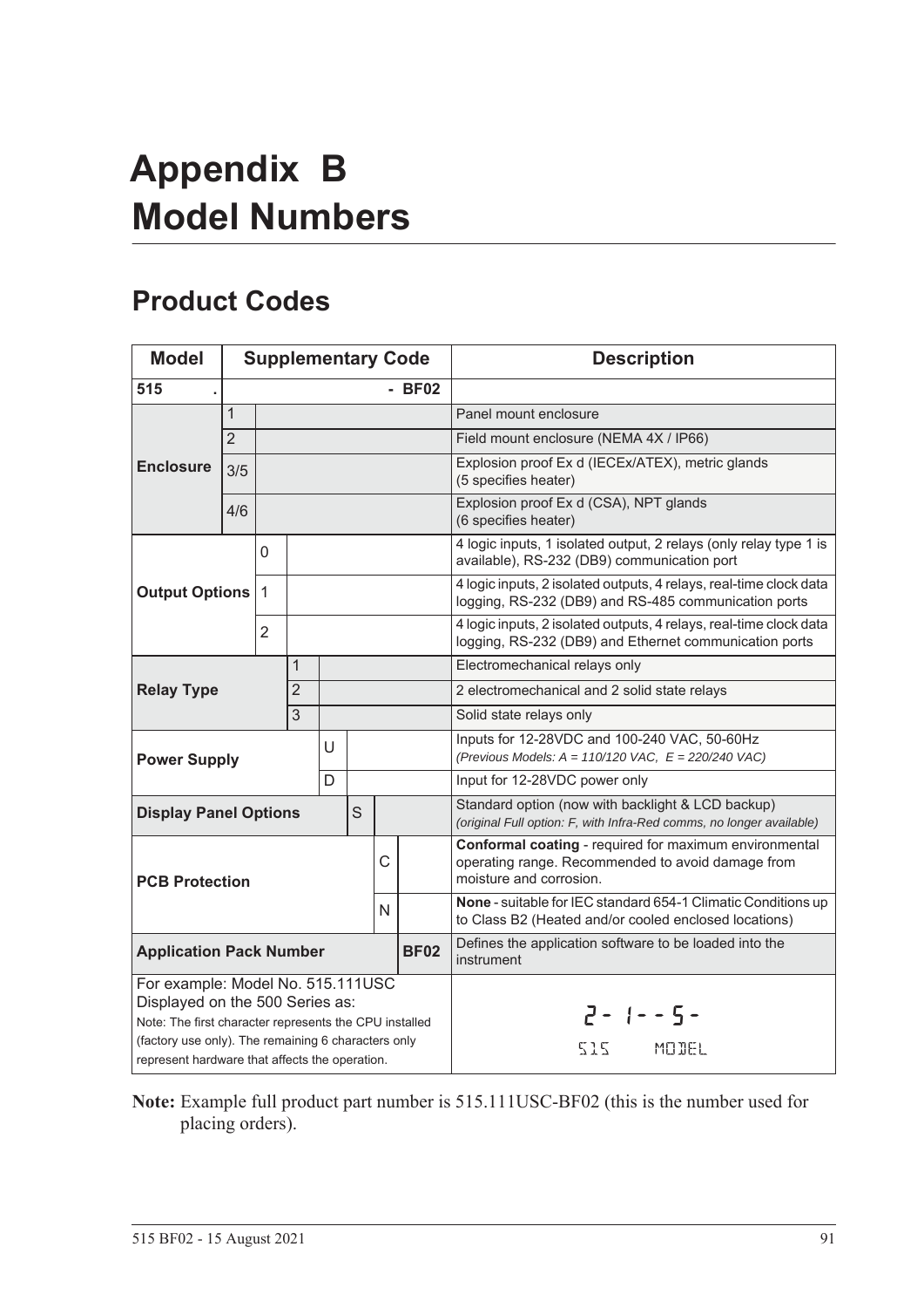# Appendix B
# Model Numbers

## Product Codes

| Model | Supplementary Code | | | | | | | Description |
|---|---|---|---|---|---|---|---|---|
| **515** | **.** | | | | | | **- BF02** | |
| **Enclosure** | 1 | | | | | | | Panel mount enclosure |
| | 2 | | | | | | | Field mount enclosure (NEMA 4X / IP66) |
| | 3/5 | | | | | | | Explosion proof Ex d (IECEx/ATEX), metric glands (5 specifies heater) |
| | 4/6 | | | | | | | Explosion proof Ex d (CSA), NPT glands (6 specifies heater) |
| **Output Options** | | 0 | | | | | | 4 logic inputs, 1 isolated output, 2 relays (only relay type 1 is available), RS-232 (DB9) communication port |
| | | 1 | | | | | | 4 logic inputs, 2 isolated outputs, 4 relays, real-time clock data logging, RS-232 (DB9) and RS-485 communication ports |
| | | 2 | | | | | | 4 logic inputs, 2 isolated outputs, 4 relays, real-time clock data logging, RS-232 (DB9) and Ethernet communication ports |
| **Relay Type** | | | 1 | | | | | Electromechanical relays only |
| | | | 2 | | | | | 2 electromechanical and 2 solid state relays |
| | | | 3 | | | | | Solid state relays only |
| **Power Supply** | | | | U | | | | Inputs for 12-28VDC and 100-240 VAC, 50-60Hz *(Previous Models: A = 110/120 VAC, E = 220/240 VAC)* |
| | | | | D | | | | Input for 12-28VDC power only |
| **Display Panel Options** | | | | | S | | | Standard option (now with backlight & LCD backup) *(original Full option: F, with Infra-Red comms, no longer available)* |
| **PCB Protection** | | | | | | C | | **Conformal coating** - required for maximum environmental operating range. Recommended to avoid damage from moisture and corrosion. |
| | | | | | | N | | **None** - suitable for IEC standard 654-1 Climatic Conditions up to Class B2 (Heated and/or cooled enclosed locations) |
| **Application Pack Number** | | | | | | | **BF02** | Defines the application software to be loaded into the instrument |
| For example: Model No. 515.111USC Displayed on the 500 Series as: Note: The first character represents the CPU installed (factory use only). The remaining 6 characters only represent hardware that affects the operation. | | | | | | | | 2- 1- - 5- 515 MODEL |

**Note:** Example full product part number is 515.111USC-BF02 (this is the number used for placing orders).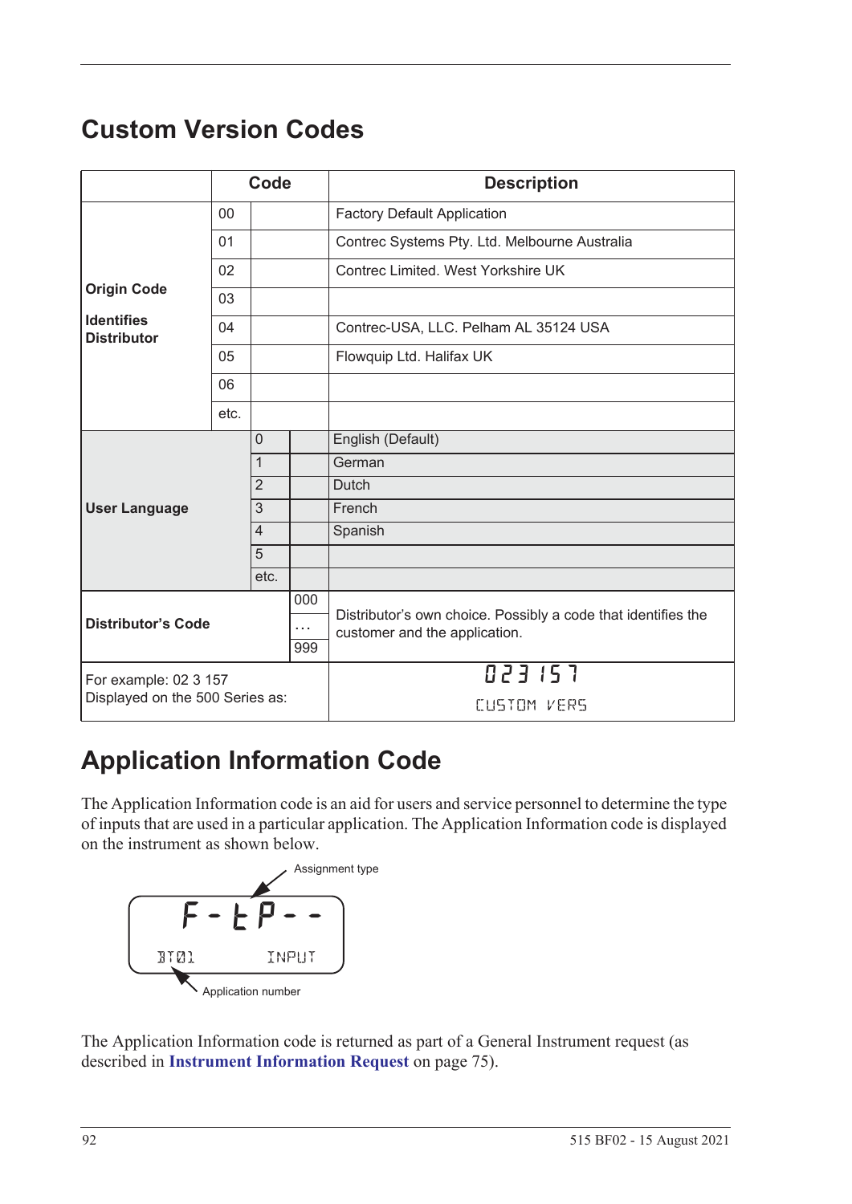# Custom Version Codes

| | Code | | | Description |
|---|---|---|---|---|
| **Origin Code**<br>**Identifies Distributor** | 00 | | | Factory Default Application |
| | 01 | | | Contrec Systems Pty. Ltd. Melbourne Australia |
| | 02 | | | Contrec Limited. West Yorkshire UK |
| | 03 | | | |
| | 04 | | | Contrec-USA, LLC. Pelham AL 35124 USA |
| | 05 | | | Flowquip Ltd. Halifax UK |
| | 06 | | | |
| | etc. | | | |
| **User Language** | | 0 | | English (Default) |
| | | 1 | | German |
| | | 2 | | Dutch |
| | | 3 | | French |
| | | 4 | | Spanish |
| | | 5 | | |
| | | etc. | | |
| **Distributor's Code** | | | 000<br>…<br>999 | Distributor's own choice. Possibly a code that identifies the customer and the application. |
| For example: 02 3 157<br>Displayed on the 500 Series as: | | | | 023 157<br>CUSTOM VERS |

# Application Information Code

The Application Information code is an aid for users and service personnel to determine the type of inputs that are used in a particular application. The Application Information code is displayed on the instrument as shown below.

Assignment type

F-tP--

BT01 INPUT

Application number

The Application Information code is returned as part of a General Instrument request (as described in **Instrument Information Request** on page 75).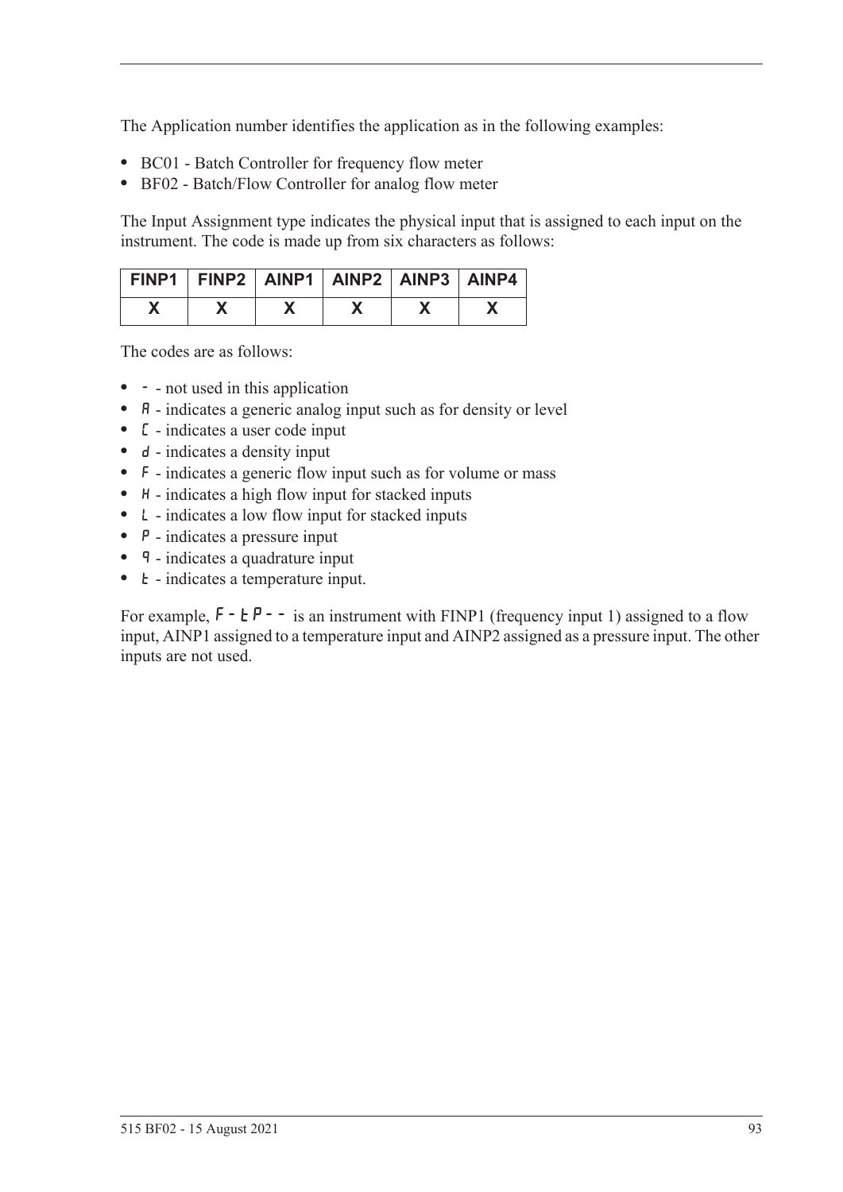The Application number identifies the application as in the following examples:

- BC01 - Batch Controller for frequency flow meter
- BF02 - Batch/Flow Controller for analog flow meter

The Input Assignment type indicates the physical input that is assigned to each input on the instrument. The code is made up from six characters as follows:

| FINP1 | FINP2 | AINP1 | AINP2 | AINP3 | AINP4 |
|---|---|---|---|---|---|
| X | X | X | X | X | X |

The codes are as follows:

- - - not used in this application
- A - indicates a generic analog input such as for density or level
- C - indicates a user code input
- d - indicates a density input
- F - indicates a generic flow input such as for volume or mass
- H - indicates a high flow input for stacked inputs
- L - indicates a low flow input for stacked inputs
- P - indicates a pressure input
- q - indicates a quadrature input
- t - indicates a temperature input.

For example, F-tP-- is an instrument with FINP1 (frequency input 1) assigned to a flow input, AINP1 assigned to a temperature input and AINP2 assigned as a pressure input. The other inputs are not used.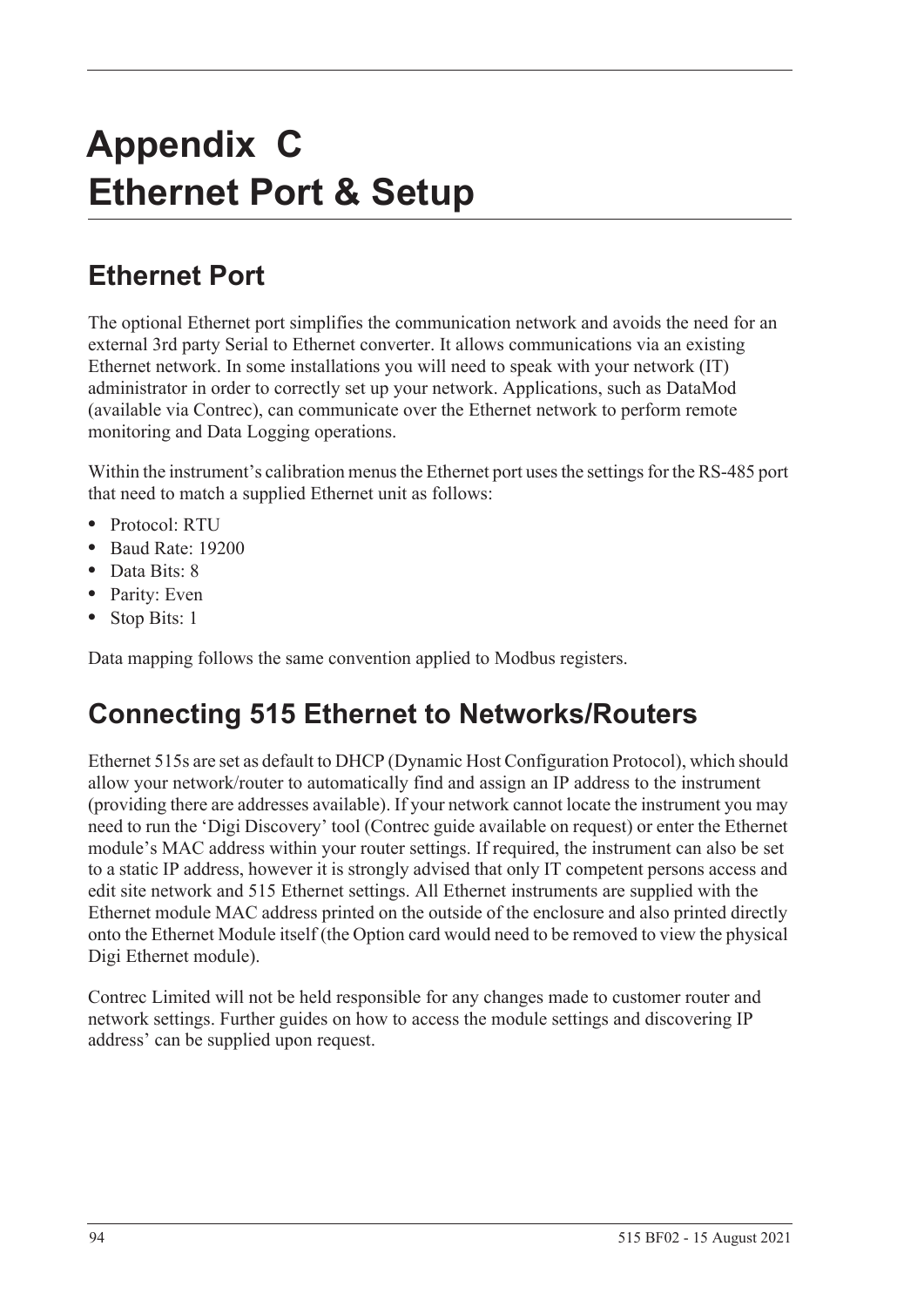# Appendix C
# Ethernet Port & Setup

## Ethernet Port

The optional Ethernet port simplifies the communication network and avoids the need for an external 3rd party Serial to Ethernet converter. It allows communications via an existing Ethernet network. In some installations you will need to speak with your network (IT) administrator in order to correctly set up your network. Applications, such as DataMod (available via Contrec), can communicate over the Ethernet network to perform remote monitoring and Data Logging operations.

Within the instrument's calibration menus the Ethernet port uses the settings for the RS-485 port that need to match a supplied Ethernet unit as follows:

- Protocol: RTU
- Baud Rate: 19200
- Data Bits: 8
- Parity: Even
- Stop Bits: 1

Data mapping follows the same convention applied to Modbus registers.

## Connecting 515 Ethernet to Networks/Routers

Ethernet 515s are set as default to DHCP (Dynamic Host Configuration Protocol), which should allow your network/router to automatically find and assign an IP address to the instrument (providing there are addresses available). If your network cannot locate the instrument you may need to run the 'Digi Discovery' tool (Contrec guide available on request) or enter the Ethernet module's MAC address within your router settings. If required, the instrument can also be set to a static IP address, however it is strongly advised that only IT competent persons access and edit site network and 515 Ethernet settings. All Ethernet instruments are supplied with the Ethernet module MAC address printed on the outside of the enclosure and also printed directly onto the Ethernet Module itself (the Option card would need to be removed to view the physical Digi Ethernet module).

Contrec Limited will not be held responsible for any changes made to customer router and network settings. Further guides on how to access the module settings and discovering IP address' can be supplied upon request.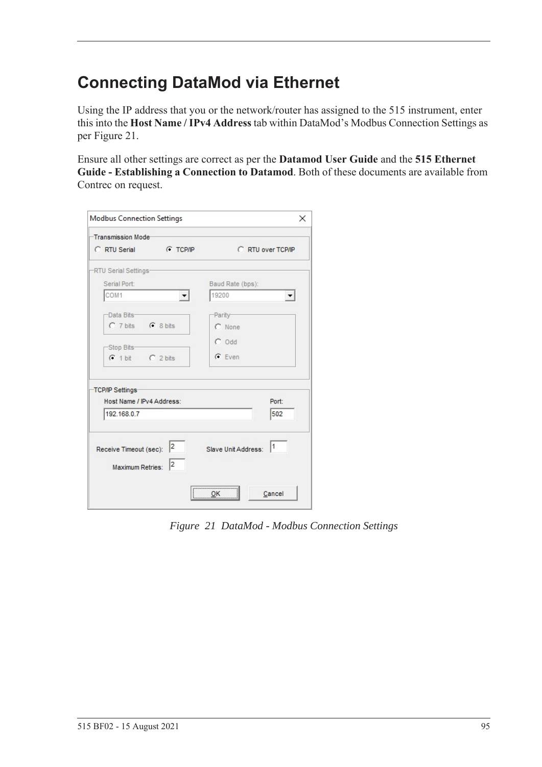# Connecting DataMod via Ethernet

Using the IP address that you or the network/router has assigned to the 515 instrument, enter this into the **Host Name / IPv4 Address** tab within DataMod's Modbus Connection Settings as per Figure 21.

Ensure all other settings are correct as per the **Datamod User Guide** and the **515 Ethernet Guide - Establishing a Connection to Datamod**. Both of these documents are available from Contrec on request.

*Figure 21 DataMod - Modbus Connection Settings*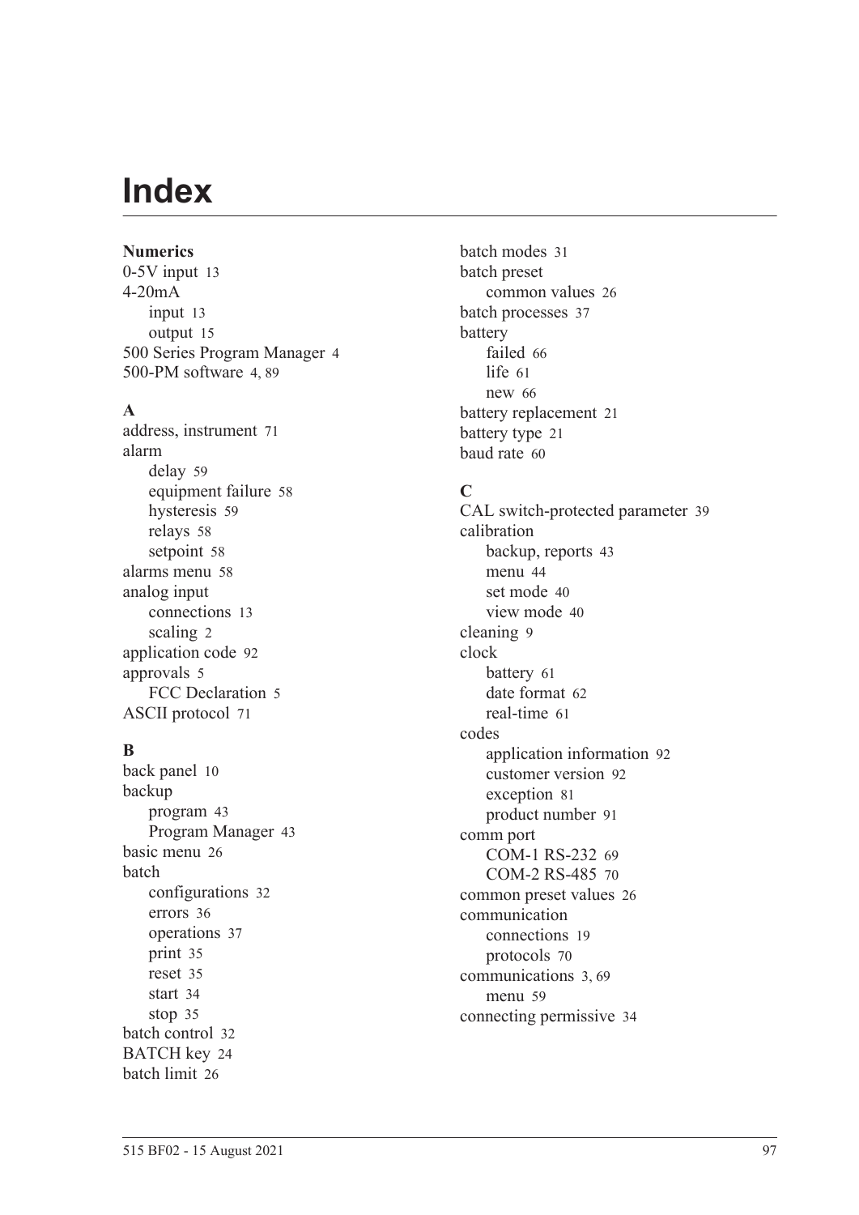# Index

**Numerics**

0-5V input 13
4-20mA
 input 13
 output 15
500 Series Program Manager 4
500-PM software 4, 89

**A**

address, instrument 71
alarm
 delay 59
 equipment failure 58
 hysteresis 59
 relays 58
 setpoint 58
alarms menu 58
analog input
 connections 13
 scaling 2
application code 92
approvals 5
 FCC Declaration 5
ASCII protocol 71

**B**

back panel 10
backup
 program 43
 Program Manager 43
basic menu 26
batch
 configurations 32
 errors 36
 operations 37
 print 35
 reset 35
 start 34
 stop 35
batch control 32
BATCH key 24
batch limit 26
batch modes 31
batch preset
 common values 26
batch processes 37
battery
 failed 66
 life 61
 new 66
battery replacement 21
battery type 21
baud rate 60

**C**

CAL switch-protected parameter 39
calibration
 backup, reports 43
 menu 44
 set mode 40
 view mode 40
cleaning 9
clock
 battery 61
 date format 62
 real-time 61
codes
 application information 92
 customer version 92
 exception 81
 product number 91
comm port
 COM-1 RS-232 69
 COM-2 RS-485 70
common preset values 26
communication
 connections 19
 protocols 70
communications 3, 69
 menu 59
connecting permissive 34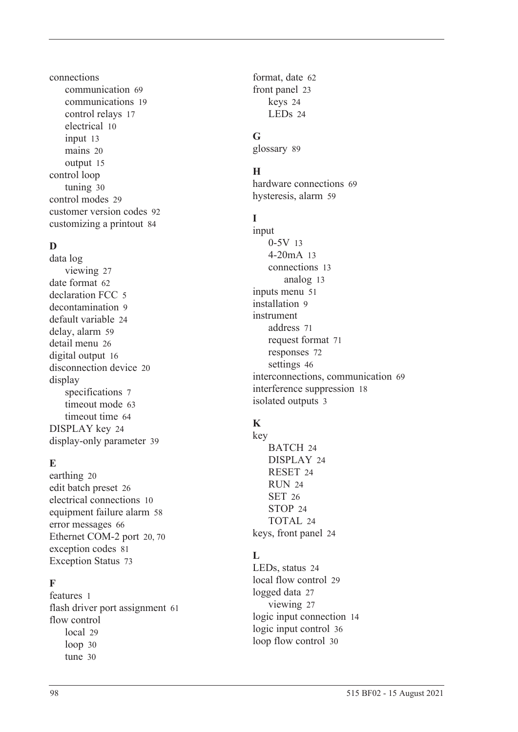connections
- communication 69
- communications 19
- control relays 17
- electrical 10
- input 13
- mains 20
- output 15

control loop
- tuning 30

control modes 29
customer version codes 92
customizing a printout 84

**D**

data log
- viewing 27

date format 62
declaration FCC 5
decontamination 9
default variable 24
delay, alarm 59
detail menu 26
digital output 16
disconnection device 20
display
- specifications 7
- timeout mode 63
- timeout time 64

DISPLAY key 24
display-only parameter 39

**E**

earthing 20
edit batch preset 26
electrical connections 10
equipment failure alarm 58
error messages 66
Ethernet COM-2 port 20, 70
exception codes 81
Exception Status 73

**F**

features 1
flash driver port assignment 61
flow control
- local 29
- loop 30
- tune 30

format, date 62
front panel 23
- keys 24
- LEDs 24

**G**

glossary 89

**H**

hardware connections 69
hysteresis, alarm 59

**I**

input
- 0-5V 13
- 4-20mA 13
- connections 13
  - analog 13

inputs menu 51
installation 9
instrument
- address 71
- request format 71
- responses 72
- settings 46

interconnections, communication 69
interference suppression 18
isolated outputs 3

**K**

key
- BATCH 24
- DISPLAY 24
- RESET 24
- RUN 24
- SET 26
- STOP 24
- TOTAL 24

keys, front panel 24

**L**

LEDs, status 24
local flow control 29
logged data 27
- viewing 27

logic input connection 14
logic input control 36
loop flow control 30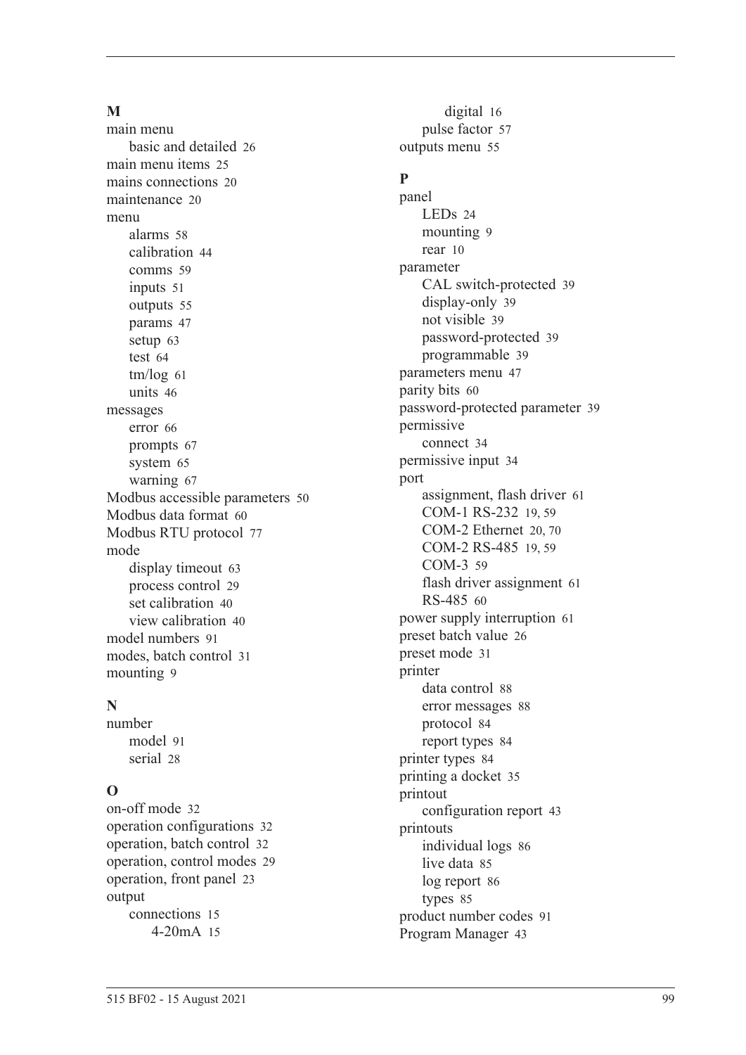**M**

main menu
- basic and detailed 26

main menu items 25
mains connections 20
maintenance 20
menu
- alarms 58
- calibration 44
- comms 59
- inputs 51
- outputs 55
- params 47
- setup 63
- test 64
- tm/log 61
- units 46

messages
- error 66
- prompts 67
- system 65
- warning 67

Modbus accessible parameters 50
Modbus data format 60
Modbus RTU protocol 77
mode
- display timeout 63
- process control 29
- set calibration 40
- view calibration 40

model numbers 91
modes, batch control 31
mounting 9

**N**

number
- model 91
- serial 28

**O**

on-off mode 32
operation configurations 32
operation, batch control 32
operation, control modes 29
operation, front panel 23
output
- connections 15
  - 4-20mA 15
  - digital 16
- pulse factor 57

outputs menu 55

**P**

panel
- LEDs 24
- mounting 9
- rear 10

parameter
- CAL switch-protected 39
- display-only 39
- not visible 39
- password-protected 39
- programmable 39

parameters menu 47
parity bits 60
password-protected parameter 39
permissive
- connect 34

permissive input 34
port
- assignment, flash driver 61
- COM-1 RS-232 19, 59
- COM-2 Ethernet 20, 70
- COM-2 RS-485 19, 59
- COM-3 59
- flash driver assignment 61
- RS-485 60

power supply interruption 61
preset batch value 26
preset mode 31
printer
- data control 88
- error messages 88
- protocol 84
- report types 84

printer types 84
printing a docket 35
printout
- configuration report 43

printouts
- individual logs 86
- live data 85
- log report 86
- types 85

product number codes 91
Program Manager 43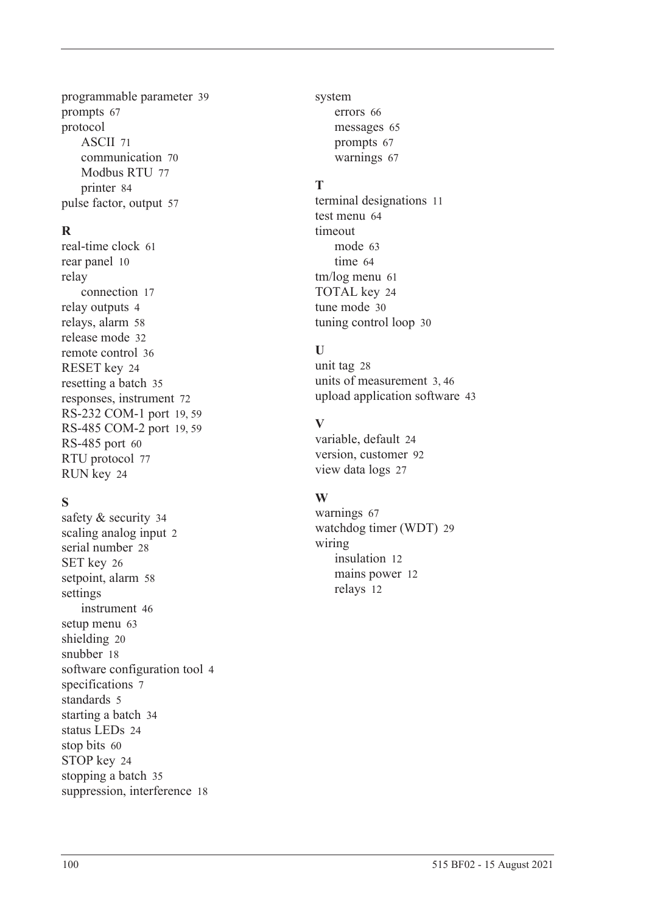programmable parameter 39
prompts 67
protocol
- ASCII 71
- communication 70
- Modbus RTU 77
- printer 84

pulse factor, output 57

**R**

real-time clock 61
rear panel 10
relay
- connection 17

relay outputs 4
relays, alarm 58
release mode 32
remote control 36
RESET key 24
resetting a batch 35
responses, instrument 72
RS-232 COM-1 port 19, 59
RS-485 COM-2 port 19, 59
RS-485 port 60
RTU protocol 77
RUN key 24

**S**

safety & security 34
scaling analog input 2
serial number 28
SET key 26
setpoint, alarm 58
settings
- instrument 46

setup menu 63
shielding 20
snubber 18
software configuration tool 4
specifications 7
standards 5
starting a batch 34
status LEDs 24
stop bits 60
STOP key 24
stopping a batch 35
suppression, interference 18
system
- errors 66
- messages 65
- prompts 67
- warnings 67

**T**

terminal designations 11
test menu 64
timeout
- mode 63
- time 64

tm/log menu 61
TOTAL key 24
tune mode 30
tuning control loop 30

**U**

unit tag 28
units of measurement 3, 46
upload application software 43

**V**

variable, default 24
version, customer 92
view data logs 27

**W**

warnings 67
watchdog timer (WDT) 29
wiring
- insulation 12
- mains power 12
- relays 12